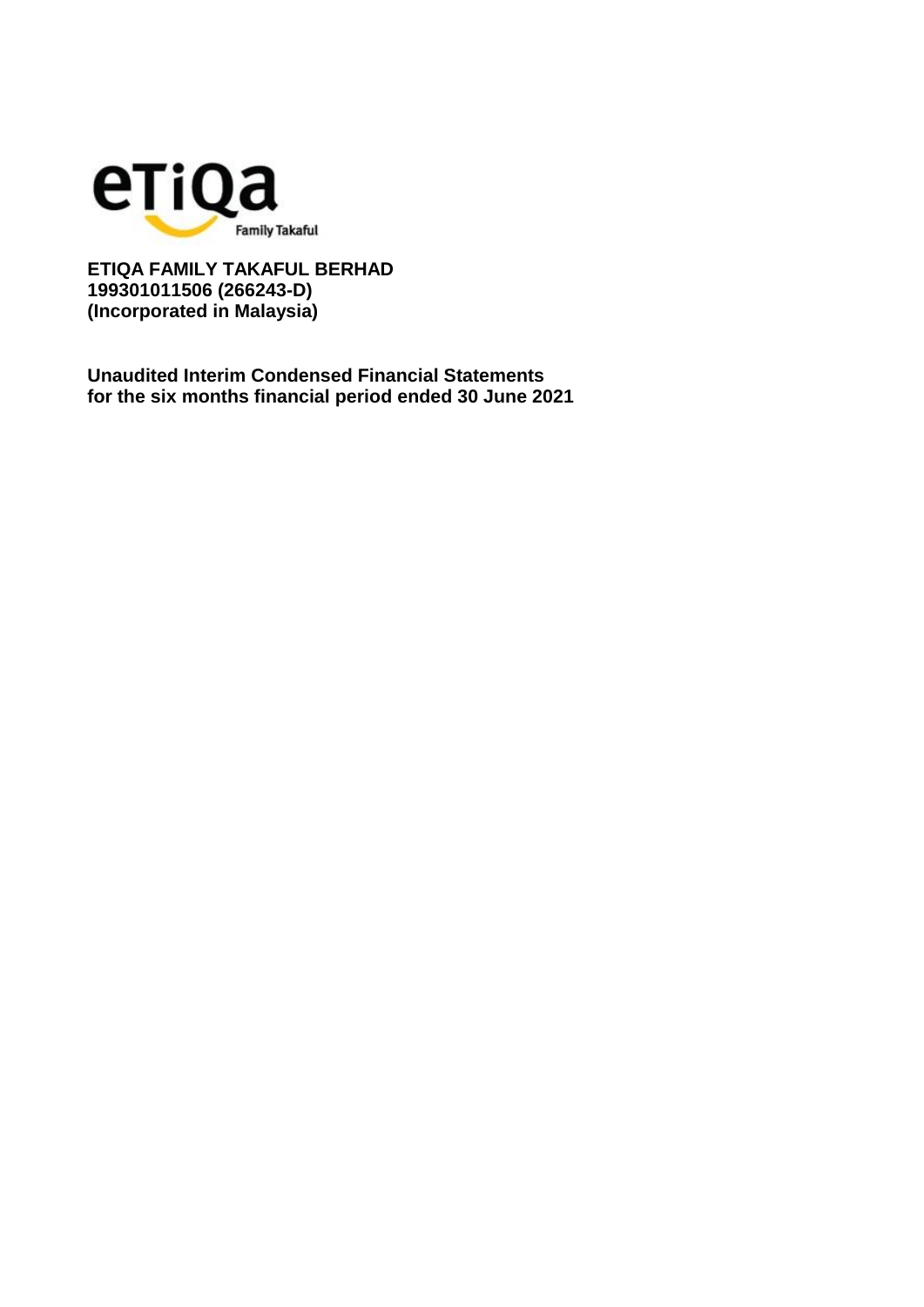**ETIQA FAMILY TAKAFUL BERHAD**
**199301011506 (266243-D)**
**(Incorporated in Malaysia)**

**Unaudited Interim Condensed Financial Statements**
**for the six months financial period ended 30 June 2021**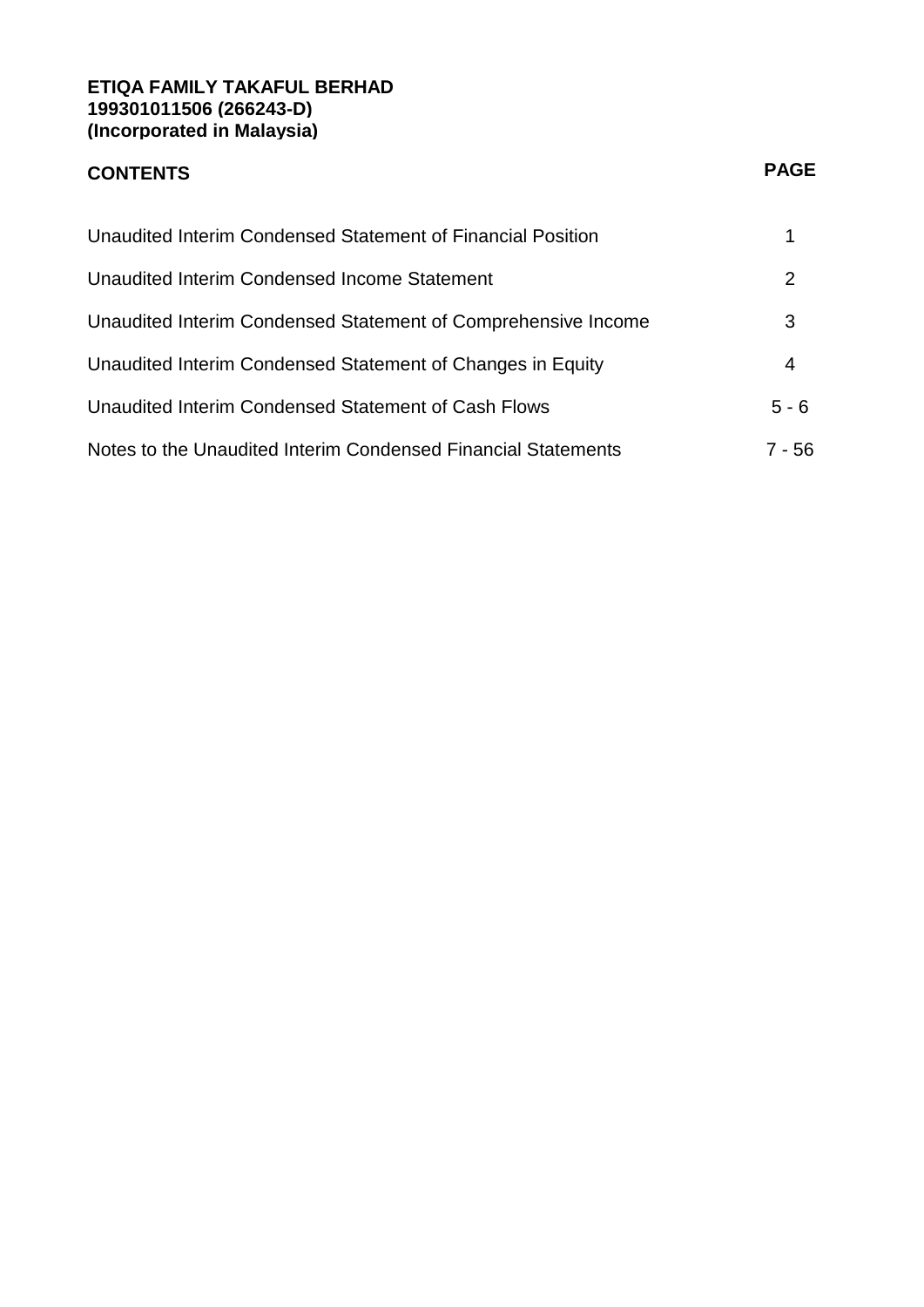**ETIQA FAMILY TAKAFUL BERHAD**
**199301011506 (266243-D)**
**(Incorporated in Malaysia)**

| **CONTENTS** | **PAGE** |
|---|---|
| Unaudited Interim Condensed Statement of Financial Position | 1 |
| Unaudited Interim Condensed Income Statement | 2 |
| Unaudited Interim Condensed Statement of Comprehensive Income | 3 |
| Unaudited Interim Condensed Statement of Changes in Equity | 4 |
| Unaudited Interim Condensed Statement of Cash Flows | 5 - 6 |
| Notes to the Unaudited Interim Condensed Financial Statements | 7 - 56 |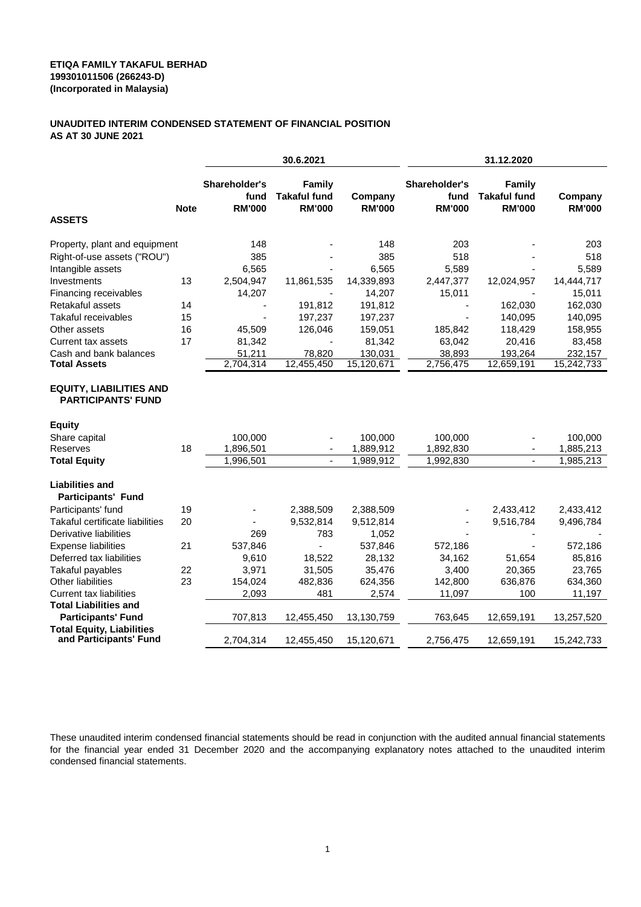**ETIQA FAMILY TAKAFUL BERHAD**
**199301011506 (266243-D)**
**(Incorporated in Malaysia)**

## UNAUDITED INTERIM CONDENSED STATEMENT OF FINANCIAL POSITION AS AT 30 JUNE 2021

| | | 30.6.2021 | | | 31.12.2020 | | |
|---|---|---|---|---|---|---|---|
| | **Note** | **Shareholder's fund RM'000** | **Family Takaful fund RM'000** | **Company RM'000** | **Shareholder's fund RM'000** | **Family Takaful fund RM'000** | **Company RM'000** |
| **ASSETS** | | | | | | | |
| Property, plant and equipment | | 148 | - | 148 | 203 | - | 203 |
| Right-of-use assets ("ROU") | | 385 | - | 385 | 518 | - | 518 |
| Intangible assets | | 6,565 | - | 6,565 | 5,589 | - | 5,589 |
| Investments | 13 | 2,504,947 | 11,861,535 | 14,339,893 | 2,447,377 | 12,024,957 | 14,444,717 |
| Financing receivables | | 14,207 | - | 14,207 | 15,011 | - | 15,011 |
| Retakaful assets | 14 | - | 191,812 | 191,812 | - | 162,030 | 162,030 |
| Takaful receivables | 15 | - | 197,237 | 197,237 | - | 140,095 | 140,095 |
| Other assets | 16 | 45,509 | 126,046 | 159,051 | 185,842 | 118,429 | 158,955 |
| Current tax assets | 17 | 81,342 | - | 81,342 | 63,042 | 20,416 | 83,458 |
| Cash and bank balances | | 51,211 | 78,820 | 130,031 | 38,893 | 193,264 | 232,157 |
| **Total Assets** | | 2,704,314 | 12,455,450 | 15,120,671 | 2,756,475 | 12,659,191 | 15,242,733 |
| **EQUITY, LIABILITIES AND PARTICIPANTS' FUND** | | | | | | | |
| **Equity** | | | | | | | |
| Share capital | | 100,000 | - | 100,000 | 100,000 | - | 100,000 |
| Reserves | 18 | 1,896,501 | - | 1,889,912 | 1,892,830 | - | 1,885,213 |
| **Total Equity** | | 1,996,501 | - | 1,989,912 | 1,992,830 | - | 1,985,213 |
| **Liabilities and Participants' Fund** | | | | | | | |
| Participants' fund | 19 | - | 2,388,509 | 2,388,509 | - | 2,433,412 | 2,433,412 |
| Takaful certificate liabilities | 20 | - | 9,532,814 | 9,512,814 | - | 9,516,784 | 9,496,784 |
| Derivative liabilities | | 269 | 783 | 1,052 | - | - | - |
| Expense liabilities | 21 | 537,846 | - | 537,846 | 572,186 | - | 572,186 |
| Deferred tax liabilities | | 9,610 | 18,522 | 28,132 | 34,162 | 51,654 | 85,816 |
| Takaful payables | 22 | 3,971 | 31,505 | 35,476 | 3,400 | 20,365 | 23,765 |
| Other liabilities | 23 | 154,024 | 482,836 | 624,356 | 142,800 | 636,876 | 634,360 |
| Current tax liabilities | | 2,093 | 481 | 2,574 | 11,097 | 100 | 11,197 |
| **Total Liabilities and Participants' Fund** | | 707,813 | 12,455,450 | 13,130,759 | 763,645 | 12,659,191 | 13,257,520 |
| **Total Equity, Liabilities and Participants' Fund** | | 2,704,314 | 12,455,450 | 15,120,671 | 2,756,475 | 12,659,191 | 15,242,733 |

These unaudited interim condensed financial statements should be read in conjunction with the audited annual financial statements for the financial year ended 31 December 2020 and the accompanying explanatory notes attached to the unaudited interim condensed financial statements.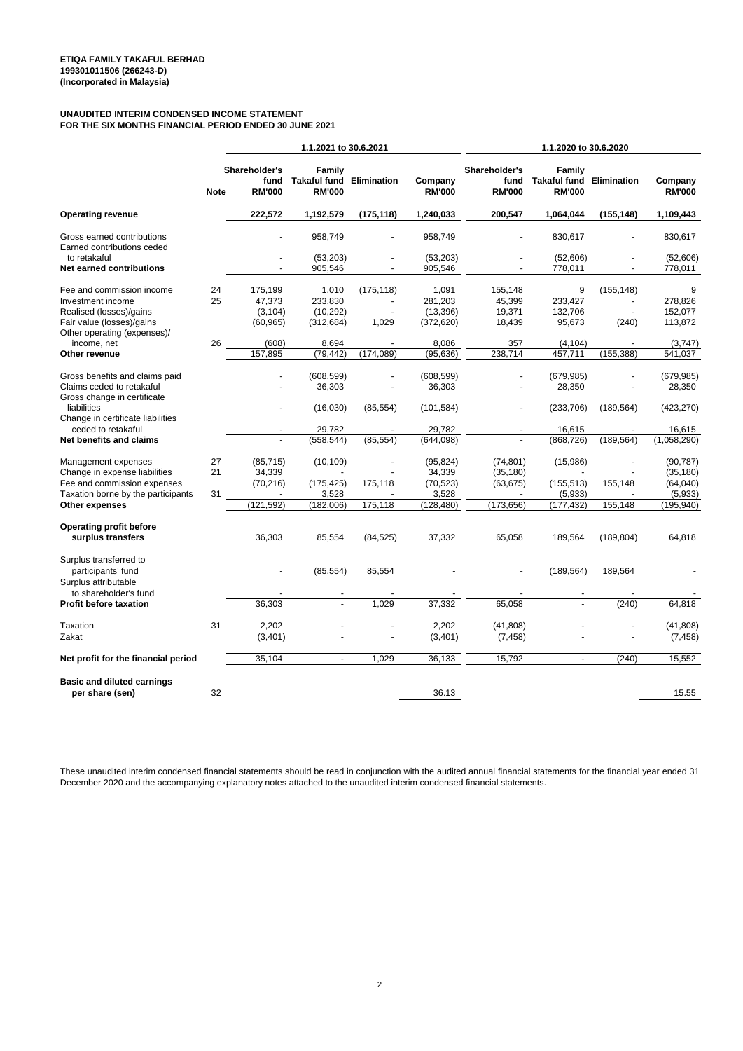**ETIQA FAMILY TAKAFUL BERHAD**
**199301011506 (266243-D)**
**(Incorporated in Malaysia)**

**UNAUDITED INTERIM CONDENSED INCOME STATEMENT**
**FOR THE SIX MONTHS FINANCIAL PERIOD ENDED 30 JUNE 2021**

| | | 1.1.2021 to 30.6.2021 | | | | 1.1.2020 to 30.6.2020 | | | |
|---|---|---|---|---|---|---|---|---|---|
| | **Note** | **Shareholder's fund RM'000** | **Family Takaful fund RM'000** | **Elimination** | **Company RM'000** | **Shareholder's fund RM'000** | **Family Takaful fund RM'000** | **Elimination** | **Company RM'000** |
| **Operating revenue** | | **222,572** | **1,192,579** | **(175,118)** | **1,240,033** | **200,547** | **1,064,044** | **(155,148)** | **1,109,443** |
| Gross earned contributions | | - | 958,749 | - | 958,749 | - | 830,617 | - | 830,617 |
| Earned contributions ceded to retakaful | | - | (53,203) | - | (53,203) | - | (52,606) | - | (52,606) |
| **Net earned contributions** | | - | 905,546 | - | 905,546 | - | 778,011 | - | 778,011 |
| Fee and commission income | 24 | 175,199 | 1,010 | (175,118) | 1,091 | 155,148 | 9 | (155,148) | 9 |
| Investment income | 25 | 47,373 | 233,830 | - | 281,203 | 45,399 | 233,427 | - | 278,826 |
| Realised (losses)/gains | | (3,104) | (10,292) | - | (13,396) | 19,371 | 132,706 | - | 152,077 |
| Fair value (losses)/gains | | (60,965) | (312,684) | 1,029 | (372,620) | 18,439 | 95,673 | (240) | 113,872 |
| Other operating (expenses)/ income, net | 26 | (608) | 8,694 | - | 8,086 | 357 | (4,104) | - | (3,747) |
| **Other revenue** | | 157,895 | (79,442) | (174,089) | (95,636) | 238,714 | 457,711 | (155,388) | 541,037 |
| Gross benefits and claims paid | | - | (608,599) | - | (608,599) | - | (679,985) | - | (679,985) |
| Claims ceded to retakaful | | - | 36,303 | - | 36,303 | - | 28,350 | - | 28,350 |
| Gross change in certificate liabilities | | - | (16,030) | (85,554) | (101,584) | - | (233,706) | (189,564) | (423,270) |
| Change in certificate liabilities ceded to retakaful | | - | 29,782 | - | 29,782 | - | 16,615 | - | 16,615 |
| **Net benefits and claims** | | - | (558,544) | (85,554) | (644,098) | - | (868,726) | (189,564) | (1,058,290) |
| Management expenses | 27 | (85,715) | (10,109) | - | (95,824) | (74,801) | (15,986) | - | (90,787) |
| Change in expense liabilities | 21 | 34,339 | - | - | 34,339 | (35,180) | - | - | (35,180) |
| Fee and commission expenses | | (70,216) | (175,425) | 175,118 | (70,523) | (63,675) | (155,513) | 155,148 | (64,040) |
| Taxation borne by the participants | 31 | - | 3,528 | - | 3,528 | - | (5,933) | - | (5,933) |
| **Other expenses** | | (121,592) | (182,006) | 175,118 | (128,480) | (173,656) | (177,432) | 155,148 | (195,940) |
| **Operating profit before surplus transfers** | | 36,303 | 85,554 | (84,525) | 37,332 | 65,058 | 189,564 | (189,804) | 64,818 |
| Surplus transferred to participants' fund | | - | (85,554) | 85,554 | - | - | (189,564) | 189,564 | - |
| Surplus attributable to shareholder's fund | | - | - | - | - | - | - | - | - |
| **Profit before taxation** | | 36,303 | - | 1,029 | 37,332 | 65,058 | - | (240) | 64,818 |
| Taxation | 31 | 2,202 | - | - | 2,202 | (41,808) | - | - | (41,808) |
| Zakat | | (3,401) | - | - | (3,401) | (7,458) | - | - | (7,458) |
| **Net profit for the financial period** | | 35,104 | - | 1,029 | 36,133 | 15,792 | - | (240) | 15,552 |
| **Basic and diluted earnings per share (sen)** | 32 | | | | 36.13 | | | | 15.55 |

These unaudited interim condensed financial statements should be read in conjunction with the audited annual financial statements for the financial year ended 31 December 2020 and the accompanying explanatory notes attached to the unaudited interim condensed financial statements.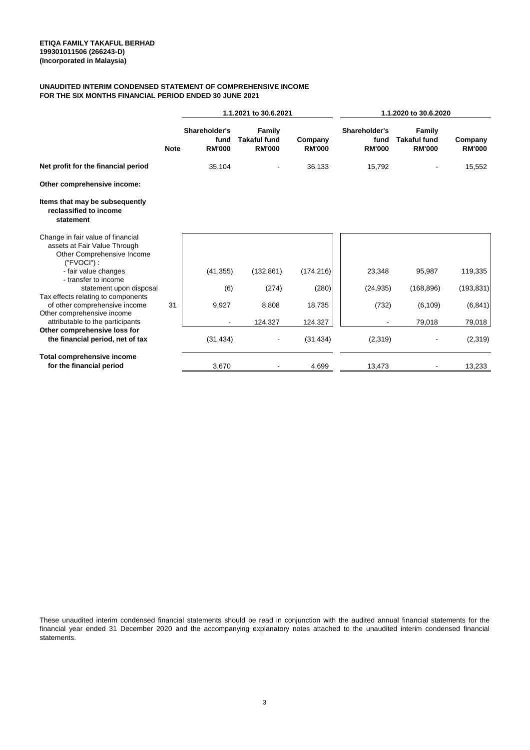**ETIQA FAMILY TAKAFUL BERHAD**
**199301011506 (266243-D)**
**(Incorporated in Malaysia)**

**UNAUDITED INTERIM CONDENSED STATEMENT OF COMPREHENSIVE INCOME**
**FOR THE SIX MONTHS FINANCIAL PERIOD ENDED 30 JUNE 2021**

| | | 1.1.2021 to 30.6.2021 | | | 1.1.2020 to 30.6.2020 | | |
|---|---|---|---|---|---|---|---|
| | **Note** | **Shareholder's fund RM'000** | **Family Takaful fund RM'000** | **Company RM'000** | **Shareholder's fund RM'000** | **Family Takaful fund RM'000** | **Company RM'000** |
| **Net profit for the financial period** | | 35,104 | - | 36,133 | 15,792 | - | 15,552 |
| **Other comprehensive income:** | | | | | | | |
| **Items that may be subsequently reclassified to income statement** | | | | | | | |
| Change in fair value of financial assets at Fair Value Through Other Comprehensive Income ("FVOCI") : | | | | | | | |
| - fair value changes | | (41,355) | (132,861) | (174,216) | 23,348 | 95,987 | 119,335 |
| - transfer to income statement upon disposal | | (6) | (274) | (280) | (24,935) | (168,896) | (193,831) |
| Tax effects relating to components of other comprehensive income | 31 | 9,927 | 8,808 | 18,735 | (732) | (6,109) | (6,841) |
| Other comprehensive income attributable to the participants | | - | 124,327 | 124,327 | - | 79,018 | 79,018 |
| **Other comprehensive loss for the financial period, net of tax** | | (31,434) | - | (31,434) | (2,319) | - | (2,319) |
| **Total comprehensive income for the financial period** | | 3,670 | - | 4,699 | 13,473 | - | 13,233 |

These unaudited interim condensed financial statements should be read in conjunction with the audited annual financial statements for the financial year ended 31 December 2020 and the accompanying explanatory notes attached to the unaudited interim condensed financial statements.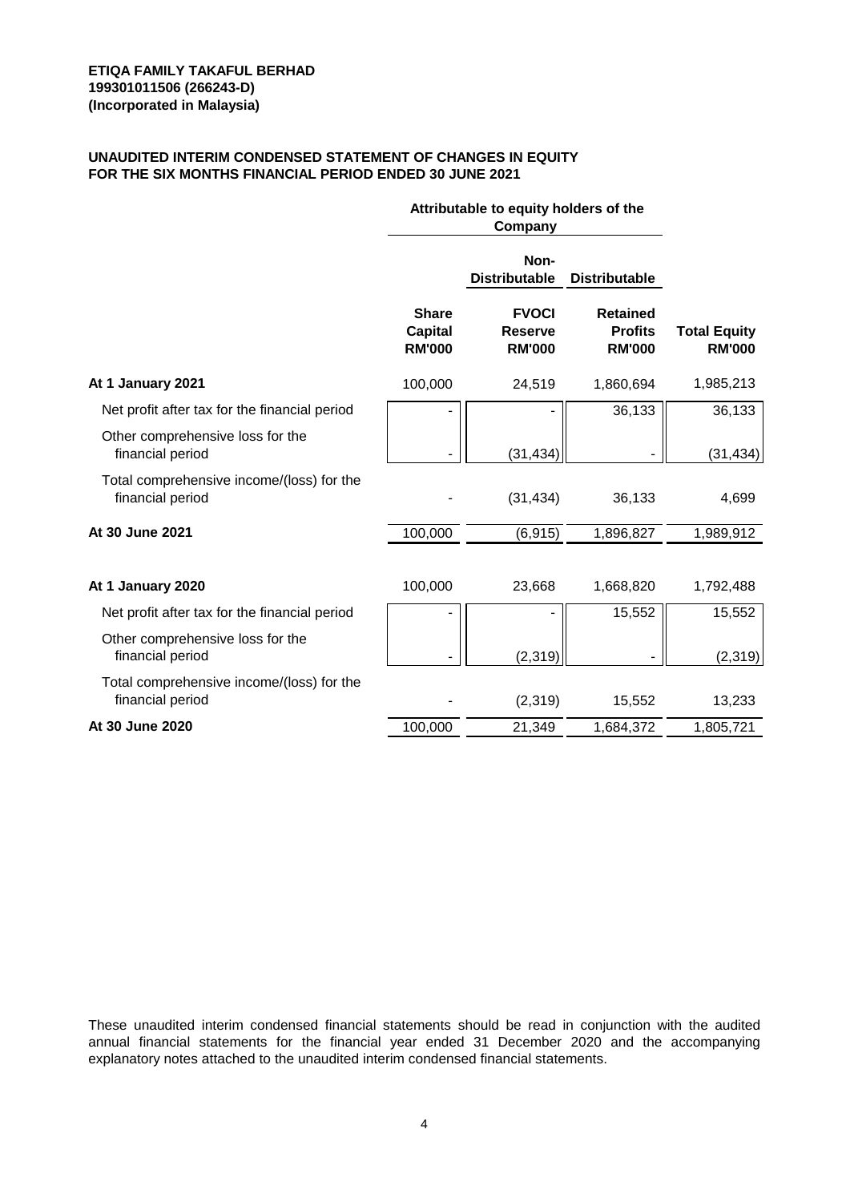**ETIQA FAMILY TAKAFUL BERHAD**
**199301011506 (266243-D)**
**(Incorporated in Malaysia)**

**UNAUDITED INTERIM CONDENSED STATEMENT OF CHANGES IN EQUITY**
**FOR THE SIX MONTHS FINANCIAL PERIOD ENDED 30 JUNE 2021**

| | Attributable to equity holders of the Company | | | |
|---|---|---|---|---|
| | | Non-Distributable | Distributable | |
| | **Share Capital RM'000** | **FVOCI Reserve RM'000** | **Retained Profits RM'000** | **Total Equity RM'000** |
| **At 1 January 2021** | 100,000 | 24,519 | 1,860,694 | 1,985,213 |
| Net profit after tax for the financial period | - | - | 36,133 | 36,133 |
| Other comprehensive loss for the financial period | - | (31,434) | - | (31,434) |
| Total comprehensive income/(loss) for the financial period | - | (31,434) | 36,133 | 4,699 |
| **At 30 June 2021** | 100,000 | (6,915) | 1,896,827 | 1,989,912 |
| | | | | |
| **At 1 January 2020** | 100,000 | 23,668 | 1,668,820 | 1,792,488 |
| Net profit after tax for the financial period | - | - | 15,552 | 15,552 |
| Other comprehensive loss for the financial period | - | (2,319) | - | (2,319) |
| Total comprehensive income/(loss) for the financial period | - | (2,319) | 15,552 | 13,233 |
| **At 30 June 2020** | 100,000 | 21,349 | 1,684,372 | 1,805,721 |

These unaudited interim condensed financial statements should be read in conjunction with the audited annual financial statements for the financial year ended 31 December 2020 and the accompanying explanatory notes attached to the unaudited interim condensed financial statements.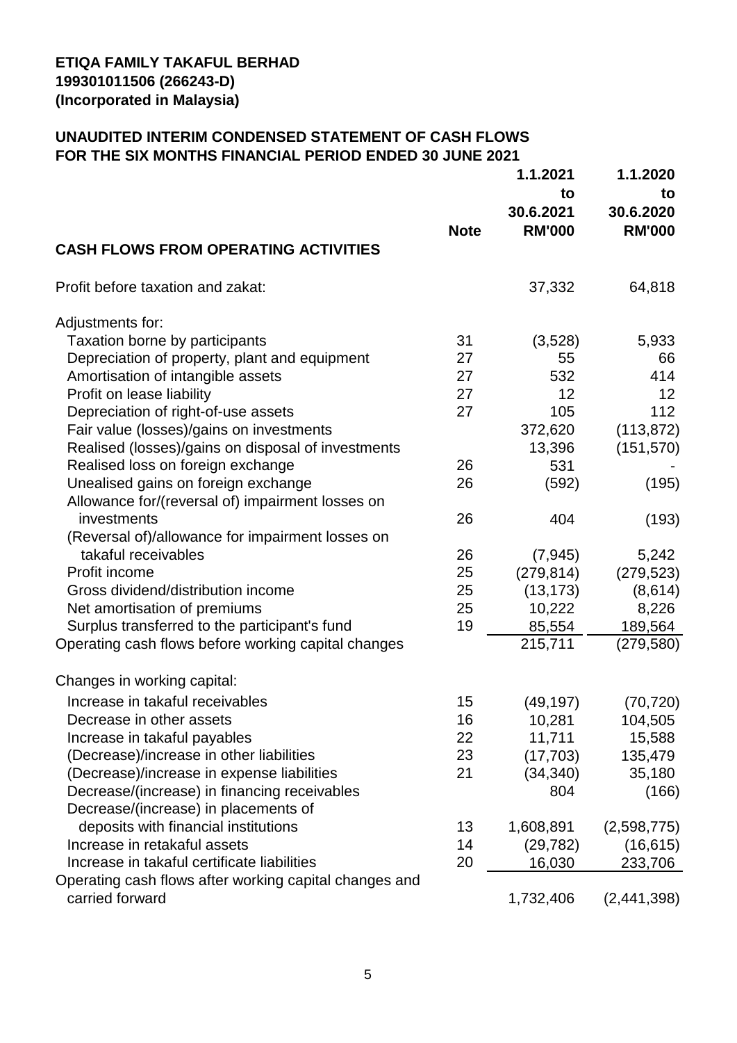**ETIQA FAMILY TAKAFUL BERHAD**
**199301011506 (266243-D)**
**(Incorporated in Malaysia)**

## UNAUDITED INTERIM CONDENSED STATEMENT OF CASH FLOWS
## FOR THE SIX MONTHS FINANCIAL PERIOD ENDED 30 JUNE 2021

| | Note | 1.1.2021 to 30.6.2021 RM'000 | 1.1.2020 to 30.6.2020 RM'000 |
|---|---|---|---|
| **CASH FLOWS FROM OPERATING ACTIVITIES** | | | |
| Profit before taxation and zakat: | | 37,332 | 64,818 |
| Adjustments for: | | | |
| Taxation borne by participants | 31 | (3,528) | 5,933 |
| Depreciation of property, plant and equipment | 27 | 55 | 66 |
| Amortisation of intangible assets | 27 | 532 | 414 |
| Profit on lease liability | 27 | 12 | 12 |
| Depreciation of right-of-use assets | 27 | 105 | 112 |
| Fair value (losses)/gains on investments | | 372,620 | (113,872) |
| Realised (losses)/gains on disposal of investments | | 13,396 | (151,570) |
| Realised loss on foreign exchange | 26 | 531 | - |
| Unealised gains on foreign exchange | 26 | (592) | (195) |
| Allowance for/(reversal of) impairment losses on investments | 26 | 404 | (193) |
| (Reversal of)/allowance for impairment losses on takaful receivables | 26 | (7,945) | 5,242 |
| Profit income | 25 | (279,814) | (279,523) |
| Gross dividend/distribution income | 25 | (13,173) | (8,614) |
| Net amortisation of premiums | 25 | 10,222 | 8,226 |
| Surplus transferred to the participant's fund | 19 | 85,554 | 189,564 |
| Operating cash flows before working capital changes | | 215,711 | (279,580) |
| Changes in working capital: | | | |
| Increase in takaful receivables | 15 | (49,197) | (70,720) |
| Decrease in other assets | 16 | 10,281 | 104,505 |
| Increase in takaful payables | 22 | 11,711 | 15,588 |
| (Decrease)/increase in other liabilities | 23 | (17,703) | 135,479 |
| (Decrease)/increase in expense liabilities | 21 | (34,340) | 35,180 |
| Decrease/(increase) in financing receivables | | 804 | (166) |
| Decrease/(increase) in placements of deposits with financial institutions | 13 | 1,608,891 | (2,598,775) |
| Increase in retakaful assets | 14 | (29,782) | (16,615) |
| Increase in takaful certificate liabilities | 20 | 16,030 | 233,706 |
| Operating cash flows after working capital changes and carried forward | | 1,732,406 | (2,441,398) |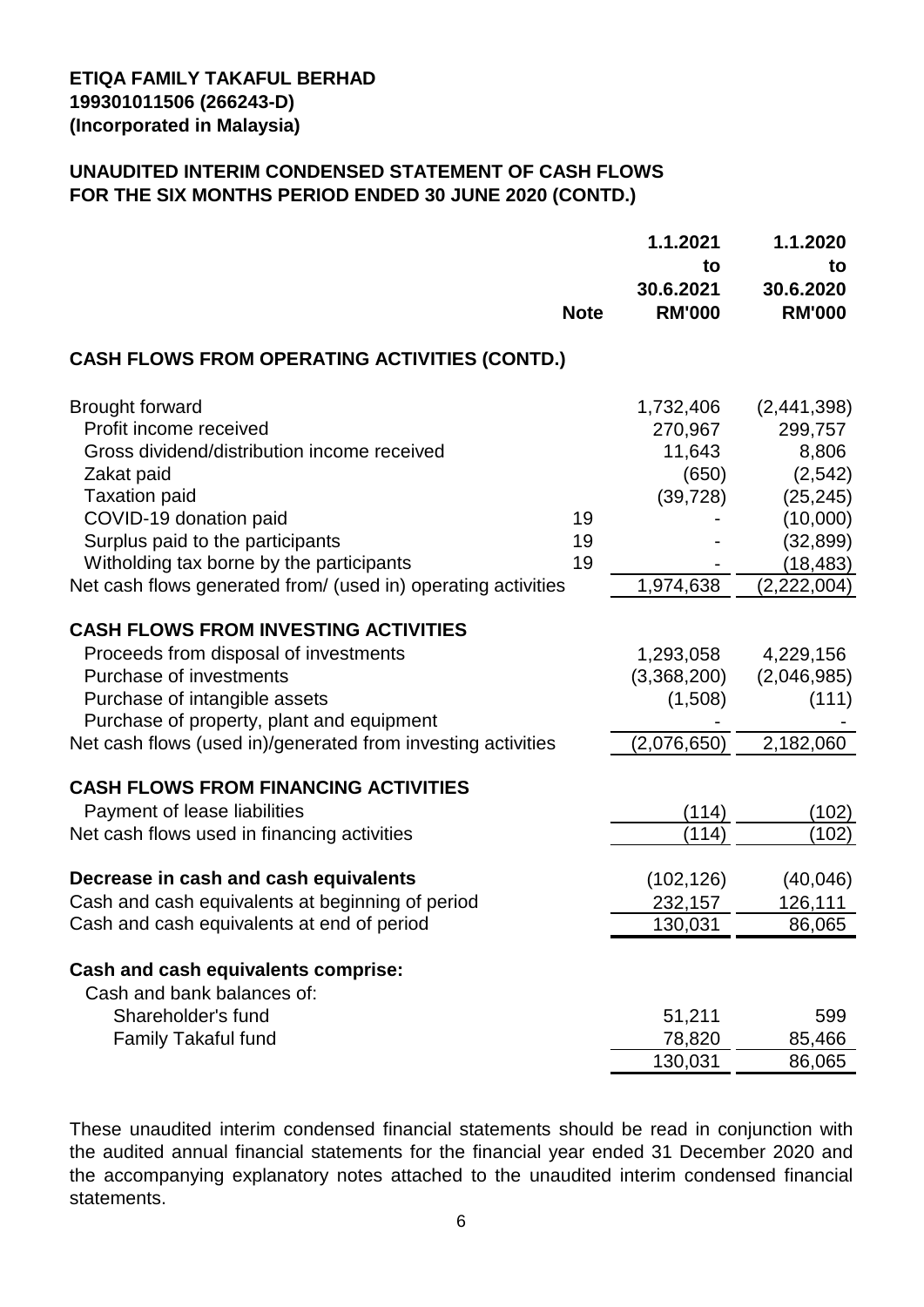**ETIQA FAMILY TAKAFUL BERHAD**
**199301011506 (266243-D)**
**(Incorporated in Malaysia)**

**UNAUDITED INTERIM CONDENSED STATEMENT OF CASH FLOWS**
**FOR THE SIX MONTHS PERIOD ENDED 30 JUNE 2020 (CONTD.)**

| | Note | 1.1.2021 to 30.6.2021 RM'000 | 1.1.2020 to 30.6.2020 RM'000 |
|---|---|---|---|
| **CASH FLOWS FROM OPERATING ACTIVITIES (CONTD.)** | | | |
| Brought forward | | 1,732,406 | (2,441,398) |
| Profit income received | | 270,967 | 299,757 |
| Gross dividend/distribution income received | | 11,643 | 8,806 |
| Zakat paid | | (650) | (2,542) |
| Taxation paid | | (39,728) | (25,245) |
| COVID-19 donation paid | 19 | - | (10,000) |
| Surplus paid to the participants | 19 | - | (32,899) |
| Witholding tax borne by the participants | 19 | - | (18,483) |
| Net cash flows generated from/ (used in) operating activities | | 1,974,638 | (2,222,004) |
| **CASH FLOWS FROM INVESTING ACTIVITIES** | | | |
| Proceeds from disposal of investments | | 1,293,058 | 4,229,156 |
| Purchase of investments | | (3,368,200) | (2,046,985) |
| Purchase of intangible assets | | (1,508) | (111) |
| Purchase of property, plant and equipment | | - | - |
| Net cash flows (used in)/generated from investing activities | | (2,076,650) | 2,182,060 |
| **CASH FLOWS FROM FINANCING ACTIVITIES** | | | |
| Payment of lease liabilities | | (114) | (102) |
| Net cash flows used in financing activities | | (114) | (102) |
| **Decrease in cash and cash equivalents** | | (102,126) | (40,046) |
| Cash and cash equivalents at beginning of period | | 232,157 | 126,111 |
| Cash and cash equivalents at end of period | | 130,031 | 86,065 |
| **Cash and cash equivalents comprise:** | | | |
| Cash and bank balances of: | | | |
| Shareholder's fund | | 51,211 | 599 |
| Family Takaful fund | | 78,820 | 85,466 |
| | | 130,031 | 86,065 |

These unaudited interim condensed financial statements should be read in conjunction with the audited annual financial statements for the financial year ended 31 December 2020 and the accompanying explanatory notes attached to the unaudited interim condensed financial statements.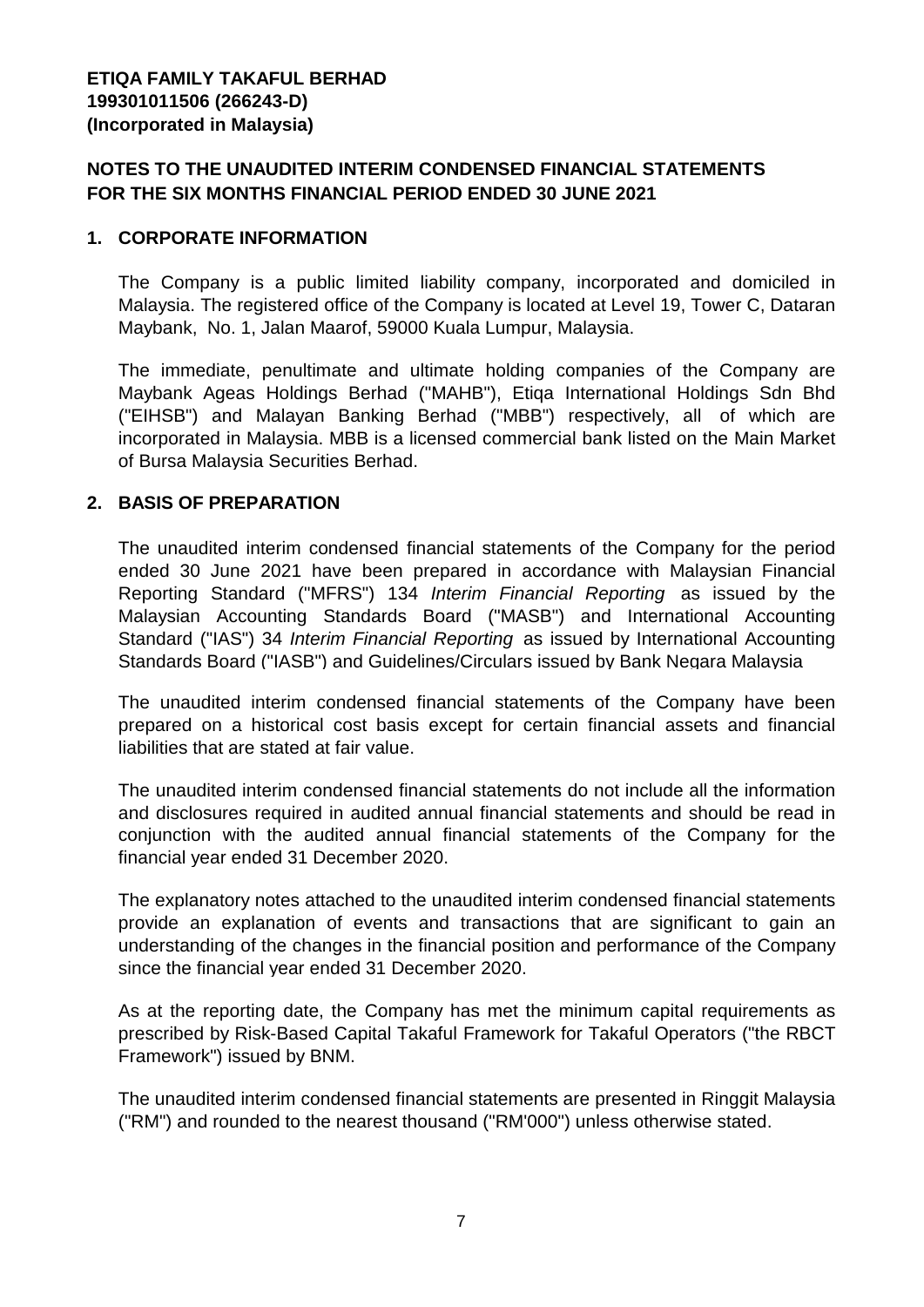**ETIQA FAMILY TAKAFUL BERHAD**
**199301011506 (266243-D)**
**(Incorporated in Malaysia)**

**NOTES TO THE UNAUDITED INTERIM CONDENSED FINANCIAL STATEMENTS FOR THE SIX MONTHS FINANCIAL PERIOD ENDED 30 JUNE 2021**

## 1. CORPORATE INFORMATION

The Company is a public limited liability company, incorporated and domiciled in Malaysia. The registered office of the Company is located at Level 19, Tower C, Dataran Maybank, No. 1, Jalan Maarof, 59000 Kuala Lumpur, Malaysia.

The immediate, penultimate and ultimate holding companies of the Company are Maybank Ageas Holdings Berhad ("MAHB"), Etiqa International Holdings Sdn Bhd ("EIHSB") and Malayan Banking Berhad ("MBB") respectively, all of which are incorporated in Malaysia. MBB is a licensed commercial bank listed on the Main Market of Bursa Malaysia Securities Berhad.

## 2. BASIS OF PREPARATION

The unaudited interim condensed financial statements of the Company for the period ended 30 June 2021 have been prepared in accordance with Malaysian Financial Reporting Standard ("MFRS") 134 *Interim Financial Reporting* as issued by the Malaysian Accounting Standards Board ("MASB") and International Accounting Standard ("IAS") 34 *Interim Financial Reporting* as issued by International Accounting Standards Board ("IASB") and Guidelines/Circulars issued by Bank Negara Malaysia

The unaudited interim condensed financial statements of the Company have been prepared on a historical cost basis except for certain financial assets and financial liabilities that are stated at fair value.

The unaudited interim condensed financial statements do not include all the information and disclosures required in audited annual financial statements and should be read in conjunction with the audited annual financial statements of the Company for the financial year ended 31 December 2020.

The explanatory notes attached to the unaudited interim condensed financial statements provide an explanation of events and transactions that are significant to gain an understanding of the changes in the financial position and performance of the Company since the financial year ended 31 December 2020.

As at the reporting date, the Company has met the minimum capital requirements as prescribed by Risk-Based Capital Takaful Framework for Takaful Operators ("the RBCT Framework") issued by BNM.

The unaudited interim condensed financial statements are presented in Ringgit Malaysia ("RM") and rounded to the nearest thousand ("RM'000") unless otherwise stated.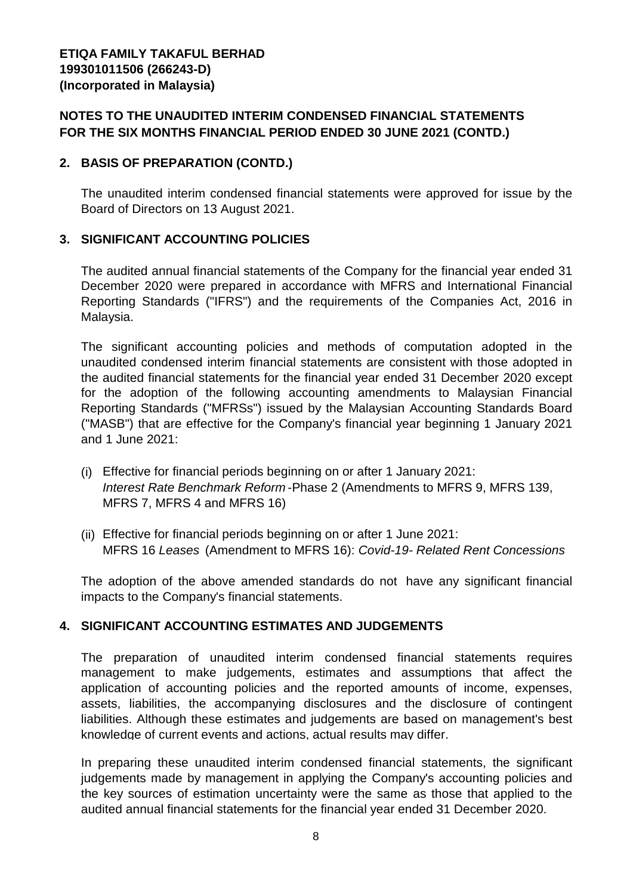**ETIQA FAMILY TAKAFUL BERHAD**
**199301011506 (266243-D)**
**(Incorporated in Malaysia)**

**NOTES TO THE UNAUDITED INTERIM CONDENSED FINANCIAL STATEMENTS FOR THE SIX MONTHS FINANCIAL PERIOD ENDED 30 JUNE 2021 (CONTD.)**

## 2. BASIS OF PREPARATION (CONTD.)

The unaudited interim condensed financial statements were approved for issue by the Board of Directors on 13 August 2021.

## 3. SIGNIFICANT ACCOUNTING POLICIES

The audited annual financial statements of the Company for the financial year ended 31 December 2020 were prepared in accordance with MFRS and International Financial Reporting Standards ("IFRS") and the requirements of the Companies Act, 2016 in Malaysia.

The significant accounting policies and methods of computation adopted in the unaudited condensed interim financial statements are consistent with those adopted in the audited financial statements for the financial year ended 31 December 2020 except for the adoption of the following accounting amendments to Malaysian Financial Reporting Standards ("MFRSs") issued by the Malaysian Accounting Standards Board ("MASB") that are effective for the Company's financial year beginning 1 January 2021 and 1 June 2021:

(i) Effective for financial periods beginning on or after 1 January 2021:
*Interest Rate Benchmark Reform* -Phase 2 (Amendments to MFRS 9, MFRS 139, MFRS 7, MFRS 4 and MFRS 16)

(ii) Effective for financial periods beginning on or after 1 June 2021:
MFRS 16 *Leases* (Amendment to MFRS 16): *Covid-19- Related Rent Concessions*

The adoption of the above amended standards do not have any significant financial impacts to the Company's financial statements.

## 4. SIGNIFICANT ACCOUNTING ESTIMATES AND JUDGEMENTS

The preparation of unaudited interim condensed financial statements requires management to make judgements, estimates and assumptions that affect the application of accounting policies and the reported amounts of income, expenses, assets, liabilities, the accompanying disclosures and the disclosure of contingent liabilities. Although these estimates and judgements are based on management's best knowledge of current events and actions, actual results may differ.

In preparing these unaudited interim condensed financial statements, the significant judgements made by management in applying the Company's accounting policies and the key sources of estimation uncertainty were the same as those that applied to the audited annual financial statements for the financial year ended 31 December 2020.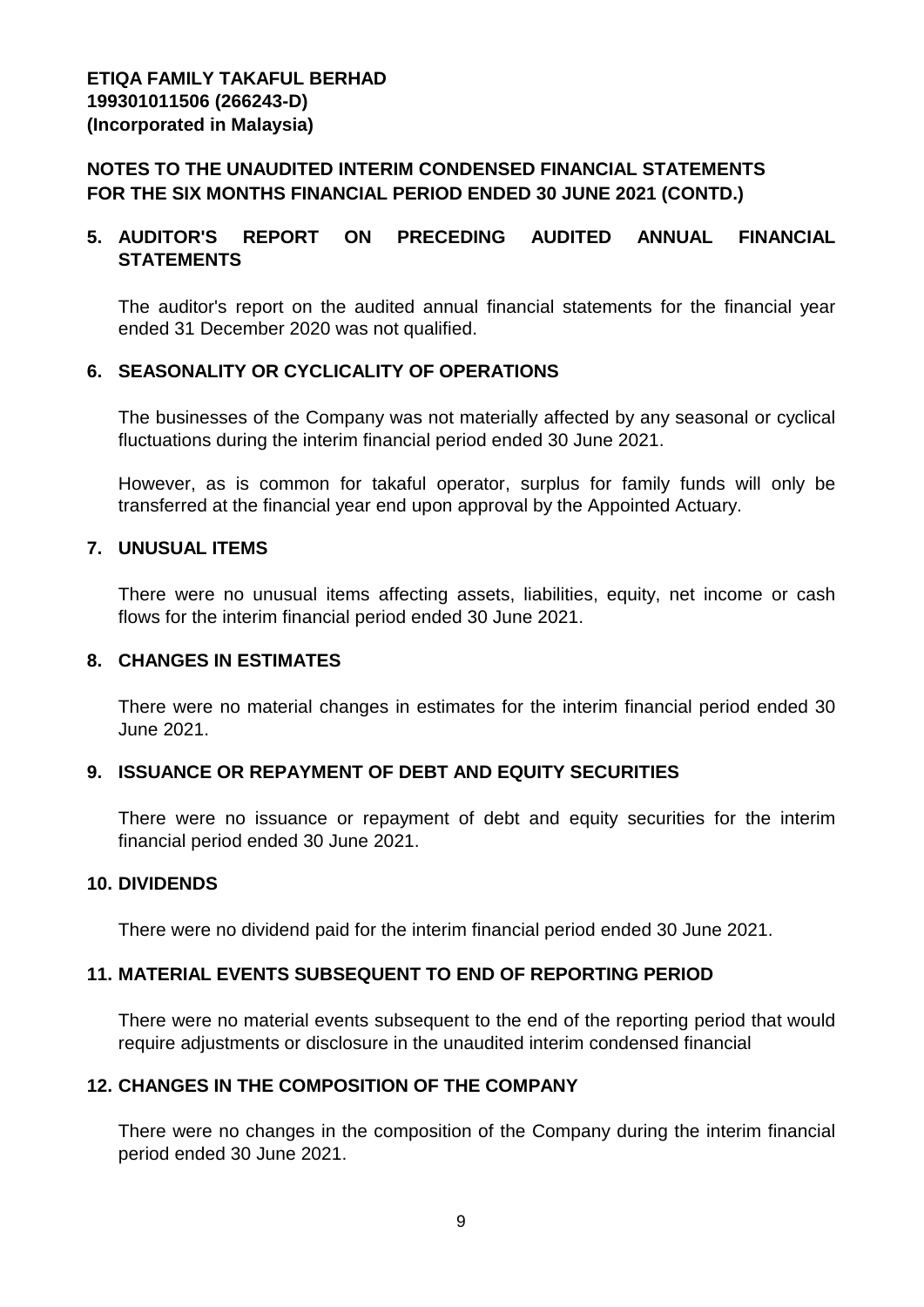**ETIQA FAMILY TAKAFUL BERHAD**
**199301011506 (266243-D)**
**(Incorporated in Malaysia)**

**NOTES TO THE UNAUDITED INTERIM CONDENSED FINANCIAL STATEMENTS FOR THE SIX MONTHS FINANCIAL PERIOD ENDED 30 JUNE 2021 (CONTD.)**

## 5. AUDITOR'S REPORT ON PRECEDING AUDITED ANNUAL FINANCIAL STATEMENTS

The auditor's report on the audited annual financial statements for the financial year ended 31 December 2020 was not qualified.

## 6. SEASONALITY OR CYCLICALITY OF OPERATIONS

The businesses of the Company was not materially affected by any seasonal or cyclical fluctuations during the interim financial period ended 30 June 2021.

However, as is common for takaful operator, surplus for family funds will only be transferred at the financial year end upon approval by the Appointed Actuary.

## 7. UNUSUAL ITEMS

There were no unusual items affecting assets, liabilities, equity, net income or cash flows for the interim financial period ended 30 June 2021.

## 8. CHANGES IN ESTIMATES

There were no material changes in estimates for the interim financial period ended 30 June 2021.

## 9. ISSUANCE OR REPAYMENT OF DEBT AND EQUITY SECURITIES

There were no issuance or repayment of debt and equity securities for the interim financial period ended 30 June 2021.

## 10. DIVIDENDS

There were no dividend paid for the interim financial period ended 30 June 2021.

## 11. MATERIAL EVENTS SUBSEQUENT TO END OF REPORTING PERIOD

There were no material events subsequent to the end of the reporting period that would require adjustments or disclosure in the unaudited interim condensed financial

## 12. CHANGES IN THE COMPOSITION OF THE COMPANY

There were no changes in the composition of the Company during the interim financial period ended 30 June 2021.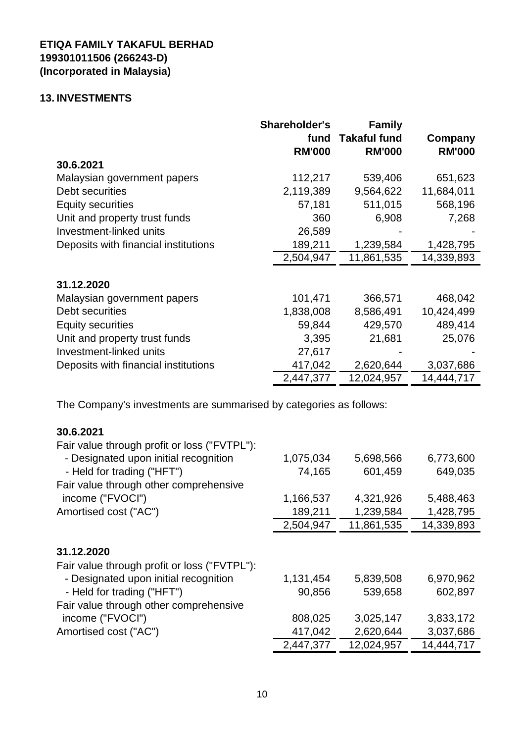**ETIQA FAMILY TAKAFUL BERHAD**
**199301011506 (266243-D)**
**(Incorporated in Malaysia)**

## 13. INVESTMENTS

| | Shareholder's fund RM'000 | Family Takaful fund RM'000 | Company RM'000 |
|---|---|---|---|
| **30.6.2021** | | | |
| Malaysian government papers | 112,217 | 539,406 | 651,623 |
| Debt securities | 2,119,389 | 9,564,622 | 11,684,011 |
| Equity securities | 57,181 | 511,015 | 568,196 |
| Unit and property trust funds | 360 | 6,908 | 7,268 |
| Investment-linked units | 26,589 | - | - |
| Deposits with financial institutions | 189,211 | 1,239,584 | 1,428,795 |
| | 2,504,947 | 11,861,535 | 14,339,893 |
| **31.12.2020** | | | |
| Malaysian government papers | 101,471 | 366,571 | 468,042 |
| Debt securities | 1,838,008 | 8,586,491 | 10,424,499 |
| Equity securities | 59,844 | 429,570 | 489,414 |
| Unit and property trust funds | 3,395 | 21,681 | 25,076 |
| Investment-linked units | 27,617 | - | - |
| Deposits with financial institutions | 417,042 | 2,620,644 | 3,037,686 |
| | 2,447,377 | 12,024,957 | 14,444,717 |

The Company's investments are summarised by categories as follows:

| | Shareholder's fund RM'000 | Family Takaful fund RM'000 | Company RM'000 |
|---|---|---|---|
| **30.6.2021** | | | |
| Fair value through profit or loss ("FVTPL"): | | | |
| - Designated upon initial recognition | 1,075,034 | 5,698,566 | 6,773,600 |
| - Held for trading ("HFT") | 74,165 | 601,459 | 649,035 |
| Fair value through other comprehensive income ("FVOCI") | 1,166,537 | 4,321,926 | 5,488,463 |
| Amortised cost ("AC") | 189,211 | 1,239,584 | 1,428,795 |
| | 2,504,947 | 11,861,535 | 14,339,893 |
| **31.12.2020** | | | |
| Fair value through profit or loss ("FVTPL"): | | | |
| - Designated upon initial recognition | 1,131,454 | 5,839,508 | 6,970,962 |
| - Held for trading ("HFT") | 90,856 | 539,658 | 602,897 |
| Fair value through other comprehensive income ("FVOCI") | 808,025 | 3,025,147 | 3,833,172 |
| Amortised cost ("AC") | 417,042 | 2,620,644 | 3,037,686 |
| | 2,447,377 | 12,024,957 | 14,444,717 |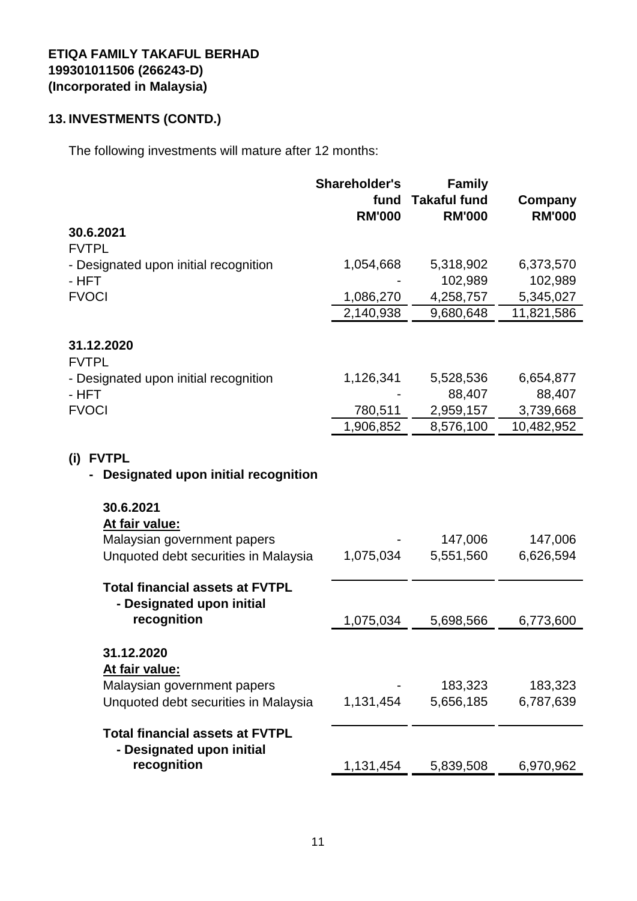**ETIQA FAMILY TAKAFUL BERHAD**
**199301011506 (266243-D)**
**(Incorporated in Malaysia)**

## 13. INVESTMENTS (CONTD.)

The following investments will mature after 12 months:

| | Shareholder's fund RM'000 | Family Takaful fund RM'000 | Company RM'000 |
|---|---|---|---|
| **30.6.2021** | | | |
| FVTPL | | | |
| - Designated upon initial recognition | 1,054,668 | 5,318,902 | 6,373,570 |
| - HFT | - | 102,989 | 102,989 |
| FVOCI | 1,086,270 | 4,258,757 | 5,345,027 |
| | 2,140,938 | 9,680,648 | 11,821,586 |
| **31.12.2020** | | | |
| FVTPL | | | |
| - Designated upon initial recognition | 1,126,341 | 5,528,536 | 6,654,877 |
| - HFT | - | 88,407 | 88,407 |
| FVOCI | 780,511 | 2,959,157 | 3,739,668 |
| | 1,906,852 | 8,576,100 | 10,482,952 |

### (i) FVTPL
#### - Designated upon initial recognition

| | Shareholder's fund RM'000 | Family Takaful fund RM'000 | Company RM'000 |
|---|---|---|---|
| **30.6.2021** | | | |
| **At fair value:** | | | |
| Malaysian government papers | - | 147,006 | 147,006 |
| Unquoted debt securities in Malaysia | 1,075,034 | 5,551,560 | 6,626,594 |
| **Total financial assets at FVTPL - Designated upon initial recognition** | 1,075,034 | 5,698,566 | 6,773,600 |
| **31.12.2020** | | | |
| **At fair value:** | | | |
| Malaysian government papers | - | 183,323 | 183,323 |
| Unquoted debt securities in Malaysia | 1,131,454 | 5,656,185 | 6,787,639 |
| **Total financial assets at FVTPL - Designated upon initial recognition** | 1,131,454 | 5,839,508 | 6,970,962 |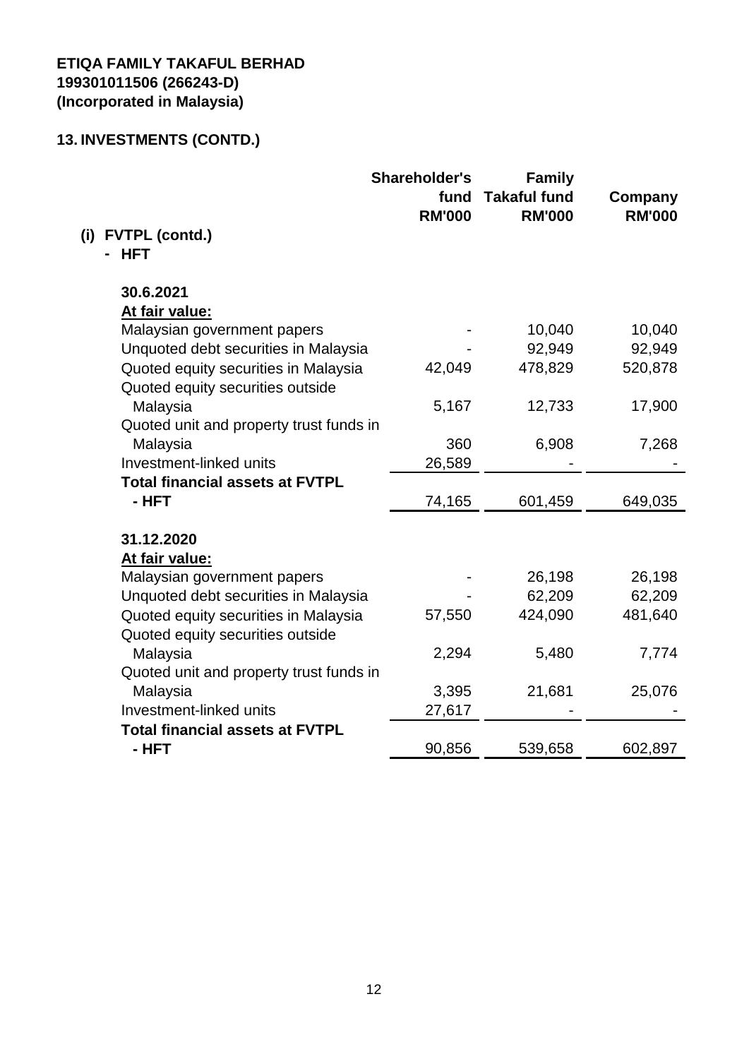**ETIQA FAMILY TAKAFUL BERHAD**
**199301011506 (266243-D)**
**(Incorporated in Malaysia)**

## 13. INVESTMENTS (CONTD.)

| | Shareholder's fund RM'000 | Family Takaful fund RM'000 | Company RM'000 |
|---|---|---|---|
| **(i) FVTPL (contd.)** | | | |
| **- HFT** | | | |
| | | | |
| **30.6.2021** | | | |
| **At fair value:** | | | |
| Malaysian government papers | - | 10,040 | 10,040 |
| Unquoted debt securities in Malaysia | - | 92,949 | 92,949 |
| Quoted equity securities in Malaysia | 42,049 | 478,829 | 520,878 |
| Quoted equity securities outside Malaysia | 5,167 | 12,733 | 17,900 |
| Quoted unit and property trust funds in Malaysia | 360 | 6,908 | 7,268 |
| Investment-linked units | 26,589 | - | - |
| **Total financial assets at FVTPL - HFT** | 74,165 | 601,459 | 649,035 |
| | | | |
| **31.12.2020** | | | |
| **At fair value:** | | | |
| Malaysian government papers | - | 26,198 | 26,198 |
| Unquoted debt securities in Malaysia | - | 62,209 | 62,209 |
| Quoted equity securities in Malaysia | 57,550 | 424,090 | 481,640 |
| Quoted equity securities outside Malaysia | 2,294 | 5,480 | 7,774 |
| Quoted unit and property trust funds in Malaysia | 3,395 | 21,681 | 25,076 |
| Investment-linked units | 27,617 | - | - |
| **Total financial assets at FVTPL - HFT** | 90,856 | 539,658 | 602,897 |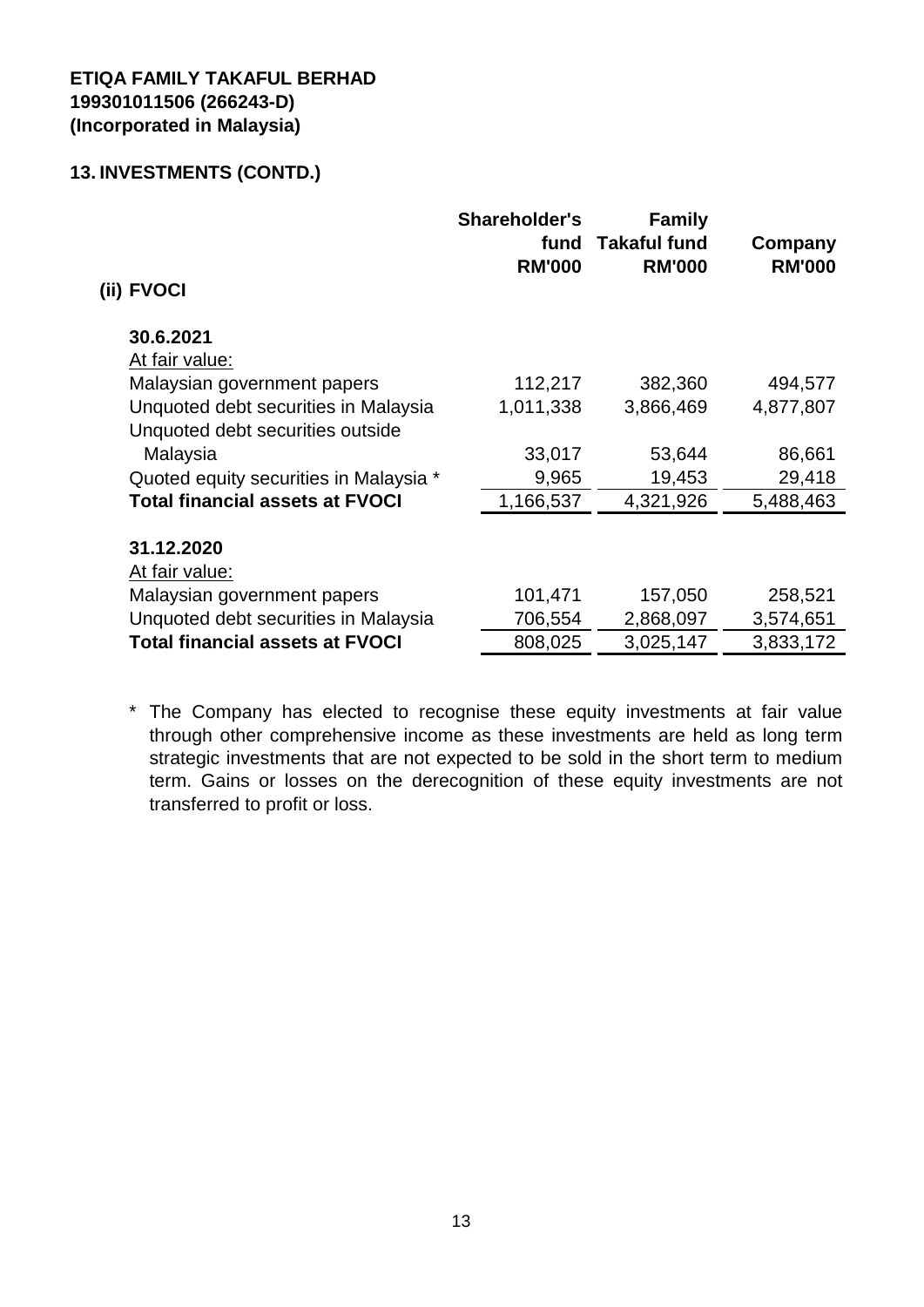**ETIQA FAMILY TAKAFUL BERHAD**
**199301011506 (266243-D)**
**(Incorporated in Malaysia)**

## 13. INVESTMENTS (CONTD.)

### (ii) FVOCI

| | Shareholder's fund RM'000 | Family Takaful fund RM'000 | Company RM'000 |
|---|---|---|---|
| **30.6.2021** | | | |
| At fair value: | | | |
| Malaysian government papers | 112,217 | 382,360 | 494,577 |
| Unquoted debt securities in Malaysia | 1,011,338 | 3,866,469 | 4,877,807 |
| Unquoted debt securities outside Malaysia | 33,017 | 53,644 | 86,661 |
| Quoted equity securities in Malaysia * | 9,965 | 19,453 | 29,418 |
| **Total financial assets at FVOCI** | 1,166,537 | 4,321,926 | 5,488,463 |
| **31.12.2020** | | | |
| At fair value: | | | |
| Malaysian government papers | 101,471 | 157,050 | 258,521 |
| Unquoted debt securities in Malaysia | 706,554 | 2,868,097 | 3,574,651 |
| **Total financial assets at FVOCI** | 808,025 | 3,025,147 | 3,833,172 |

\* The Company has elected to recognise these equity investments at fair value through other comprehensive income as these investments are held as long term strategic investments that are not expected to be sold in the short term to medium term. Gains or losses on the derecognition of these equity investments are not transferred to profit or loss.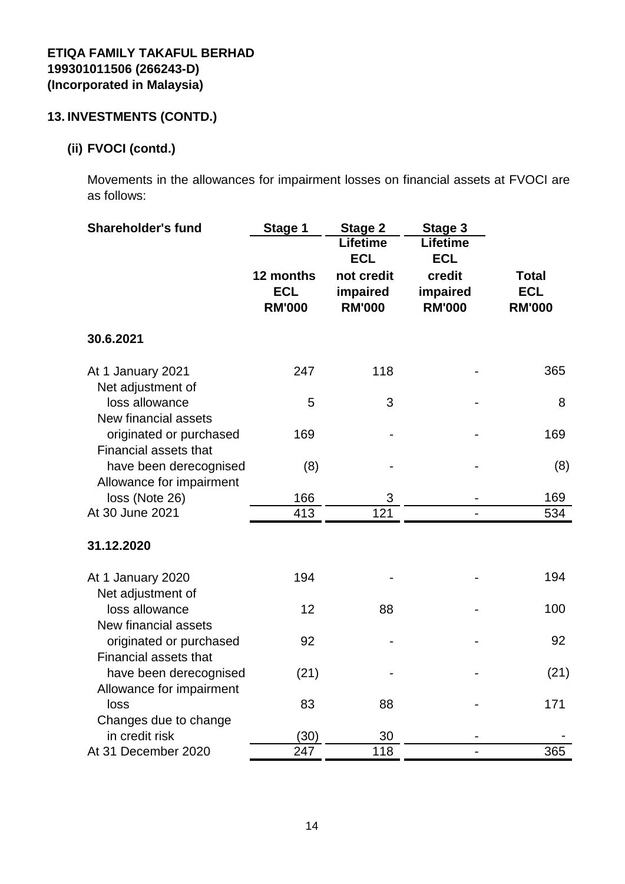**ETIQA FAMILY TAKAFUL BERHAD**
**199301011506 (266243-D)**
**(Incorporated in Malaysia)**

## 13. INVESTMENTS (CONTD.)

### (ii) FVOCI (contd.)

Movements in the allowances for impairment losses on financial assets at FVOCI are as follows:

| Shareholder's fund | Stage 1 | Stage 2 | Stage 3 | |
|---|---|---|---|---|
| | 12 months ECL RM'000 | Lifetime ECL not credit impaired RM'000 | Lifetime ECL credit impaired RM'000 | Total ECL RM'000 |
| **30.6.2021** | | | | |
| At 1 January 2021 | 247 | 118 | - | 365 |
| Net adjustment of loss allowance | 5 | 3 | - | 8 |
| New financial assets originated or purchased | 169 | - | - | 169 |
| Financial assets that have been derecognised | (8) | - | - | (8) |
| Allowance for impairment loss (Note 26) | 166 | 3 | - | 169 |
| At 30 June 2021 | 413 | 121 | - | 534 |
| **31.12.2020** | | | | |
| At 1 January 2020 | 194 | - | - | 194 |
| Net adjustment of loss allowance | 12 | 88 | - | 100 |
| New financial assets originated or purchased | 92 | - | - | 92 |
| Financial assets that have been derecognised | (21) | - | - | (21) |
| Allowance for impairment loss | 83 | 88 | - | 171 |
| Changes due to change in credit risk | (30) | 30 | - | - |
| At 31 December 2020 | 247 | 118 | - | 365 |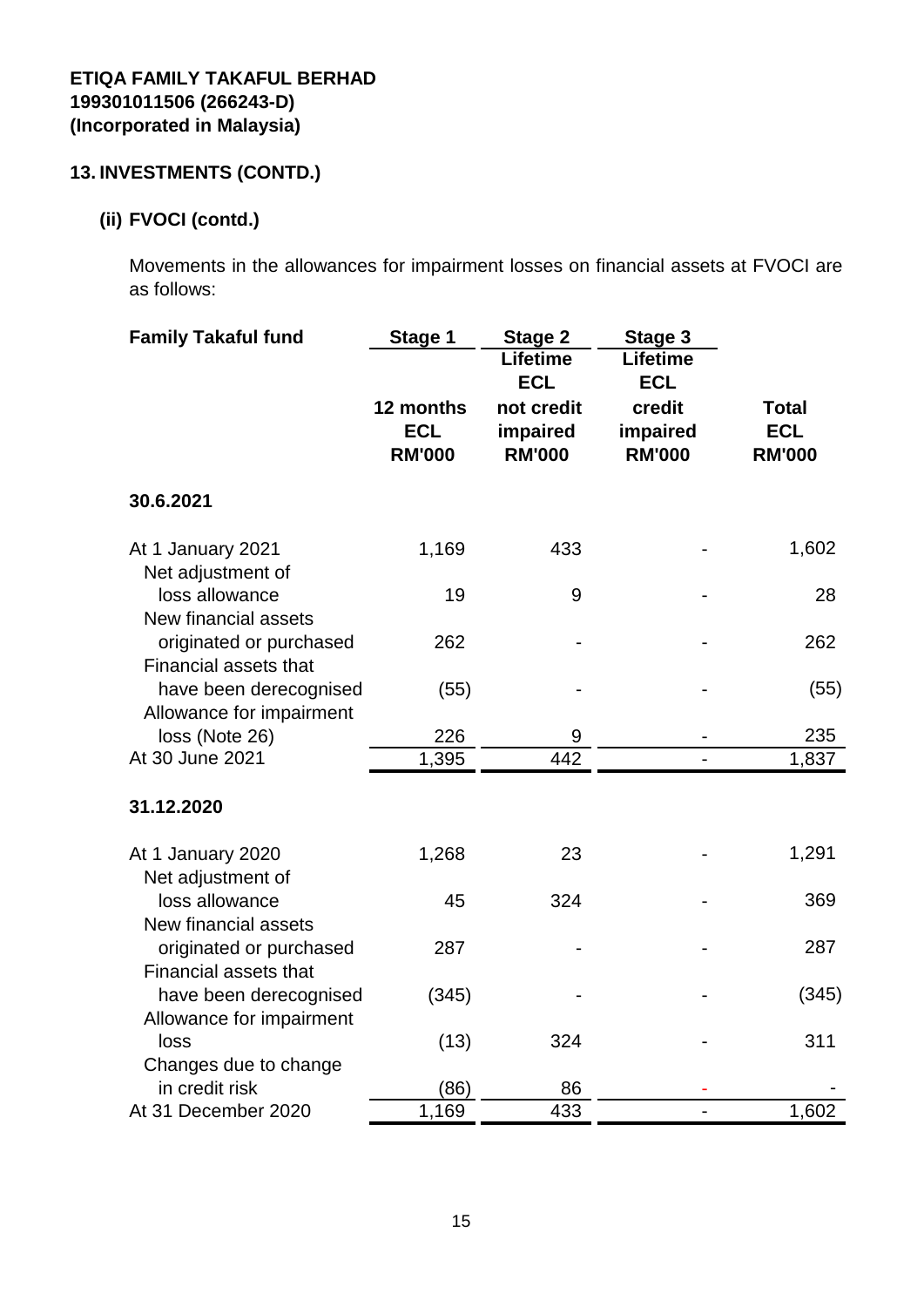**ETIQA FAMILY TAKAFUL BERHAD**
**199301011506 (266243-D)**
**(Incorporated in Malaysia)**

## 13. INVESTMENTS (CONTD.)

### (ii) FVOCI (contd.)

Movements in the allowances for impairment losses on financial assets at FVOCI are as follows:

| Family Takaful fund | Stage 1 | Stage 2 | Stage 3 | |
|---|---|---|---|---|
| | 12 months ECL RM'000 | Lifetime ECL not credit impaired RM'000 | Lifetime ECL credit impaired RM'000 | Total ECL RM'000 |
| **30.6.2021** | | | | |
| At 1 January 2021 | 1,169 | 433 | - | 1,602 |
| Net adjustment of loss allowance | 19 | 9 | - | 28 |
| New financial assets originated or purchased | 262 | - | - | 262 |
| Financial assets that have been derecognised | (55) | - | - | (55) |
| Allowance for impairment loss (Note 26) | 226 | 9 | - | 235 |
| At 30 June 2021 | 1,395 | 442 | - | 1,837 |
| **31.12.2020** | | | | |
| At 1 January 2020 | 1,268 | 23 | - | 1,291 |
| Net adjustment of loss allowance | 45 | 324 | - | 369 |
| New financial assets originated or purchased | 287 | - | - | 287 |
| Financial assets that have been derecognised | (345) | - | - | (345) |
| Allowance for impairment loss | (13) | 324 | - | 311 |
| Changes due to change in credit risk | (86) | 86 | - | - |
| At 31 December 2020 | 1,169 | 433 | - | 1,602 |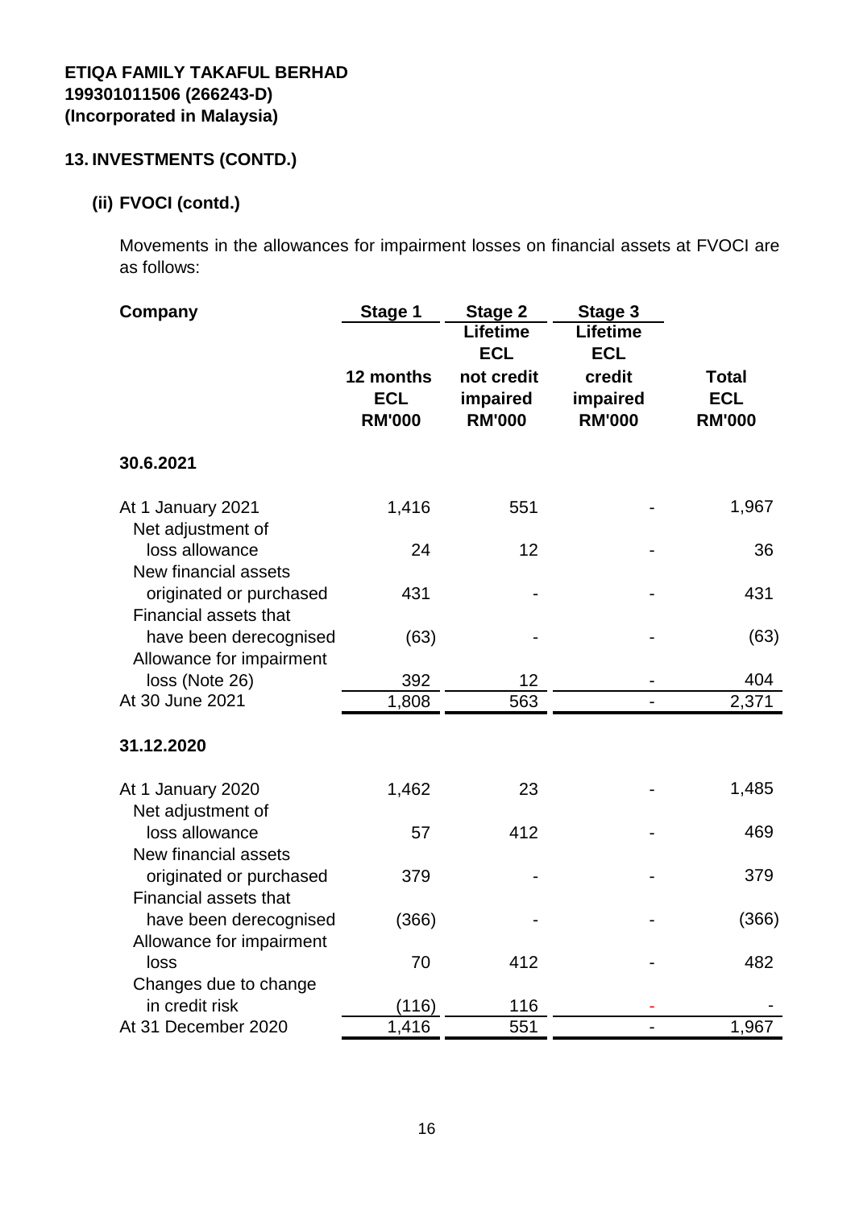**ETIQA FAMILY TAKAFUL BERHAD**
**199301011506 (266243-D)**
**(Incorporated in Malaysia)**

## 13. INVESTMENTS (CONTD.)

### (ii) FVOCI (contd.)

Movements in the allowances for impairment losses on financial assets at FVOCI are as follows:

| Company | Stage 1 | Stage 2 | Stage 3 | |
|---|---|---|---|---|
| | 12 months ECL RM'000 | Lifetime ECL not credit impaired RM'000 | Lifetime ECL credit impaired RM'000 | Total ECL RM'000 |
| **30.6.2021** | | | | |
| At 1 January 2021 | 1,416 | 551 | - | 1,967 |
| Net adjustment of loss allowance | 24 | 12 | - | 36 |
| New financial assets originated or purchased | 431 | - | - | 431 |
| Financial assets that have been derecognised | (63) | - | - | (63) |
| Allowance for impairment loss (Note 26) | 392 | 12 | - | 404 |
| At 30 June 2021 | 1,808 | 563 | - | 2,371 |
| **31.12.2020** | | | | |
| At 1 January 2020 | 1,462 | 23 | - | 1,485 |
| Net adjustment of loss allowance | 57 | 412 | - | 469 |
| New financial assets originated or purchased | 379 | - | - | 379 |
| Financial assets that have been derecognised | (366) | - | - | (366) |
| Allowance for impairment loss | 70 | 412 | - | 482 |
| Changes due to change in credit risk | (116) | 116 | - | - |
| At 31 December 2020 | 1,416 | 551 | - | 1,967 |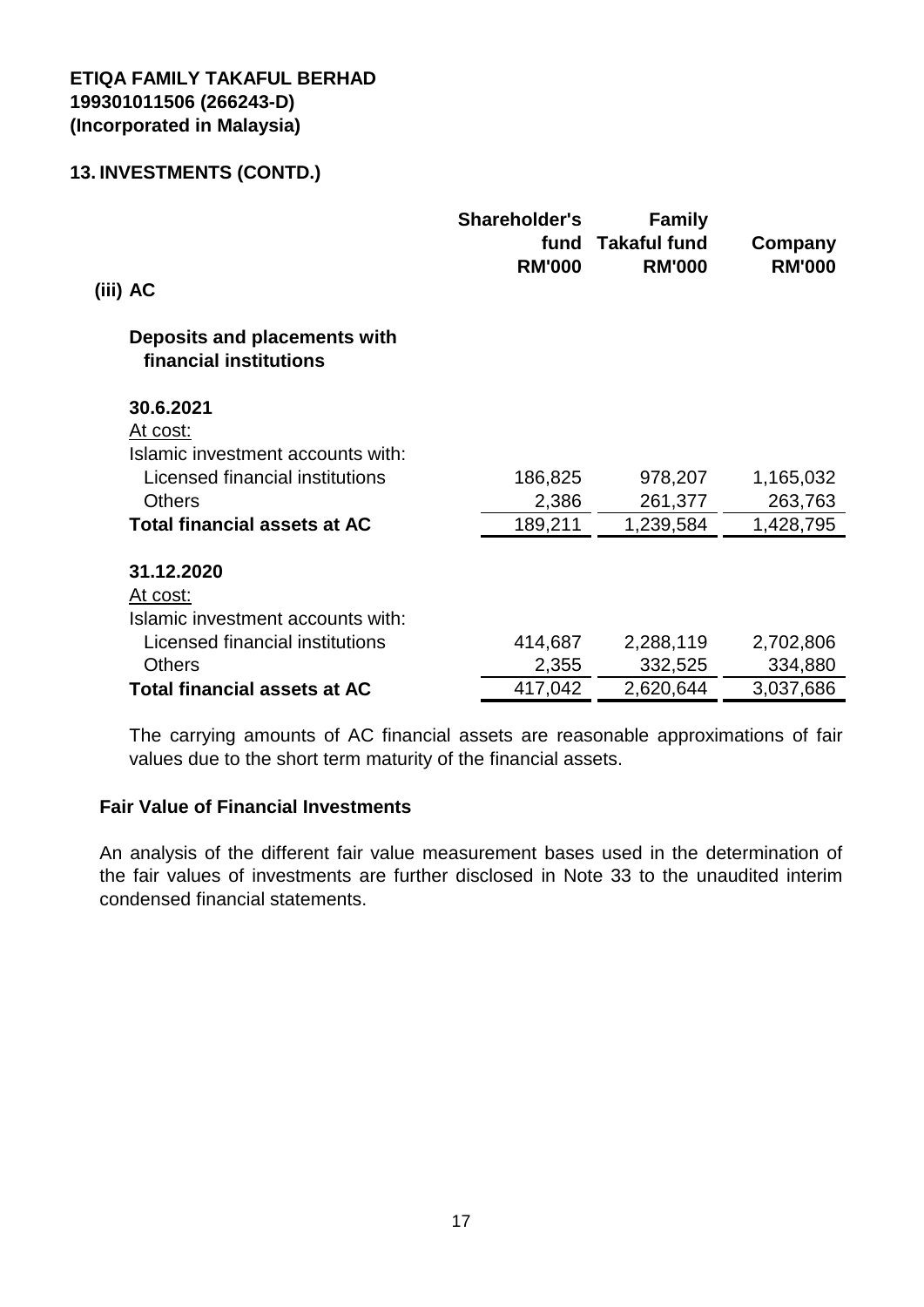**ETIQA FAMILY TAKAFUL BERHAD**
**199301011506 (266243-D)**
**(Incorporated in Malaysia)**

## 13. INVESTMENTS (CONTD.)

### (iii) AC

| | Shareholder's fund RM'000 | Family Takaful fund RM'000 | Company RM'000 |
|---|---|---|---|
| **Deposits and placements with financial institutions** | | | |
| **30.6.2021** | | | |
| At cost: | | | |
| Islamic investment accounts with: | | | |
| Licensed financial institutions | 186,825 | 978,207 | 1,165,032 |
| Others | 2,386 | 261,377 | 263,763 |
| **Total financial assets at AC** | 189,211 | 1,239,584 | 1,428,795 |
| **31.12.2020** | | | |
| At cost: | | | |
| Islamic investment accounts with: | | | |
| Licensed financial institutions | 414,687 | 2,288,119 | 2,702,806 |
| Others | 2,355 | 332,525 | 334,880 |
| **Total financial assets at AC** | 417,042 | 2,620,644 | 3,037,686 |

The carrying amounts of AC financial assets are reasonable approximations of fair values due to the short term maturity of the financial assets.

**Fair Value of Financial Investments**

An analysis of the different fair value measurement bases used in the determination of the fair values of investments are further disclosed in Note 33 to the unaudited interim condensed financial statements.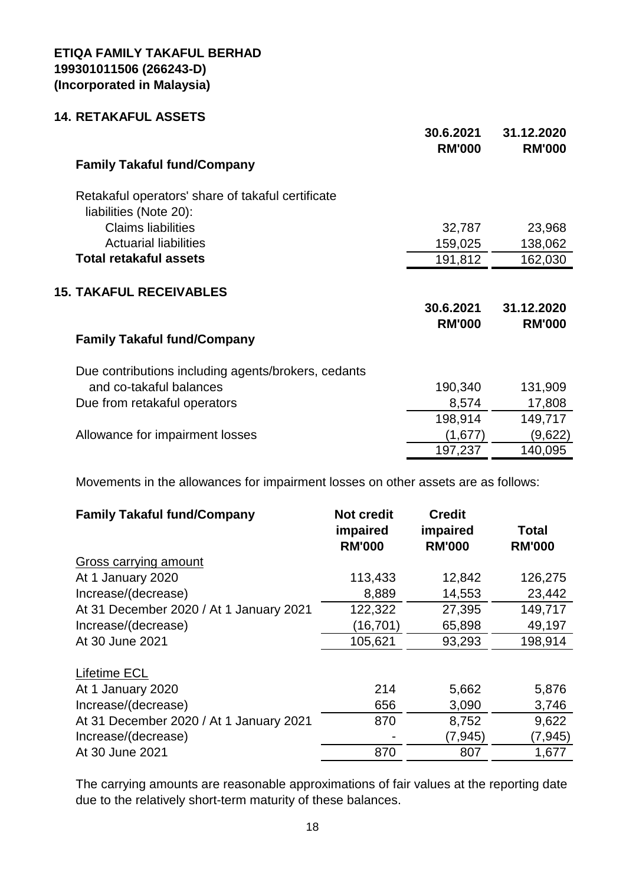**ETIQA FAMILY TAKAFUL BERHAD**
**199301011506 (266243-D)**
**(Incorporated in Malaysia)**

## 14. RETAKAFUL ASSETS

| | 30.6.2021 RM'000 | 31.12.2020 RM'000 |
|---|---|---|
| **Family Takaful fund/Company** | | |
| Retakaful operators' share of takaful certificate liabilities (Note 20): | | |
| Claims liabilities | 32,787 | 23,968 |
| Actuarial liabilities | 159,025 | 138,062 |
| **Total retakaful assets** | 191,812 | 162,030 |

## 15. TAKAFUL RECEIVABLES

| | 30.6.2021 RM'000 | 31.12.2020 RM'000 |
|---|---|---|
| **Family Takaful fund/Company** | | |
| Due contributions including agents/brokers, cedants and co-takaful balances | 190,340 | 131,909 |
| Due from retakaful operators | 8,574 | 17,808 |
| | 198,914 | 149,717 |
| Allowance for impairment losses | (1,677) | (9,622) |
| | 197,237 | 140,095 |

Movements in the allowances for impairment losses on other assets are as follows:

| **Family Takaful fund/Company** | Not credit impaired RM'000 | Credit impaired RM'000 | Total RM'000 |
|---|---|---|---|
| Gross carrying amount | | | |
| At 1 January 2020 | 113,433 | 12,842 | 126,275 |
| Increase/(decrease) | 8,889 | 14,553 | 23,442 |
| At 31 December 2020 / At 1 January 2021 | 122,322 | 27,395 | 149,717 |
| Increase/(decrease) | (16,701) | 65,898 | 49,197 |
| At 30 June 2021 | 105,621 | 93,293 | 198,914 |
| Lifetime ECL | | | |
| At 1 January 2020 | 214 | 5,662 | 5,876 |
| Increase/(decrease) | 656 | 3,090 | 3,746 |
| At 31 December 2020 / At 1 January 2021 | 870 | 8,752 | 9,622 |
| Increase/(decrease) | - | (7,945) | (7,945) |
| At 30 June 2021 | 870 | 807 | 1,677 |

The carrying amounts are reasonable approximations of fair values at the reporting date due to the relatively short-term maturity of these balances.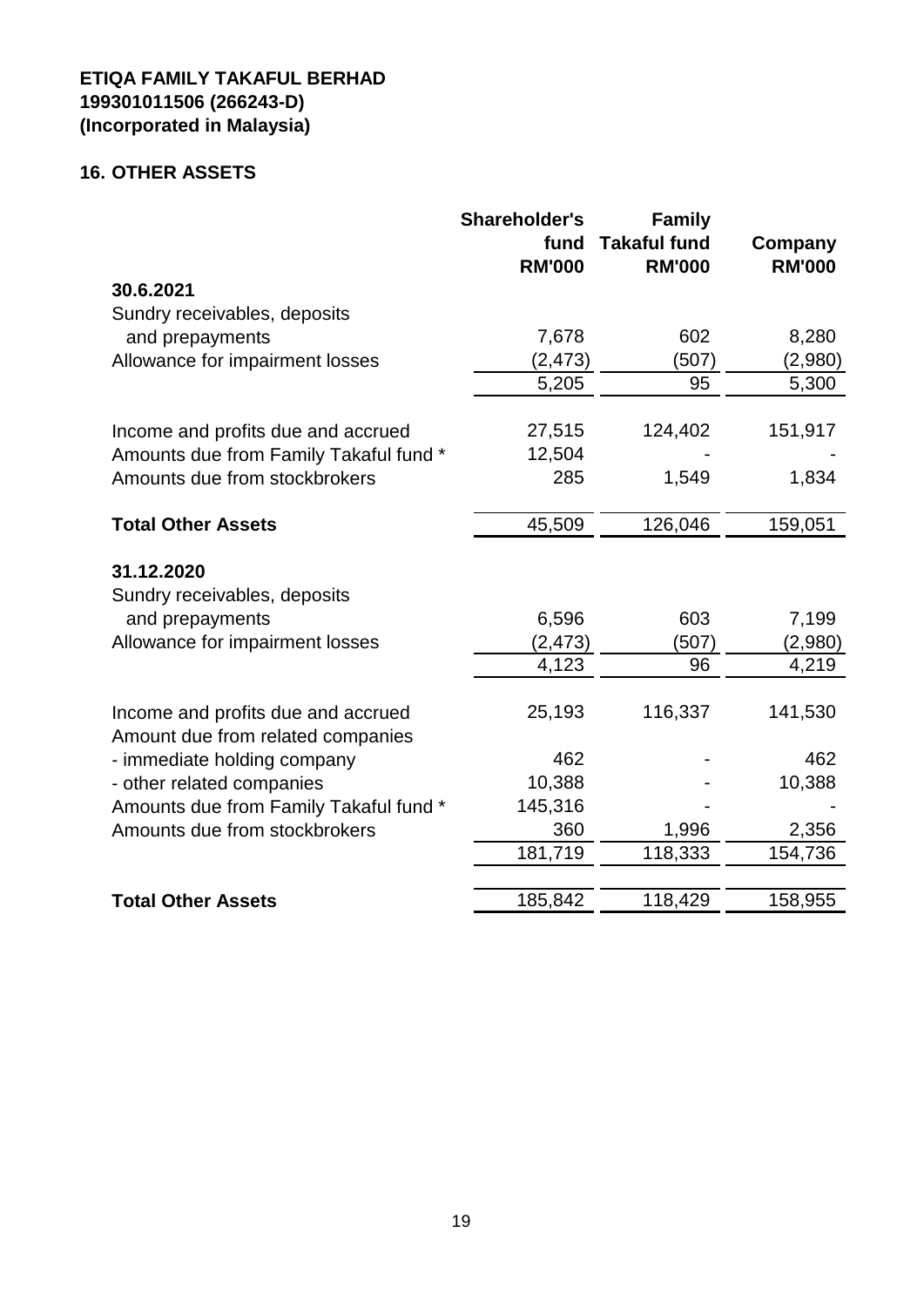**ETIQA FAMILY TAKAFUL BERHAD**
**199301011506 (266243-D)**
**(Incorporated in Malaysia)**

## 16. OTHER ASSETS

| | Shareholder's fund RM'000 | Family Takaful fund RM'000 | Company RM'000 |
|---|---|---|---|
| **30.6.2021** | | | |
| Sundry receivables, deposits and prepayments | 7,678 | 602 | 8,280 |
| Allowance for impairment losses | (2,473) | (507) | (2,980) |
| | 5,205 | 95 | 5,300 |
| Income and profits due and accrued | 27,515 | 124,402 | 151,917 |
| Amounts due from Family Takaful fund * | 12,504 | - | - |
| Amounts due from stockbrokers | 285 | 1,549 | 1,834 |
| **Total Other Assets** | 45,509 | 126,046 | 159,051 |
| **31.12.2020** | | | |
| Sundry receivables, deposits and prepayments | 6,596 | 603 | 7,199 |
| Allowance for impairment losses | (2,473) | (507) | (2,980) |
| | 4,123 | 96 | 4,219 |
| Income and profits due and accrued | 25,193 | 116,337 | 141,530 |
| Amount due from related companies | | | |
| - immediate holding company | 462 | - | 462 |
| - other related companies | 10,388 | - | 10,388 |
| Amounts due from Family Takaful fund * | 145,316 | - | - |
| Amounts due from stockbrokers | 360 | 1,996 | 2,356 |
| | 181,719 | 118,333 | 154,736 |
| **Total Other Assets** | 185,842 | 118,429 | 158,955 |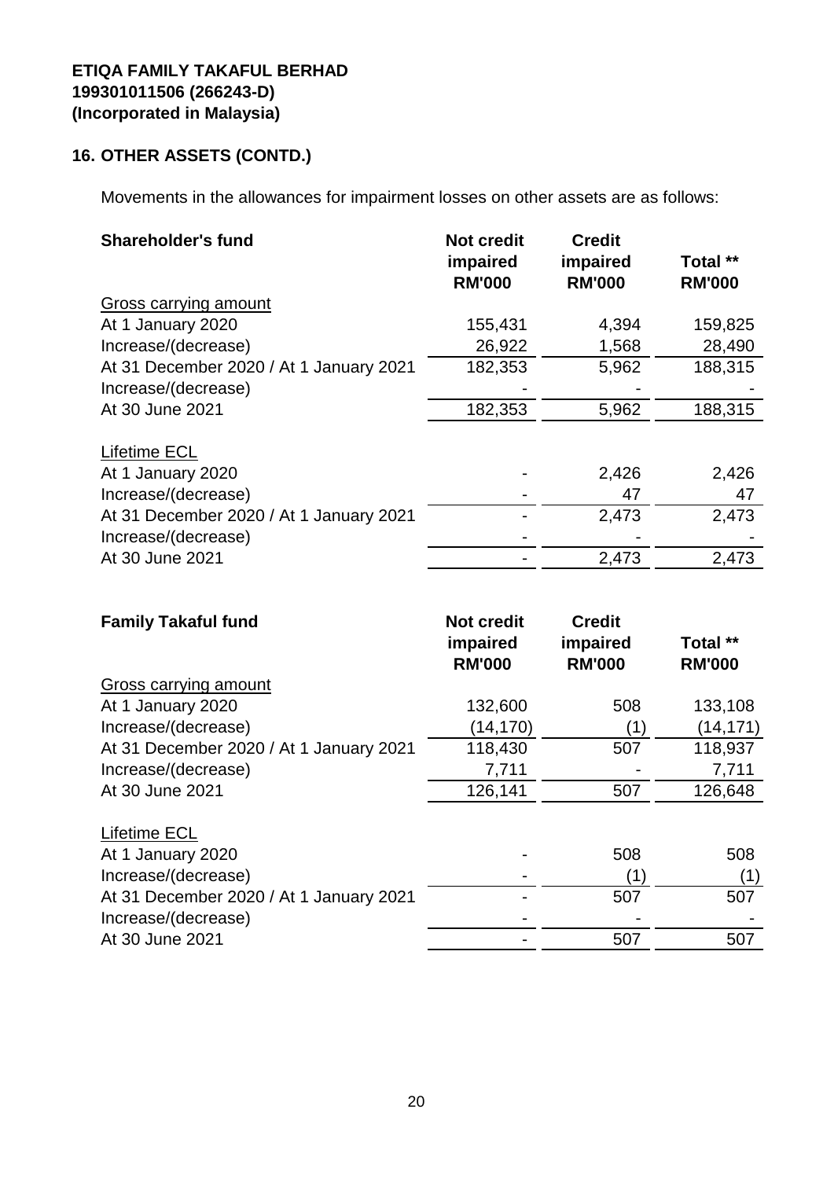**ETIQA FAMILY TAKAFUL BERHAD**
**199301011506 (266243-D)**
**(Incorporated in Malaysia)**

## 16. OTHER ASSETS (CONTD.)

Movements in the allowances for impairment losses on other assets are as follows:

| **Shareholder's fund** | **Not credit impaired RM'000** | **Credit impaired RM'000** | **Total ** RM'000** |
|---|---|---|---|
| Gross carrying amount | | | |
| At 1 January 2020 | 155,431 | 4,394 | 159,825 |
| Increase/(decrease) | 26,922 | 1,568 | 28,490 |
| At 31 December 2020 / At 1 January 2021 | 182,353 | 5,962 | 188,315 |
| Increase/(decrease) | - | - | - |
| At 30 June 2021 | 182,353 | 5,962 | 188,315 |
| | | | |
| Lifetime ECL | | | |
| At 1 January 2020 | - | 2,426 | 2,426 |
| Increase/(decrease) | - | 47 | 47 |
| At 31 December 2020 / At 1 January 2021 | - | 2,473 | 2,473 |
| Increase/(decrease) | - | - | - |
| At 30 June 2021 | - | 2,473 | 2,473 |

| **Family Takaful fund** | **Not credit impaired RM'000** | **Credit impaired RM'000** | **Total ** RM'000** |
|---|---|---|---|
| Gross carrying amount | | | |
| At 1 January 2020 | 132,600 | 508 | 133,108 |
| Increase/(decrease) | (14,170) | (1) | (14,171) |
| At 31 December 2020 / At 1 January 2021 | 118,430 | 507 | 118,937 |
| Increase/(decrease) | 7,711 | - | 7,711 |
| At 30 June 2021 | 126,141 | 507 | 126,648 |
| | | | |
| Lifetime ECL | | | |
| At 1 January 2020 | - | 508 | 508 |
| Increase/(decrease) | - | (1) | (1) |
| At 31 December 2020 / At 1 January 2021 | - | 507 | 507 |
| Increase/(decrease) | - | - | - |
| At 30 June 2021 | - | 507 | 507 |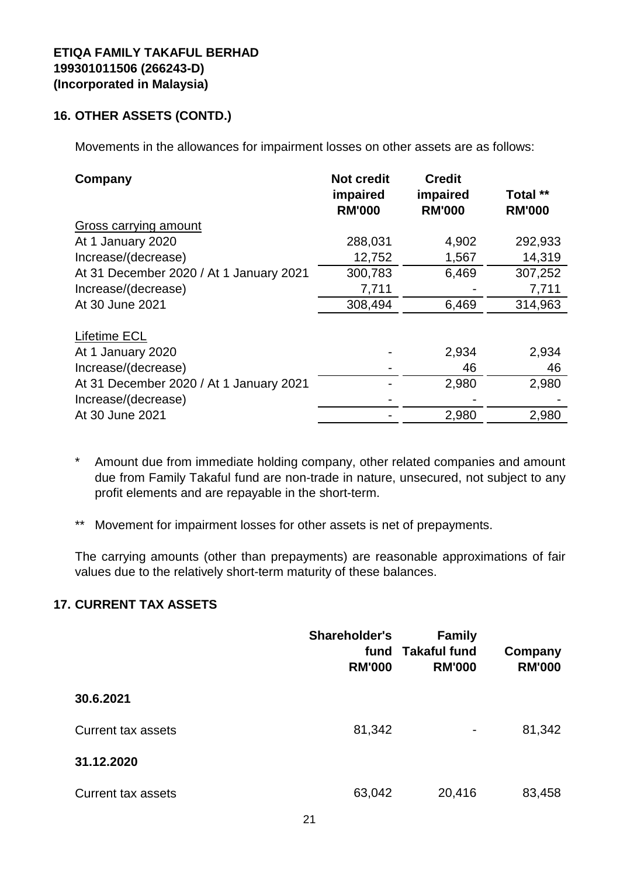**ETIQA FAMILY TAKAFUL BERHAD**
**199301011506 (266243-D)**
**(Incorporated in Malaysia)**

## 16. OTHER ASSETS (CONTD.)

Movements in the allowances for impairment losses on other assets are as follows:

| Company | Not credit impaired RM'000 | Credit impaired RM'000 | Total ** RM'000 |
|---|---|---|---|
| Gross carrying amount | | | |
| At 1 January 2020 | 288,031 | 4,902 | 292,933 |
| Increase/(decrease) | 12,752 | 1,567 | 14,319 |
| At 31 December 2020 / At 1 January 2021 | 300,783 | 6,469 | 307,252 |
| Increase/(decrease) | 7,711 | - | 7,711 |
| At 30 June 2021 | 308,494 | 6,469 | 314,963 |
| Lifetime ECL | | | |
| At 1 January 2020 | - | 2,934 | 2,934 |
| Increase/(decrease) | - | 46 | 46 |
| At 31 December 2020 / At 1 January 2021 | - | 2,980 | 2,980 |
| Increase/(decrease) | - | - | - |
| At 30 June 2021 | - | 2,980 | 2,980 |

\* Amount due from immediate holding company, other related companies and amount due from Family Takaful fund are non-trade in nature, unsecured, not subject to any profit elements and are repayable in the short-term.

\** Movement for impairment losses for other assets is net of prepayments.

The carrying amounts (other than prepayments) are reasonable approximations of fair values due to the relatively short-term maturity of these balances.

## 17. CURRENT TAX ASSETS

| | Shareholder's fund RM'000 | Family Takaful fund RM'000 | Company RM'000 |
|---|---|---|---|
| **30.6.2021** | | | |
| Current tax assets | 81,342 | - | 81,342 |
| **31.12.2020** | | | |
| Current tax assets | 63,042 | 20,416 | 83,458 |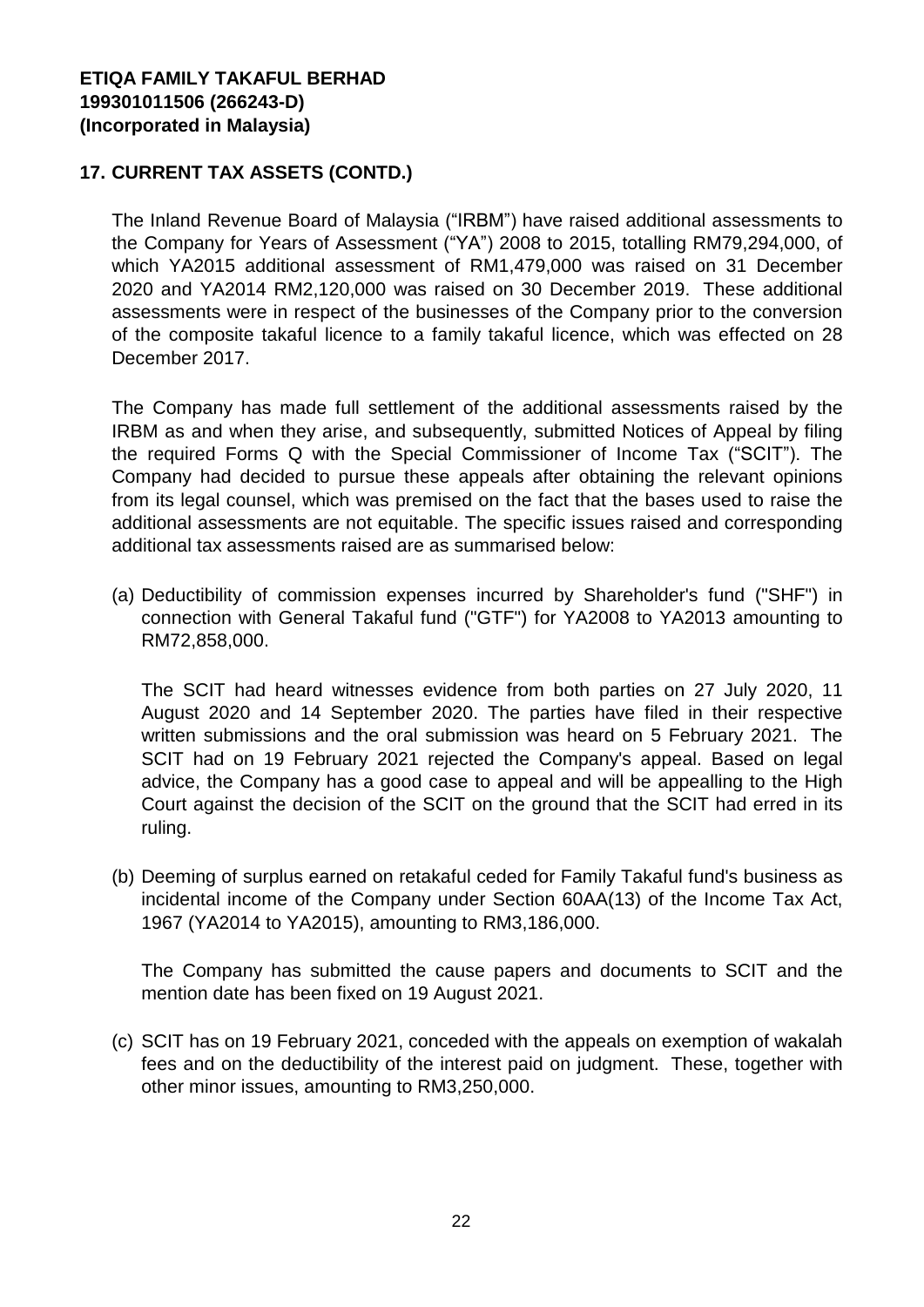**ETIQA FAMILY TAKAFUL BERHAD**
**199301011506 (266243-D)**
**(Incorporated in Malaysia)**

## 17. CURRENT TAX ASSETS (CONTD.)

The Inland Revenue Board of Malaysia ("IRBM") have raised additional assessments to the Company for Years of Assessment ("YA") 2008 to 2015, totalling RM79,294,000, of which YA2015 additional assessment of RM1,479,000 was raised on 31 December 2020 and YA2014 RM2,120,000 was raised on 30 December 2019. These additional assessments were in respect of the businesses of the Company prior to the conversion of the composite takaful licence to a family takaful licence, which was effected on 28 December 2017.

The Company has made full settlement of the additional assessments raised by the IRBM as and when they arise, and subsequently, submitted Notices of Appeal by filing the required Forms Q with the Special Commissioner of Income Tax ("SCIT"). The Company had decided to pursue these appeals after obtaining the relevant opinions from its legal counsel, which was premised on the fact that the bases used to raise the additional assessments are not equitable. The specific issues raised and corresponding additional tax assessments raised are as summarised below:

(a) Deductibility of commission expenses incurred by Shareholder's fund ("SHF") in connection with General Takaful fund ("GTF") for YA2008 to YA2013 amounting to RM72,858,000.

   The SCIT had heard witnesses evidence from both parties on 27 July 2020, 11 August 2020 and 14 September 2020. The parties have filed in their respective written submissions and the oral submission was heard on 5 February 2021. The SCIT had on 19 February 2021 rejected the Company's appeal. Based on legal advice, the Company has a good case to appeal and will be appealling to the High Court against the decision of the SCIT on the ground that the SCIT had erred in its ruling.

(b) Deeming of surplus earned on retakaful ceded for Family Takaful fund's business as incidental income of the Company under Section 60AA(13) of the Income Tax Act, 1967 (YA2014 to YA2015), amounting to RM3,186,000.

   The Company has submitted the cause papers and documents to SCIT and the mention date has been fixed on 19 August 2021.

(c) SCIT has on 19 February 2021, conceded with the appeals on exemption of wakalah fees and on the deductibility of the interest paid on judgment. These, together with other minor issues, amounting to RM3,250,000.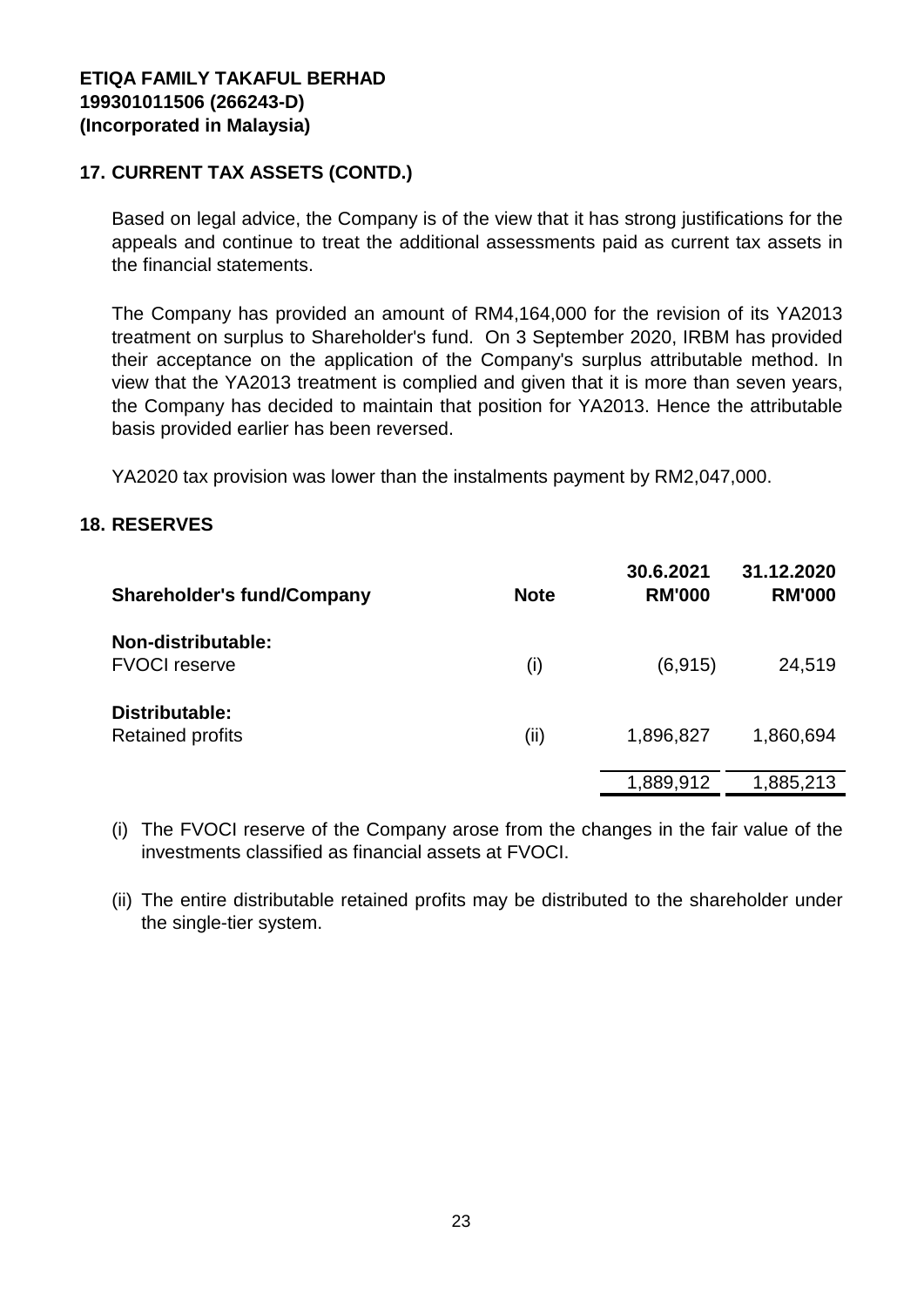**ETIQA FAMILY TAKAFUL BERHAD**
**199301011506 (266243-D)**
**(Incorporated in Malaysia)**

## 17. CURRENT TAX ASSETS (CONTD.)

Based on legal advice, the Company is of the view that it has strong justifications for the appeals and continue to treat the additional assessments paid as current tax assets in the financial statements.

The Company has provided an amount of RM4,164,000 for the revision of its YA2013 treatment on surplus to Shareholder's fund. On 3 September 2020, IRBM has provided their acceptance on the application of the Company's surplus attributable method. In view that the YA2013 treatment is complied and given that it is more than seven years, the Company has decided to maintain that position for YA2013. Hence the attributable basis provided earlier has been reversed.

YA2020 tax provision was lower than the instalments payment by RM2,047,000.

## 18. RESERVES

| Shareholder's fund/Company | Note | 30.6.2021 RM'000 | 31.12.2020 RM'000 |
|---|---|---|---|
| **Non-distributable:** | | | |
| FVOCI reserve | (i) | (6,915) | 24,519 |
| **Distributable:** | | | |
| Retained profits | (ii) | 1,896,827 | 1,860,694 |
| | | 1,889,912 | 1,885,213 |

(i) The FVOCI reserve of the Company arose from the changes in the fair value of the investments classified as financial assets at FVOCI.

(ii) The entire distributable retained profits may be distributed to the shareholder under the single-tier system.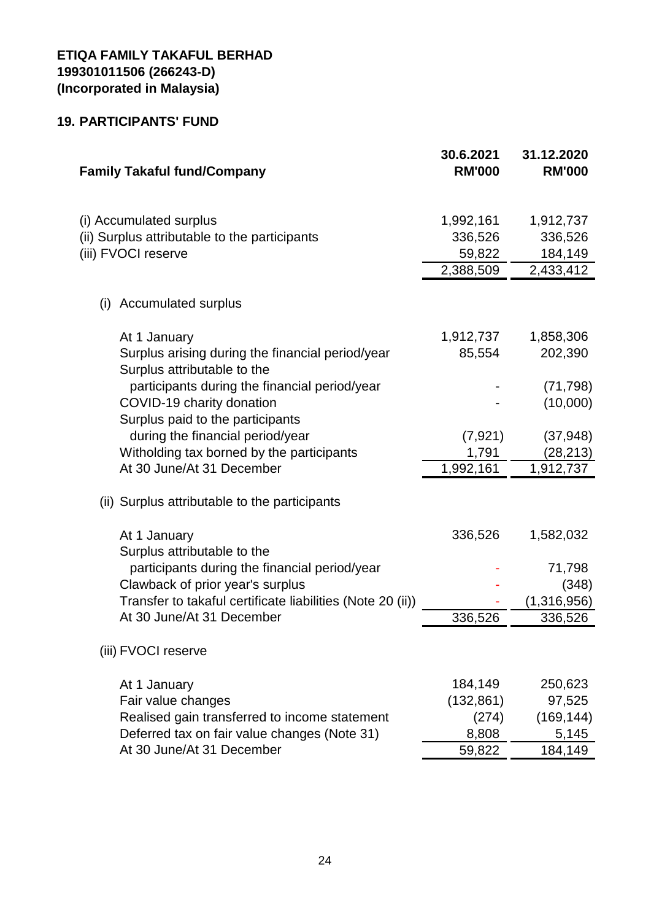**ETIQA FAMILY TAKAFUL BERHAD**
**199301011506 (266243-D)**
**(Incorporated in Malaysia)**

## 19. PARTICIPANTS' FUND

| Family Takaful fund/Company | 30.6.2021 RM'000 | 31.12.2020 RM'000 |
|---|---|---|
| (i) Accumulated surplus | 1,992,161 | 1,912,737 |
| (ii) Surplus attributable to the participants | 336,526 | 336,526 |
| (iii) FVOCI reserve | 59,822 | 184,149 |
| | 2,388,509 | 2,433,412 |
| **(i) Accumulated surplus** | | |
| At 1 January | 1,912,737 | 1,858,306 |
| Surplus arising during the financial period/year | 85,554 | 202,390 |
| Surplus attributable to the participants during the financial period/year | - | (71,798) |
| COVID-19 charity donation | - | (10,000) |
| Surplus paid to the participants during the financial period/year | (7,921) | (37,948) |
| Witholding tax borned by the participants | 1,791 | (28,213) |
| At 30 June/At 31 December | 1,992,161 | 1,912,737 |
| **(ii) Surplus attributable to the participants** | | |
| At 1 January | 336,526 | 1,582,032 |
| Surplus attributable to the participants during the financial period/year | - | 71,798 |
| Clawback of prior year's surplus | - | (348) |
| Transfer to takaful certificate liabilities (Note 20 (ii)) | - | (1,316,956) |
| At 30 June/At 31 December | 336,526 | 336,526 |
| **(iii) FVOCI reserve** | | |
| At 1 January | 184,149 | 250,623 |
| Fair value changes | (132,861) | 97,525 |
| Realised gain transferred to income statement | (274) | (169,144) |
| Deferred tax on fair value changes (Note 31) | 8,808 | 5,145 |
| At 30 June/At 31 December | 59,822 | 184,149 |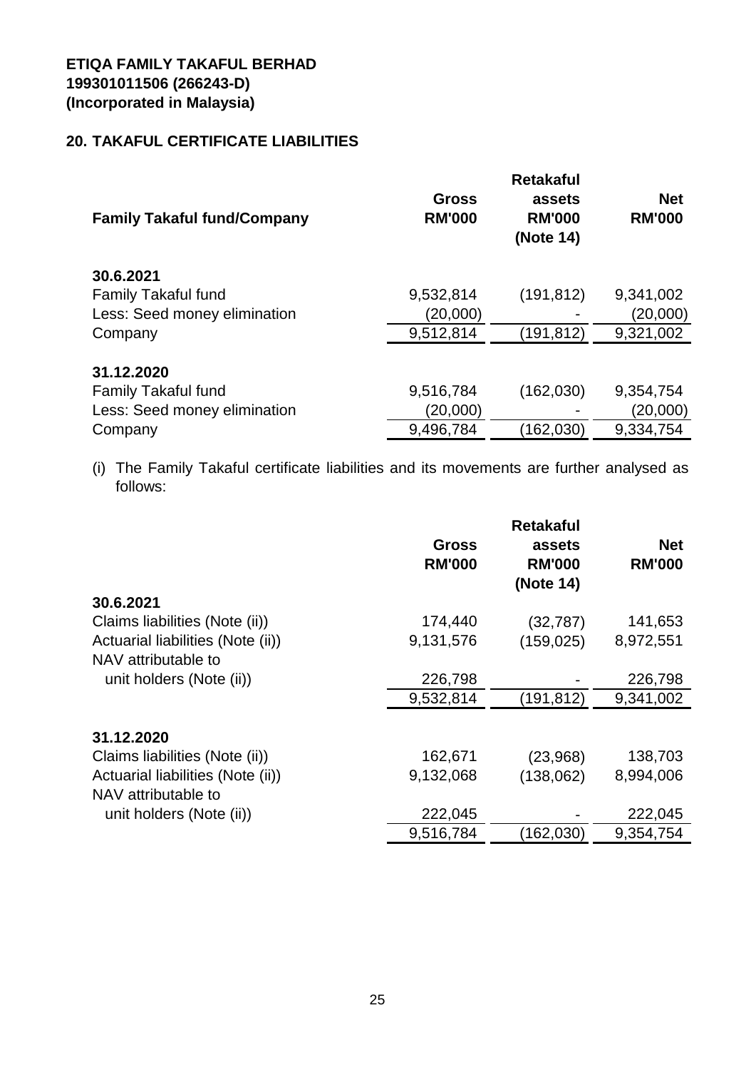**ETIQA FAMILY TAKAFUL BERHAD**
**199301011506 (266243-D)**
**(Incorporated in Malaysia)**

## 20. TAKAFUL CERTIFICATE LIABILITIES

| Family Takaful fund/Company | Gross RM'000 | Retakaful assets RM'000 (Note 14) | Net RM'000 |
|---|---|---|---|
| **30.6.2021** | | | |
| Family Takaful fund | 9,532,814 | (191,812) | 9,341,002 |
| Less: Seed money elimination | (20,000) | - | (20,000) |
| Company | 9,512,814 | (191,812) | 9,321,002 |
| **31.12.2020** | | | |
| Family Takaful fund | 9,516,784 | (162,030) | 9,354,754 |
| Less: Seed money elimination | (20,000) | - | (20,000) |
| Company | 9,496,784 | (162,030) | 9,334,754 |

(i) The Family Takaful certificate liabilities and its movements are further analysed as follows:

| | Gross RM'000 | Retakaful assets RM'000 (Note 14) | Net RM'000 |
|---|---|---|---|
| **30.6.2021** | | | |
| Claims liabilities (Note (ii)) | 174,440 | (32,787) | 141,653 |
| Actuarial liabilities (Note (ii)) | 9,131,576 | (159,025) | 8,972,551 |
| NAV attributable to unit holders (Note (ii)) | 226,798 | - | 226,798 |
| | 9,532,814 | (191,812) | 9,341,002 |
| **31.12.2020** | | | |
| Claims liabilities (Note (ii)) | 162,671 | (23,968) | 138,703 |
| Actuarial liabilities (Note (ii)) | 9,132,068 | (138,062) | 8,994,006 |
| NAV attributable to unit holders (Note (ii)) | 222,045 | - | 222,045 |
| | 9,516,784 | (162,030) | 9,354,754 |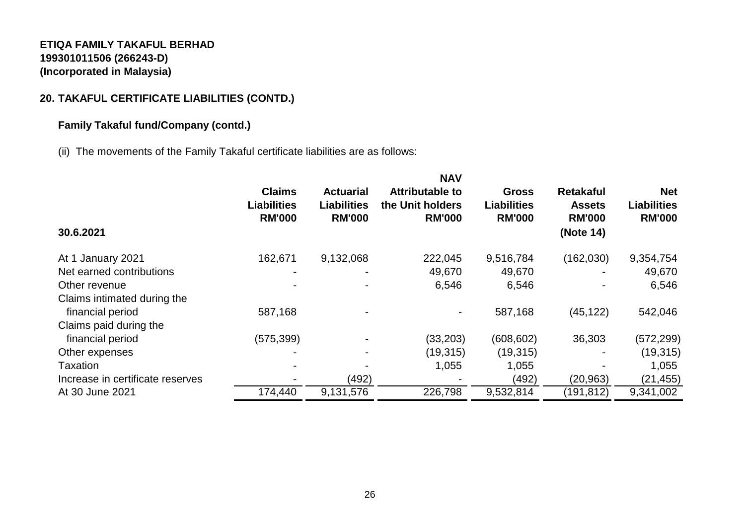**ETIQA FAMILY TAKAFUL BERHAD**
**199301011506 (266243-D)**
**(Incorporated in Malaysia)**

## 20. TAKAFUL CERTIFICATE LIABILITIES (CONTD.)

### Family Takaful fund/Company (contd.)

(ii) The movements of the Family Takaful certificate liabilities are as follows:

| 30.6.2021 | Claims Liabilities RM'000 | Actuarial Liabilities RM'000 | NAV Attributable to the Unit holders RM'000 | Gross Liabilities RM'000 | Retakaful Assets RM'000 (Note 14) | Net Liabilities RM'000 |
|---|---|---|---|---|---|---|
| At 1 January 2021 | 162,671 | 9,132,068 | 222,045 | 9,516,784 | (162,030) | 9,354,754 |
| Net earned contributions | - | - | 49,670 | 49,670 | - | 49,670 |
| Other revenue | - | - | 6,546 | 6,546 | - | 6,546 |
| Claims intimated during the financial period | 587,168 | - | - | 587,168 | (45,122) | 542,046 |
| Claims paid during the financial period | (575,399) | - | (33,203) | (608,602) | 36,303 | (572,299) |
| Other expenses | - | - | (19,315) | (19,315) | - | (19,315) |
| Taxation | - | - | 1,055 | 1,055 | - | 1,055 |
| Increase in certificate reserves | - | (492) | - | (492) | (20,963) | (21,455) |
| At 30 June 2021 | 174,440 | 9,131,576 | 226,798 | 9,532,814 | (191,812) | 9,341,002 |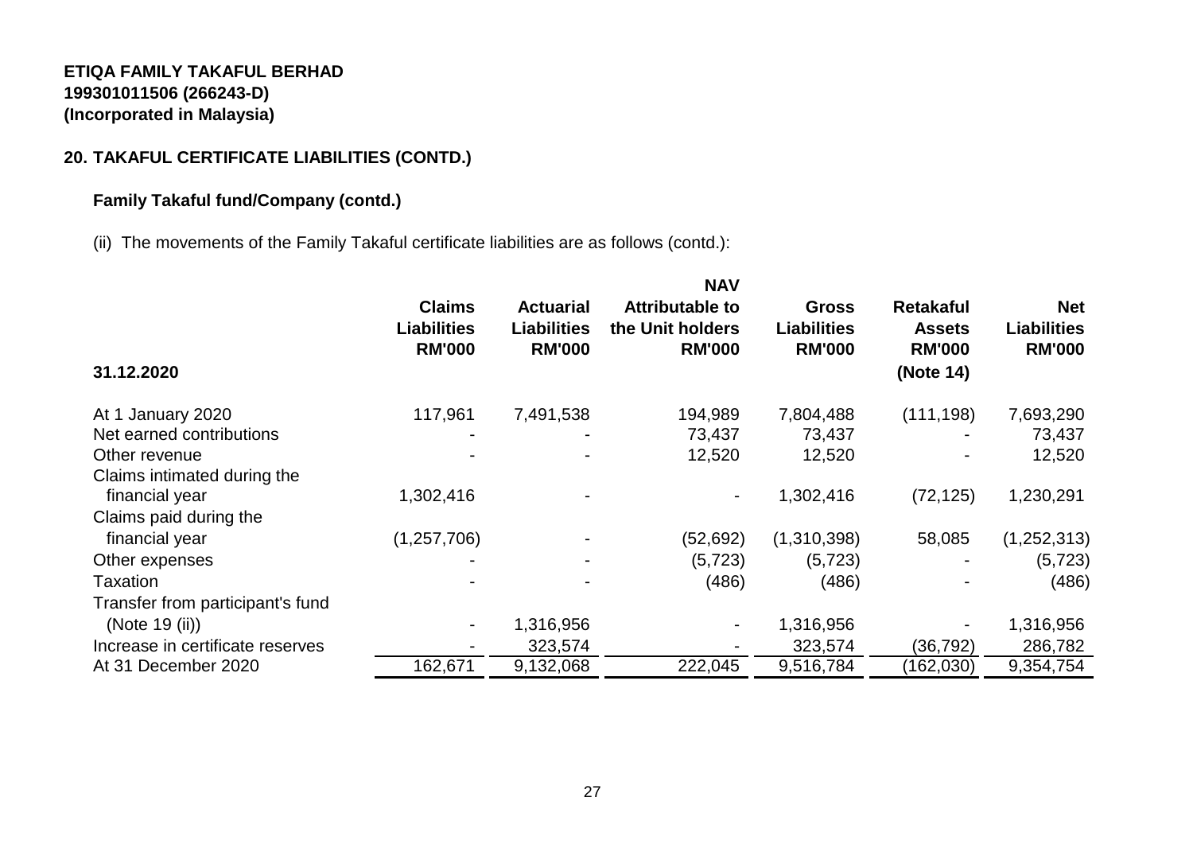**ETIQA FAMILY TAKAFUL BERHAD**
**199301011506 (266243-D)**
**(Incorporated in Malaysia)**

## 20. TAKAFUL CERTIFICATE LIABILITIES (CONTD.)

### Family Takaful fund/Company (contd.)

(ii) The movements of the Family Takaful certificate liabilities are as follows (contd.):

| 31.12.2020 | Claims Liabilities RM'000 | Actuarial Liabilities RM'000 | NAV Attributable to the Unit holders RM'000 | Gross Liabilities RM'000 | Retakaful Assets RM'000 (Note 14) | Net Liabilities RM'000 |
|---|---|---|---|---|---|---|
| At 1 January 2020 | 117,961 | 7,491,538 | 194,989 | 7,804,488 | (111,198) | 7,693,290 |
| Net earned contributions | - | - | 73,437 | 73,437 | - | 73,437 |
| Other revenue | - | - | 12,520 | 12,520 | - | 12,520 |
| Claims intimated during the financial year | 1,302,416 | - | - | 1,302,416 | (72,125) | 1,230,291 |
| Claims paid during the financial year | (1,257,706) | - | (52,692) | (1,310,398) | 58,085 | (1,252,313) |
| Other expenses | - | - | (5,723) | (5,723) | - | (5,723) |
| Taxation | - | - | (486) | (486) | - | (486) |
| Transfer from participant's fund (Note 19 (ii)) | - | 1,316,956 | - | 1,316,956 | - | 1,316,956 |
| Increase in certificate reserves | - | 323,574 | - | 323,574 | (36,792) | 286,782 |
| At 31 December 2020 | 162,671 | 9,132,068 | 222,045 | 9,516,784 | (162,030) | 9,354,754 |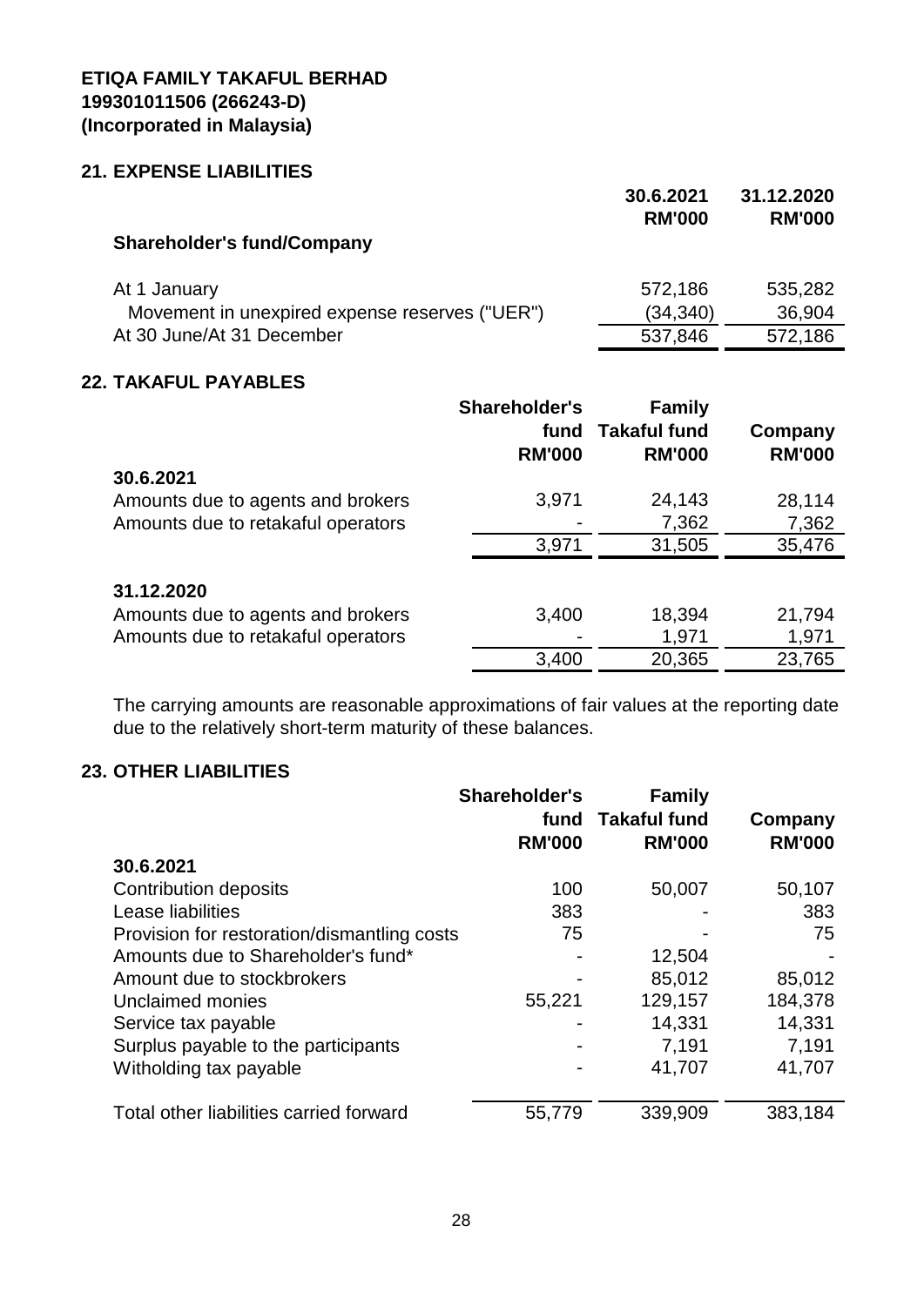**ETIQA FAMILY TAKAFUL BERHAD**
**199301011506 (266243-D)**
**(Incorporated in Malaysia)**

## 21. EXPENSE LIABILITIES

| | 30.6.2021 RM'000 | 31.12.2020 RM'000 |
|---|---|---|
| **Shareholder's fund/Company** | | |
| At 1 January | 572,186 | 535,282 |
| Movement in unexpired expense reserves ("UER") | (34,340) | 36,904 |
| At 30 June/At 31 December | 537,846 | 572,186 |

## 22. TAKAFUL PAYABLES

| | Shareholder's fund RM'000 | Family Takaful fund RM'000 | Company RM'000 |
|---|---|---|---|
| **30.6.2021** | | | |
| Amounts due to agents and brokers | 3,971 | 24,143 | 28,114 |
| Amounts due to retakaful operators | - | 7,362 | 7,362 |
| | 3,971 | 31,505 | 35,476 |
| **31.12.2020** | | | |
| Amounts due to agents and brokers | 3,400 | 18,394 | 21,794 |
| Amounts due to retakaful operators | - | 1,971 | 1,971 |
| | 3,400 | 20,365 | 23,765 |

The carrying amounts are reasonable approximations of fair values at the reporting date due to the relatively short-term maturity of these balances.

## 23. OTHER LIABILITIES

| | Shareholder's fund RM'000 | Family Takaful fund RM'000 | Company RM'000 |
|---|---|---|---|
| **30.6.2021** | | | |
| Contribution deposits | 100 | 50,007 | 50,107 |
| Lease liabilities | 383 | - | 383 |
| Provision for restoration/dismantling costs | 75 | - | 75 |
| Amounts due to Shareholder's fund* | - | 12,504 | - |
| Amount due to stockbrokers | - | 85,012 | 85,012 |
| Unclaimed monies | 55,221 | 129,157 | 184,378 |
| Service tax payable | - | 14,331 | 14,331 |
| Surplus payable to the participants | - | 7,191 | 7,191 |
| Witholding tax payable | - | 41,707 | 41,707 |
| Total other liabilities carried forward | 55,779 | 339,909 | 383,184 |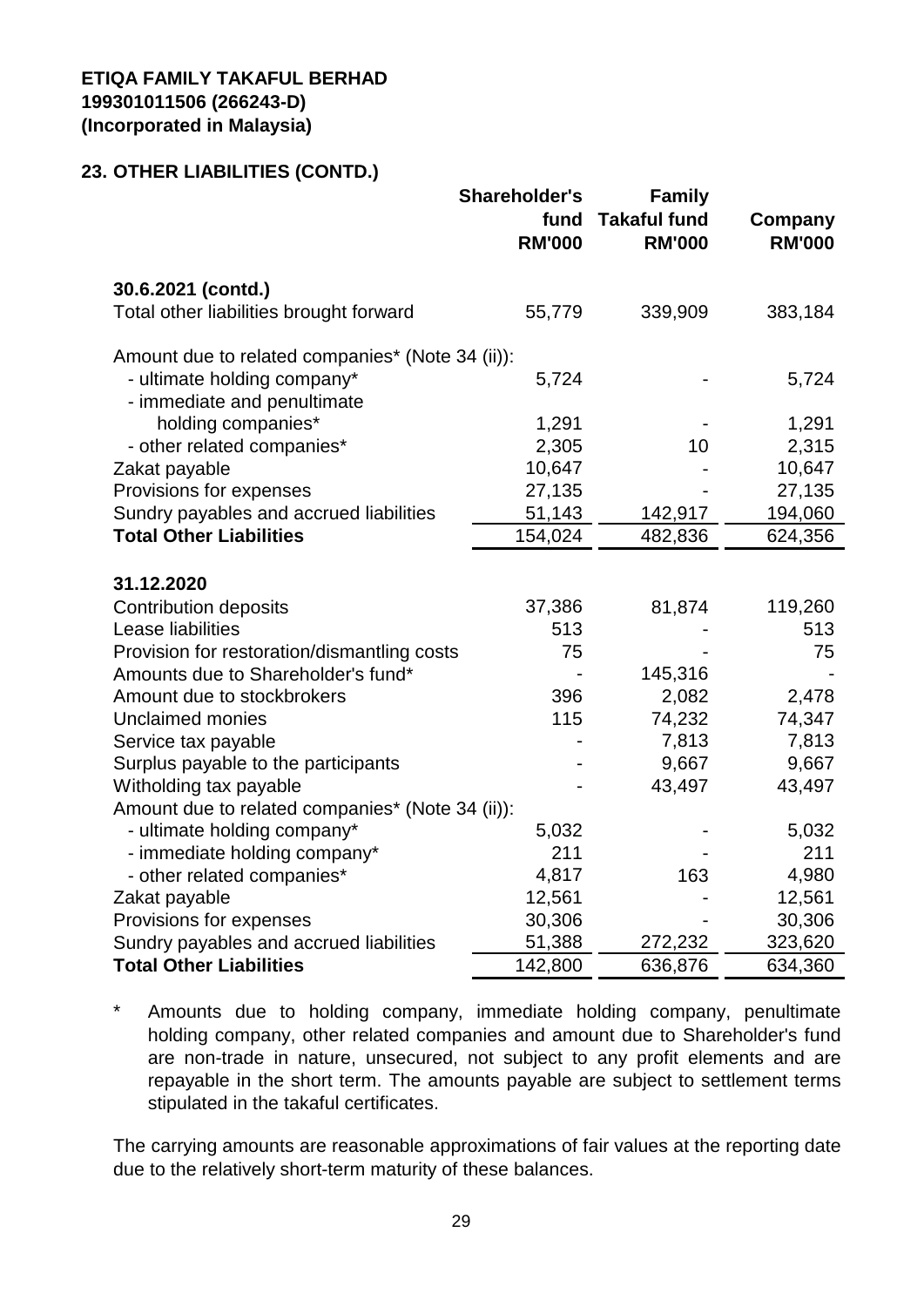**ETIQA FAMILY TAKAFUL BERHAD**
**199301011506 (266243-D)**
**(Incorporated in Malaysia)**

## 23. OTHER LIABILITIES (CONTD.)

| | Shareholder's fund RM'000 | Family Takaful fund RM'000 | Company RM'000 |
|---|---|---|---|
| **30.6.2021 (contd.)** | | | |
| Total other liabilities brought forward | 55,779 | 339,909 | 383,184 |
| Amount due to related companies* (Note 34 (ii)): | | | |
| - ultimate holding company* | 5,724 | - | 5,724 |
| - immediate and penultimate holding companies* | 1,291 | - | 1,291 |
| - other related companies* | 2,305 | 10 | 2,315 |
| Zakat payable | 10,647 | - | 10,647 |
| Provisions for expenses | 27,135 | - | 27,135 |
| Sundry payables and accrued liabilities | 51,143 | 142,917 | 194,060 |
| **Total Other Liabilities** | 154,024 | 482,836 | 624,356 |
| **31.12.2020** | | | |
| Contribution deposits | 37,386 | 81,874 | 119,260 |
| Lease liabilities | 513 | - | 513 |
| Provision for restoration/dismantling costs | 75 | - | 75 |
| Amounts due to Shareholder's fund* | - | 145,316 | - |
| Amount due to stockbrokers | 396 | 2,082 | 2,478 |
| Unclaimed monies | 115 | 74,232 | 74,347 |
| Service tax payable | - | 7,813 | 7,813 |
| Surplus payable to the participants | - | 9,667 | 9,667 |
| Witholding tax payable | - | 43,497 | 43,497 |
| Amount due to related companies* (Note 34 (ii)): | | | |
| - ultimate holding company* | 5,032 | - | 5,032 |
| - immediate holding company* | 211 | - | 211 |
| - other related companies* | 4,817 | 163 | 4,980 |
| Zakat payable | 12,561 | - | 12,561 |
| Provisions for expenses | 30,306 | - | 30,306 |
| Sundry payables and accrued liabilities | 51,388 | 272,232 | 323,620 |
| **Total Other Liabilities** | 142,800 | 636,876 | 634,360 |

\* Amounts due to holding company, immediate holding company, penultimate holding company, other related companies and amount due to Shareholder's fund are non-trade in nature, unsecured, not subject to any profit elements and are repayable in the short term. The amounts payable are subject to settlement terms stipulated in the takaful certificates.

The carrying amounts are reasonable approximations of fair values at the reporting date due to the relatively short-term maturity of these balances.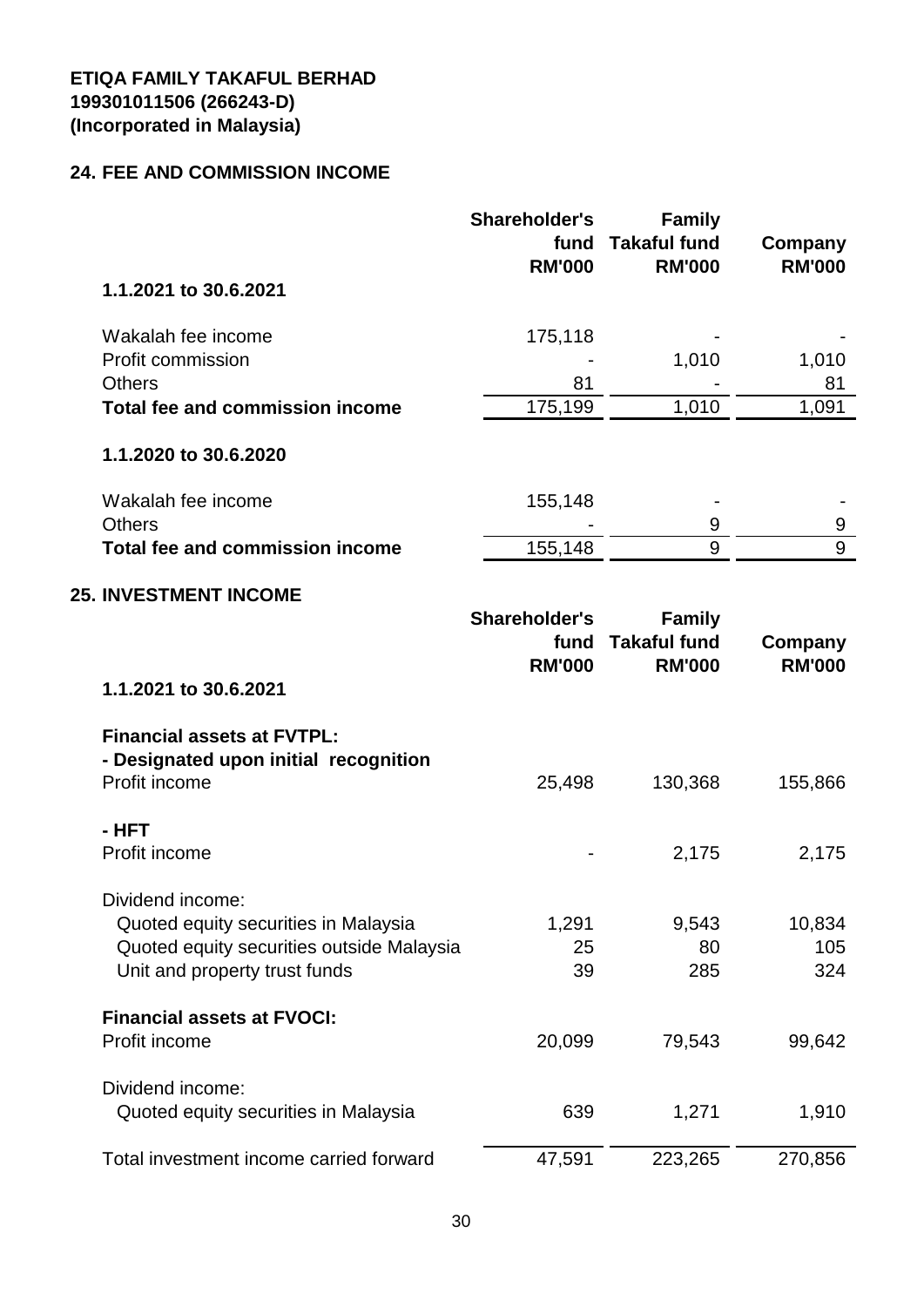**ETIQA FAMILY TAKAFUL BERHAD**
**199301011506 (266243-D)**
**(Incorporated in Malaysia)**

## 24. FEE AND COMMISSION INCOME

| | Shareholder's fund RM'000 | Family Takaful fund RM'000 | Company RM'000 |
|---|---|---|---|
| **1.1.2021 to 30.6.2021** | | | |
| Wakalah fee income | 175,118 | - | - |
| Profit commission | - | 1,010 | 1,010 |
| Others | 81 | - | 81 |
| **Total fee and commission income** | 175,199 | 1,010 | 1,091 |
| **1.1.2020 to 30.6.2020** | | | |
| Wakalah fee income | 155,148 | - | - |
| Others | - | 9 | 9 |
| **Total fee and commission income** | 155,148 | 9 | 9 |

## 25. INVESTMENT INCOME

| | Shareholder's fund RM'000 | Family Takaful fund RM'000 | Company RM'000 |
|---|---|---|---|
| **1.1.2021 to 30.6.2021** | | | |
| **Financial assets at FVTPL:** | | | |
| **- Designated upon initial recognition** | | | |
| Profit income | 25,498 | 130,368 | 155,866 |
| **- HFT** | | | |
| Profit income | - | 2,175 | 2,175 |
| Dividend income: | | | |
| Quoted equity securities in Malaysia | 1,291 | 9,543 | 10,834 |
| Quoted equity securities outside Malaysia | 25 | 80 | 105 |
| Unit and property trust funds | 39 | 285 | 324 |
| **Financial assets at FVOCI:** | | | |
| Profit income | 20,099 | 79,543 | 99,642 |
| Dividend income: | | | |
| Quoted equity securities in Malaysia | 639 | 1,271 | 1,910 |
| Total investment income carried forward | 47,591 | 223,265 | 270,856 |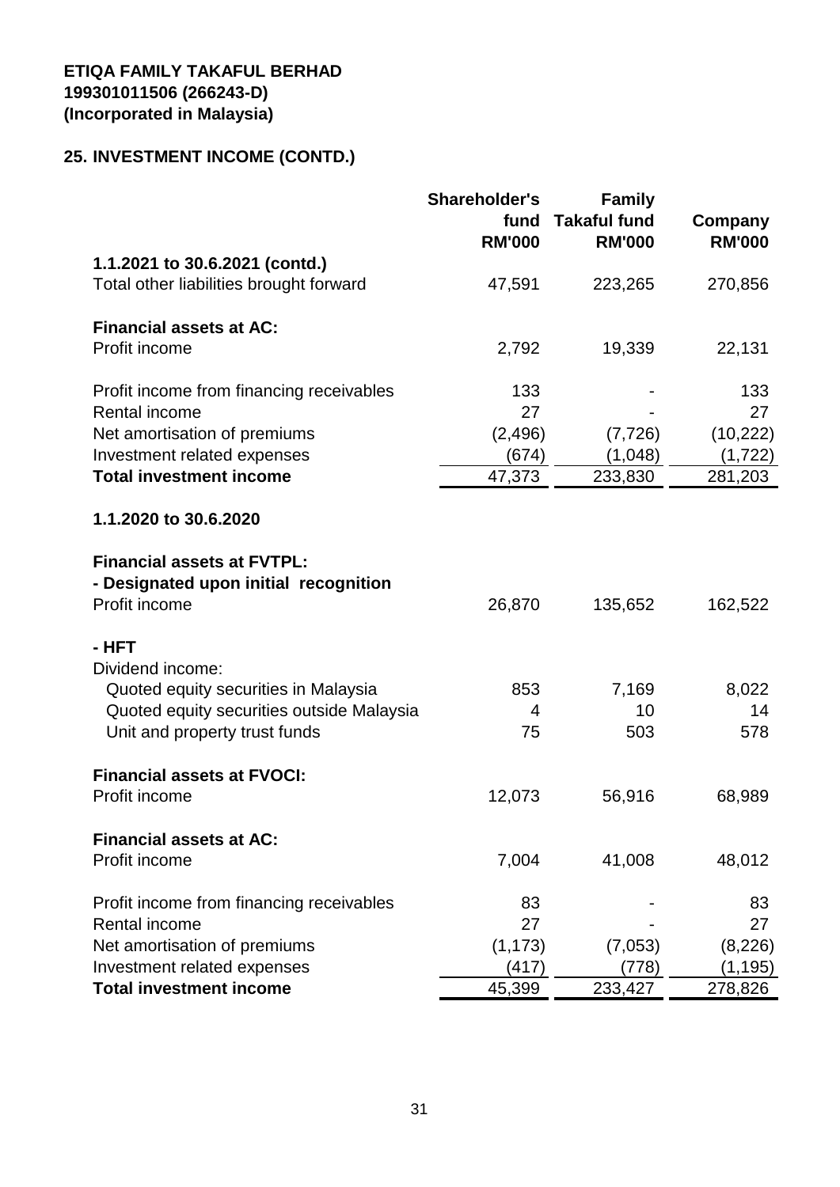**ETIQA FAMILY TAKAFUL BERHAD**
**199301011506 (266243-D)**
**(Incorporated in Malaysia)**

## 25. INVESTMENT INCOME (CONTD.)

| | Shareholder's fund RM'000 | Family Takaful fund RM'000 | Company RM'000 |
|---|---|---|---|
| **1.1.2021 to 30.6.2021 (contd.)** | | | |
| Total other liabilities brought forward | 47,591 | 223,265 | 270,856 |
| | | | |
| **Financial assets at AC:** | | | |
| Profit income | 2,792 | 19,339 | 22,131 |
| | | | |
| Profit income from financing receivables | 133 | - | 133 |
| Rental income | 27 | - | 27 |
| Net amortisation of premiums | (2,496) | (7,726) | (10,222) |
| Investment related expenses | (674) | (1,048) | (1,722) |
| **Total investment income** | 47,373 | 233,830 | 281,203 |
| | | | |
| **1.1.2020 to 30.6.2020** | | | |
| | | | |
| **Financial assets at FVTPL:** | | | |
| **- Designated upon initial recognition** | | | |
| Profit income | 26,870 | 135,652 | 162,522 |
| | | | |
| **- HFT** | | | |
| Dividend income: | | | |
| Quoted equity securities in Malaysia | 853 | 7,169 | 8,022 |
| Quoted equity securities outside Malaysia | 4 | 10 | 14 |
| Unit and property trust funds | 75 | 503 | 578 |
| | | | |
| **Financial assets at FVOCI:** | | | |
| Profit income | 12,073 | 56,916 | 68,989 |
| | | | |
| **Financial assets at AC:** | | | |
| Profit income | 7,004 | 41,008 | 48,012 |
| | | | |
| Profit income from financing receivables | 83 | - | 83 |
| Rental income | 27 | - | 27 |
| Net amortisation of premiums | (1,173) | (7,053) | (8,226) |
| Investment related expenses | (417) | (778) | (1,195) |
| **Total investment income** | 45,399 | 233,427 | 278,826 |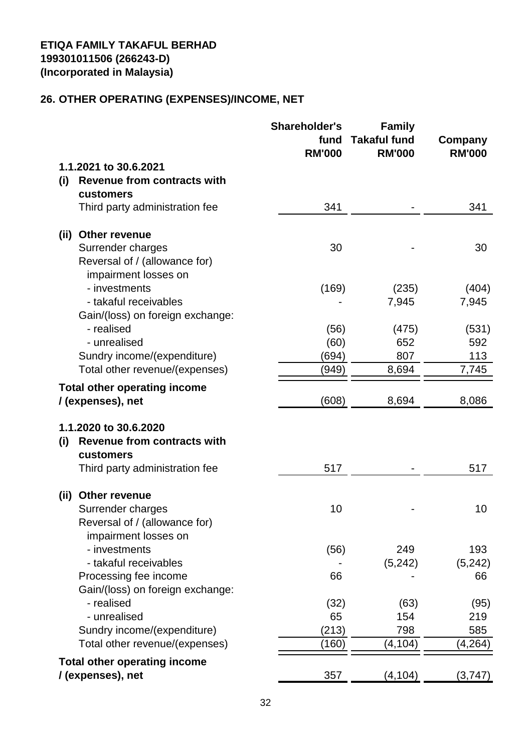ETIQA FAMILY TAKAFUL BERHAD
199301011506 (266243-D)
(Incorporated in Malaysia)

## 26. OTHER OPERATING (EXPENSES)/INCOME, NET

| | Shareholder's fund RM'000 | Family Takaful fund RM'000 | Company RM'000 |
|---|---|---|---|
| **1.1.2021 to 30.6.2021** | | | |
| **(i) Revenue from contracts with customers** | | | |
| Third party administration fee | 341 | - | 341 |
| **(ii) Other revenue** | | | |
| Surrender charges | 30 | - | 30 |
| Reversal of / (allowance for) impairment losses on | | | |
| - investments | (169) | (235) | (404) |
| - takaful receivables | - | 7,945 | 7,945 |
| Gain/(loss) on foreign exchange: | | | |
| - realised | (56) | (475) | (531) |
| - unrealised | (60) | 652 | 592 |
| Sundry income/(expenditure) | (694) | 807 | 113 |
| Total other revenue/(expenses) | (949) | 8,694 | 7,745 |
| **Total other operating income / (expenses), net** | (608) | 8,694 | 8,086 |
| **1.1.2020 to 30.6.2020** | | | |
| **(i) Revenue from contracts with customers** | | | |
| Third party administration fee | 517 | - | 517 |
| **(ii) Other revenue** | | | |
| Surrender charges | 10 | - | 10 |
| Reversal of / (allowance for) impairment losses on | | | |
| - investments | (56) | 249 | 193 |
| - takaful receivables | - | (5,242) | (5,242) |
| Processing fee income | 66 | - | 66 |
| Gain/(loss) on foreign exchange: | | | |
| - realised | (32) | (63) | (95) |
| - unrealised | 65 | 154 | 219 |
| Sundry income/(expenditure) | (213) | 798 | 585 |
| Total other revenue/(expenses) | (160) | (4,104) | (4,264) |
| **Total other operating income / (expenses), net** | 357 | (4,104) | (3,747) |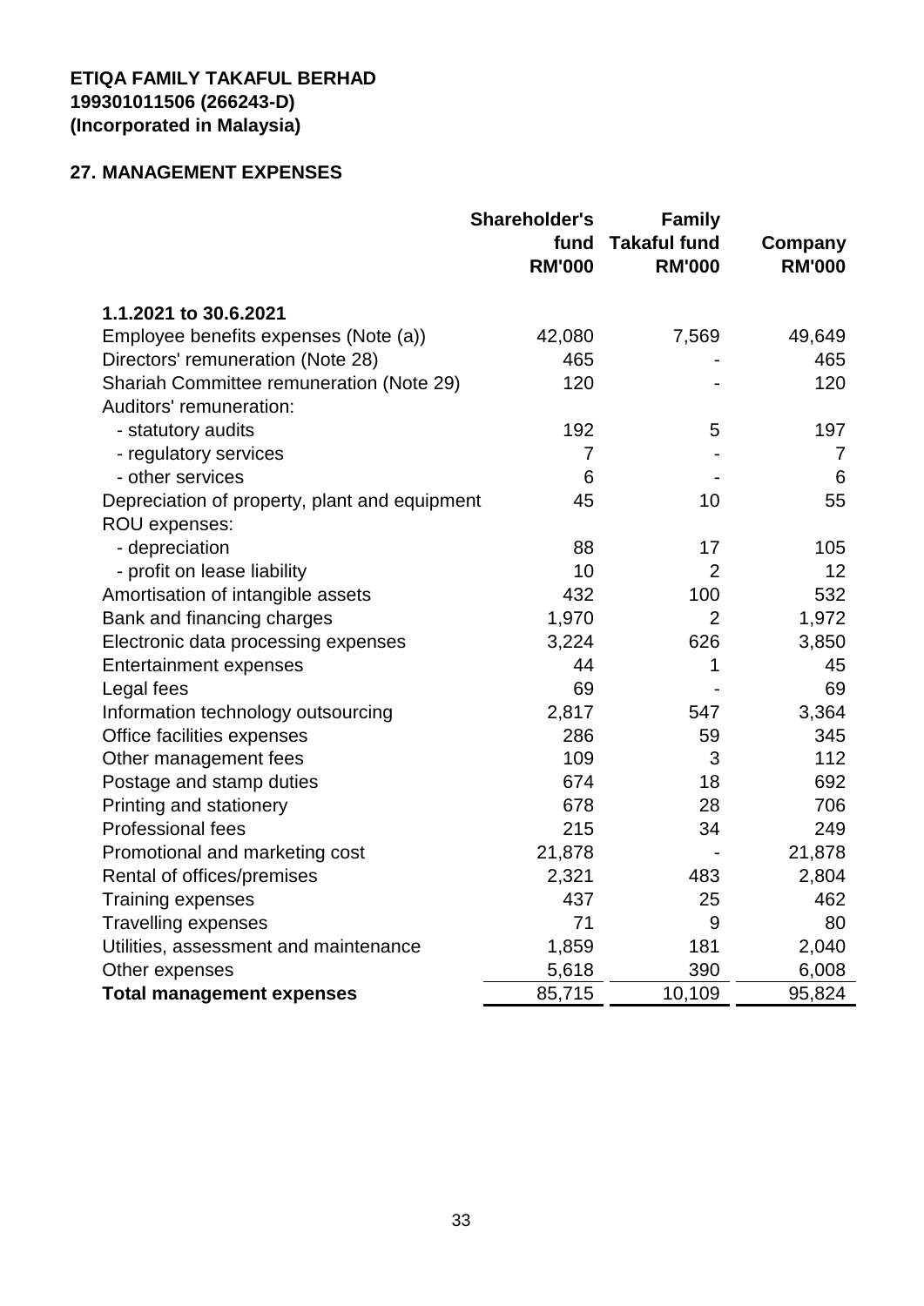**ETIQA FAMILY TAKAFUL BERHAD**
**199301011506 (266243-D)**
**(Incorporated in Malaysia)**

## 27. MANAGEMENT EXPENSES

| | Shareholder's fund RM'000 | Family Takaful fund RM'000 | Company RM'000 |
|---|---|---|---|
| **1.1.2021 to 30.6.2021** | | | |
| Employee benefits expenses (Note (a)) | 42,080 | 7,569 | 49,649 |
| Directors' remuneration (Note 28) | 465 | - | 465 |
| Shariah Committee remuneration (Note 29) | 120 | - | 120 |
| Auditors' remuneration: | | | |
| - statutory audits | 192 | 5 | 197 |
| - regulatory services | 7 | - | 7 |
| - other services | 6 | - | 6 |
| Depreciation of property, plant and equipment | 45 | 10 | 55 |
| ROU expenses: | | | |
| - depreciation | 88 | 17 | 105 |
| - profit on lease liability | 10 | 2 | 12 |
| Amortisation of intangible assets | 432 | 100 | 532 |
| Bank and financing charges | 1,970 | 2 | 1,972 |
| Electronic data processing expenses | 3,224 | 626 | 3,850 |
| Entertainment expenses | 44 | 1 | 45 |
| Legal fees | 69 | - | 69 |
| Information technology outsourcing | 2,817 | 547 | 3,364 |
| Office facilities expenses | 286 | 59 | 345 |
| Other management fees | 109 | 3 | 112 |
| Postage and stamp duties | 674 | 18 | 692 |
| Printing and stationery | 678 | 28 | 706 |
| Professional fees | 215 | 34 | 249 |
| Promotional and marketing cost | 21,878 | - | 21,878 |
| Rental of offices/premises | 2,321 | 483 | 2,804 |
| Training expenses | 437 | 25 | 462 |
| Travelling expenses | 71 | 9 | 80 |
| Utilities, assessment and maintenance | 1,859 | 181 | 2,040 |
| Other expenses | 5,618 | 390 | 6,008 |
| **Total management expenses** | 85,715 | 10,109 | 95,824 |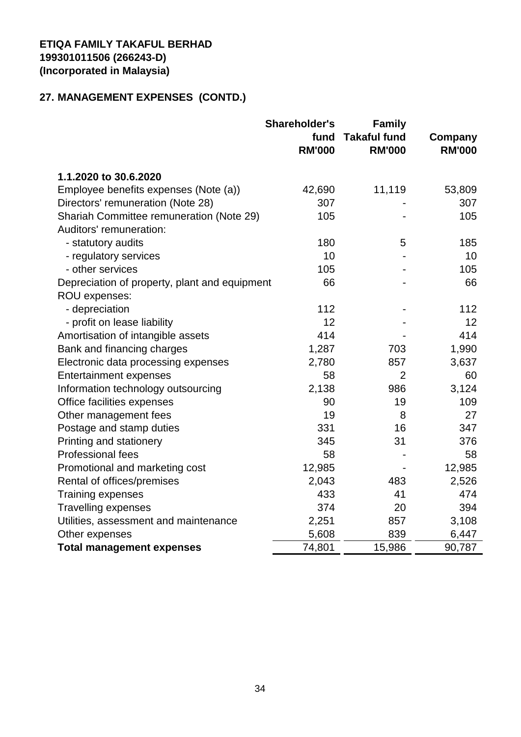**ETIQA FAMILY TAKAFUL BERHAD**
**199301011506 (266243-D)**
**(Incorporated in Malaysia)**

## 27. MANAGEMENT EXPENSES (CONTD.)

| | Shareholder's fund RM'000 | Family Takaful fund RM'000 | Company RM'000 |
|---|---|---|---|
| **1.1.2020 to 30.6.2020** | | | |
| Employee benefits expenses (Note (a)) | 42,690 | 11,119 | 53,809 |
| Directors' remuneration (Note 28) | 307 | - | 307 |
| Shariah Committee remuneration (Note 29) | 105 | - | 105 |
| Auditors' remuneration: | | | |
| - statutory audits | 180 | 5 | 185 |
| - regulatory services | 10 | - | 10 |
| - other services | 105 | - | 105 |
| Depreciation of property, plant and equipment | 66 | - | 66 |
| ROU expenses: | | | |
| - depreciation | 112 | - | 112 |
| - profit on lease liability | 12 | - | 12 |
| Amortisation of intangible assets | 414 | - | 414 |
| Bank and financing charges | 1,287 | 703 | 1,990 |
| Electronic data processing expenses | 2,780 | 857 | 3,637 |
| Entertainment expenses | 58 | 2 | 60 |
| Information technology outsourcing | 2,138 | 986 | 3,124 |
| Office facilities expenses | 90 | 19 | 109 |
| Other management fees | 19 | 8 | 27 |
| Postage and stamp duties | 331 | 16 | 347 |
| Printing and stationery | 345 | 31 | 376 |
| Professional fees | 58 | - | 58 |
| Promotional and marketing cost | 12,985 | - | 12,985 |
| Rental of offices/premises | 2,043 | 483 | 2,526 |
| Training expenses | 433 | 41 | 474 |
| Travelling expenses | 374 | 20 | 394 |
| Utilities, assessment and maintenance | 2,251 | 857 | 3,108 |
| Other expenses | 5,608 | 839 | 6,447 |
| **Total management expenses** | 74,801 | 15,986 | 90,787 |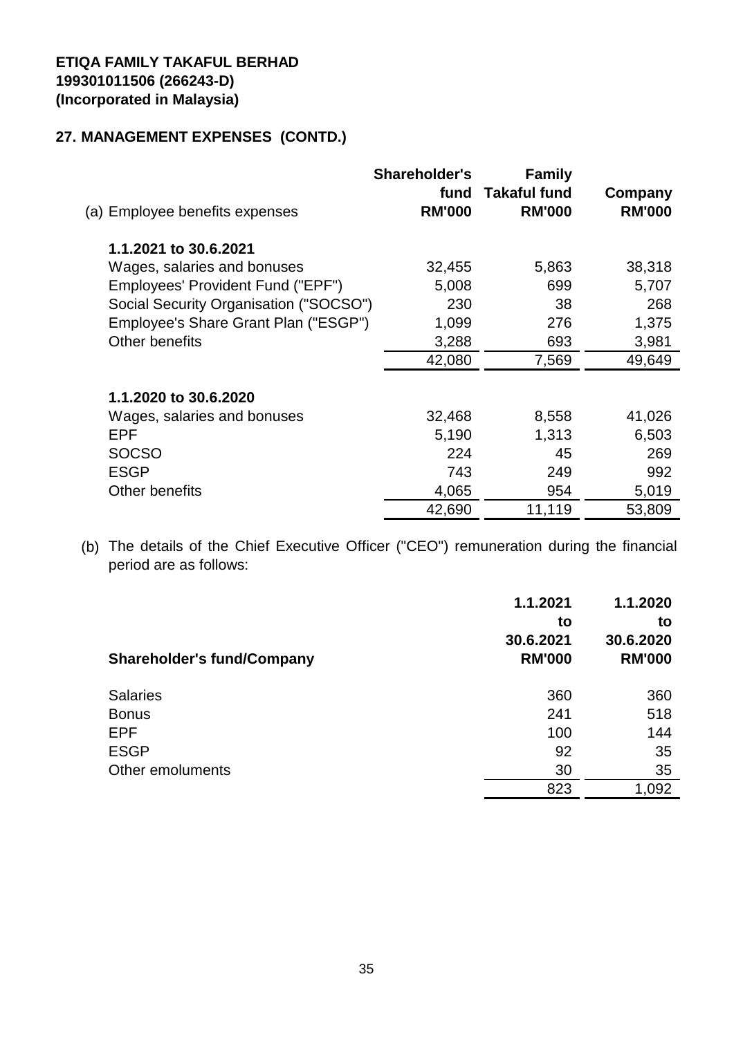**ETIQA FAMILY TAKAFUL BERHAD**
**199301011506 (266243-D)**
**(Incorporated in Malaysia)**

## 27. MANAGEMENT EXPENSES (CONTD.)

| (a) Employee benefits expenses | Shareholder's fund RM'000 | Family Takaful fund RM'000 | Company RM'000 |
|---|---|---|---|
| **1.1.2021 to 30.6.2021** | | | |
| Wages, salaries and bonuses | 32,455 | 5,863 | 38,318 |
| Employees' Provident Fund ("EPF") | 5,008 | 699 | 5,707 |
| Social Security Organisation ("SOCSO") | 230 | 38 | 268 |
| Employee's Share Grant Plan ("ESGP") | 1,099 | 276 | 1,375 |
| Other benefits | 3,288 | 693 | 3,981 |
| | 42,080 | 7,569 | 49,649 |
| **1.1.2020 to 30.6.2020** | | | |
| Wages, salaries and bonuses | 32,468 | 8,558 | 41,026 |
| EPF | 5,190 | 1,313 | 6,503 |
| SOCSO | 224 | 45 | 269 |
| ESGP | 743 | 249 | 992 |
| Other benefits | 4,065 | 954 | 5,019 |
| | 42,690 | 11,119 | 53,809 |

(b) The details of the Chief Executive Officer ("CEO") remuneration during the financial period are as follows:

| Shareholder's fund/Company | 1.1.2021 to 30.6.2021 RM'000 | 1.1.2020 to 30.6.2020 RM'000 |
|---|---|---|
| Salaries | 360 | 360 |
| Bonus | 241 | 518 |
| EPF | 100 | 144 |
| ESGP | 92 | 35 |
| Other emoluments | 30 | 35 |
| | 823 | 1,092 |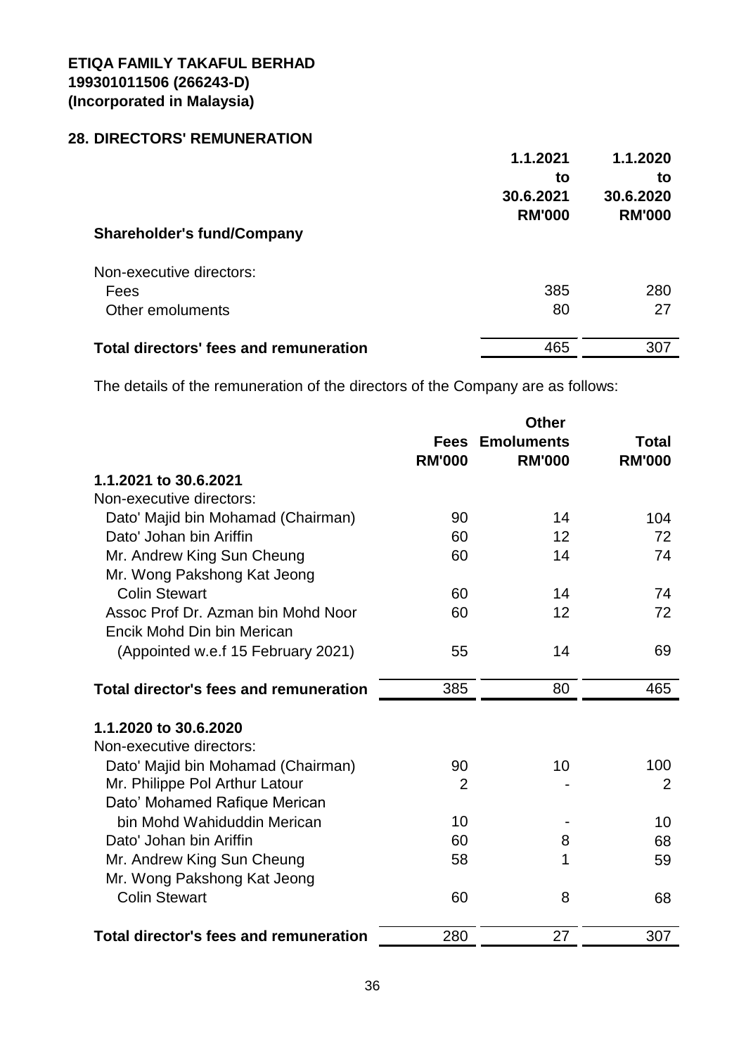**ETIQA FAMILY TAKAFUL BERHAD**
**199301011506 (266243-D)**
**(Incorporated in Malaysia)**

## 28. DIRECTORS' REMUNERATION

| | 1.1.2021 to 30.6.2021 RM'000 | 1.1.2020 to 30.6.2020 RM'000 |
|---|---|---|
| **Shareholder's fund/Company** | | |
| Non-executive directors: | | |
| Fees | 385 | 280 |
| Other emoluments | 80 | 27 |
| **Total directors' fees and remuneration** | 465 | 307 |

The details of the remuneration of the directors of the Company are as follows:

| | Fees RM'000 | Other Emoluments RM'000 | Total RM'000 |
|---|---|---|---|
| **1.1.2021 to 30.6.2021** | | | |
| Non-executive directors: | | | |
| Dato' Majid bin Mohamad (Chairman) | 90 | 14 | 104 |
| Dato' Johan bin Ariffin | 60 | 12 | 72 |
| Mr. Andrew King Sun Cheung | 60 | 14 | 74 |
| Mr. Wong Pakshong Kat Jeong Colin Stewart | 60 | 14 | 74 |
| Assoc Prof Dr. Azman bin Mohd Noor | 60 | 12 | 72 |
| Encik Mohd Din bin Merican (Appointed w.e.f 15 February 2021) | 55 | 14 | 69 |
| **Total director's fees and remuneration** | 385 | 80 | 465 |
| **1.1.2020 to 30.6.2020** | | | |
| Non-executive directors: | | | |
| Dato' Majid bin Mohamad (Chairman) | 90 | 10 | 100 |
| Mr. Philippe Pol Arthur Latour | 2 | - | 2 |
| Dato' Mohamed Rafique Merican bin Mohd Wahiduddin Merican | 10 | - | 10 |
| Dato' Johan bin Ariffin | 60 | 8 | 68 |
| Mr. Andrew King Sun Cheung | 58 | 1 | 59 |
| Mr. Wong Pakshong Kat Jeong Colin Stewart | 60 | 8 | 68 |
| **Total director's fees and remuneration** | 280 | 27 | 307 |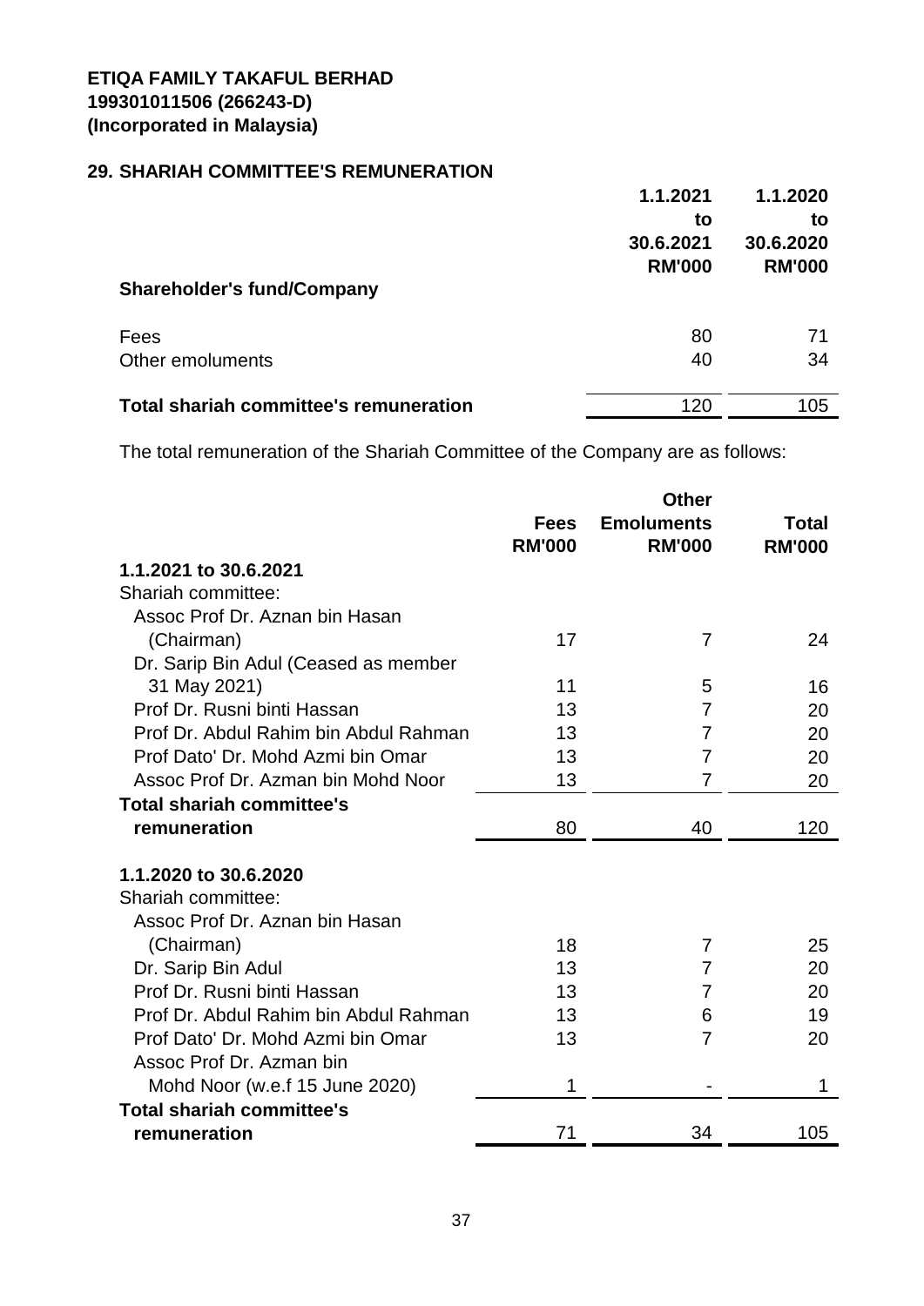**ETIQA FAMILY TAKAFUL BERHAD**
**199301011506 (266243-D)**
**(Incorporated in Malaysia)**

## 29. SHARIAH COMMITTEE'S REMUNERATION

| | 1.1.2021 to 30.6.2021 RM'000 | 1.1.2020 to 30.6.2020 RM'000 |
|---|---|---|
| **Shareholder's fund/Company** | | |
| Fees | 80 | 71 |
| Other emoluments | 40 | 34 |
| **Total shariah committee's remuneration** | 120 | 105 |

The total remuneration of the Shariah Committee of the Company are as follows:

| | Fees RM'000 | Other Emoluments RM'000 | Total RM'000 |
|---|---|---|---|
| **1.1.2021 to 30.6.2021** | | | |
| Shariah committee: | | | |
| Assoc Prof Dr. Aznan bin Hasan (Chairman) | 17 | 7 | 24 |
| Dr. Sarip Bin Adul (Ceased as member 31 May 2021) | 11 | 5 | 16 |
| Prof Dr. Rusni binti Hassan | 13 | 7 | 20 |
| Prof Dr. Abdul Rahim bin Abdul Rahman | 13 | 7 | 20 |
| Prof Dato' Dr. Mohd Azmi bin Omar | 13 | 7 | 20 |
| Assoc Prof Dr. Azman bin Mohd Noor | 13 | 7 | 20 |
| **Total shariah committee's remuneration** | 80 | 40 | 120 |
| **1.1.2020 to 30.6.2020** | | | |
| Shariah committee: | | | |
| Assoc Prof Dr. Aznan bin Hasan (Chairman) | 18 | 7 | 25 |
| Dr. Sarip Bin Adul | 13 | 7 | 20 |
| Prof Dr. Rusni binti Hassan | 13 | 7 | 20 |
| Prof Dr. Abdul Rahim bin Abdul Rahman | 13 | 6 | 19 |
| Prof Dato' Dr. Mohd Azmi bin Omar | 13 | 7 | 20 |
| Assoc Prof Dr. Azman bin Mohd Noor (w.e.f 15 June 2020) | 1 | - | 1 |
| **Total shariah committee's remuneration** | 71 | 34 | 105 |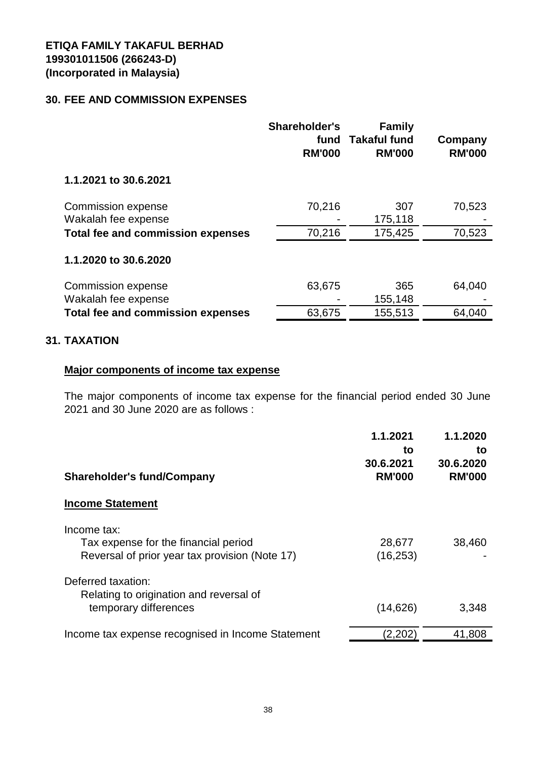**ETIQA FAMILY TAKAFUL BERHAD**
**199301011506 (266243-D)**
**(Incorporated in Malaysia)**

## 30. FEE AND COMMISSION EXPENSES

| | Shareholder's fund RM'000 | Family Takaful fund RM'000 | Company RM'000 |
|---|---|---|---|
| **1.1.2021 to 30.6.2021** | | | |
| Commission expense | 70,216 | 307 | 70,523 |
| Wakalah fee expense | - | 175,118 | - |
| **Total fee and commission expenses** | 70,216 | 175,425 | 70,523 |
| **1.1.2020 to 30.6.2020** | | | |
| Commission expense | 63,675 | 365 | 64,040 |
| Wakalah fee expense | - | 155,148 | - |
| **Total fee and commission expenses** | 63,675 | 155,513 | 64,040 |

## 31. TAXATION

**Major components of income tax expense**

The major components of income tax expense for the financial period ended 30 June 2021 and 30 June 2020 are as follows :

| **Shareholder's fund/Company** | 1.1.2021 to 30.6.2021 RM'000 | 1.1.2020 to 30.6.2020 RM'000 |
|---|---|---|
| **Income Statement** | | |
| Income tax: | | |
| Tax expense for the financial period | 28,677 | 38,460 |
| Reversal of prior year tax provision (Note 17) | (16,253) | - |
| Deferred taxation: | | |
| Relating to origination and reversal of temporary differences | (14,626) | 3,348 |
| Income tax expense recognised in Income Statement | (2,202) | 41,808 |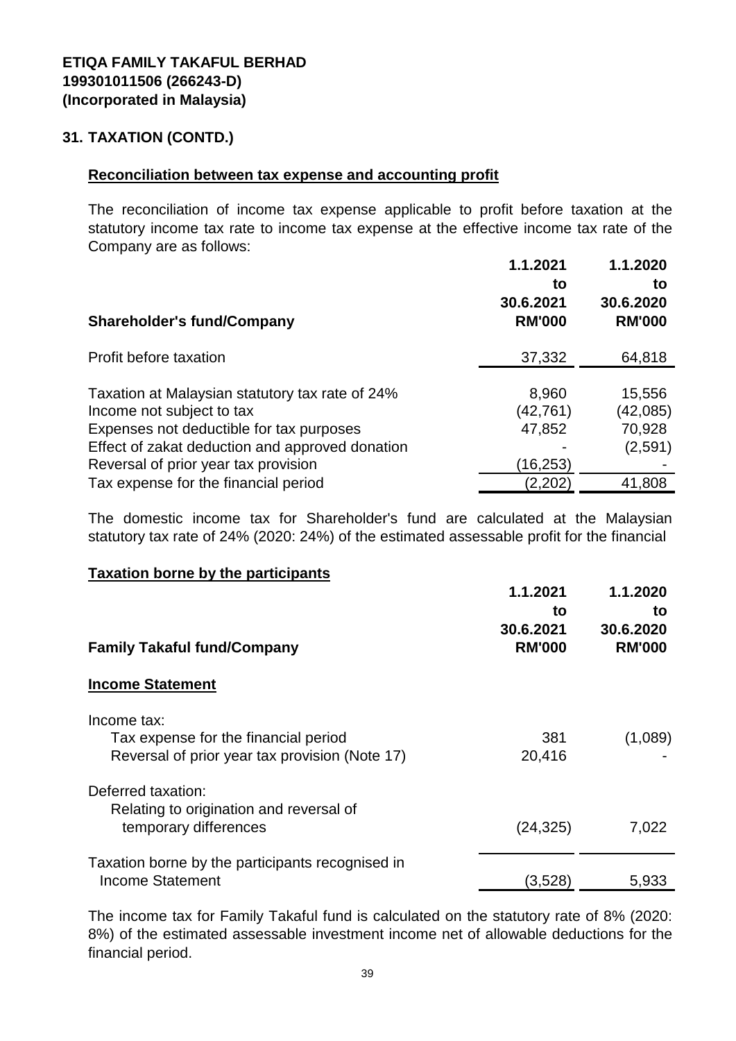**ETIQA FAMILY TAKAFUL BERHAD**
**199301011506 (266243-D)**
**(Incorporated in Malaysia)**

## 31. TAXATION (CONTD.)

### Reconciliation between tax expense and accounting profit

The reconciliation of income tax expense applicable to profit before taxation at the statutory income tax rate to income tax expense at the effective income tax rate of the Company are as follows:

| **Shareholder's fund/Company** | **1.1.2021 to 30.6.2021 RM'000** | **1.1.2020 to 30.6.2020 RM'000** |
|---|---|---|
| Profit before taxation | 37,332 | 64,818 |
| Taxation at Malaysian statutory tax rate of 24% | 8,960 | 15,556 |
| Income not subject to tax | (42,761) | (42,085) |
| Expenses not deductible for tax purposes | 47,852 | 70,928 |
| Effect of zakat deduction and approved donation | - | (2,591) |
| Reversal of prior year tax provision | (16,253) | - |
| Tax expense for the financial period | (2,202) | 41,808 |

The domestic income tax for Shareholder's fund are calculated at the Malaysian statutory tax rate of 24% (2020: 24%) of the estimated assessable profit for the financial

### Taxation borne by the participants

| **Family Takaful fund/Company** | **1.1.2021 to 30.6.2021 RM'000** | **1.1.2020 to 30.6.2020 RM'000** |
|---|---|---|
| **Income Statement** | | |
| Income tax: | | |
| Tax expense for the financial period | 381 | (1,089) |
| Reversal of prior year tax provision (Note 17) | 20,416 | - |
| Deferred taxation: | | |
| Relating to origination and reversal of temporary differences | (24,325) | 7,022 |
| Taxation borne by the participants recognised in Income Statement | (3,528) | 5,933 |

The income tax for Family Takaful fund is calculated on the statutory rate of 8% (2020: 8%) of the estimated assessable investment income net of allowable deductions for the financial period.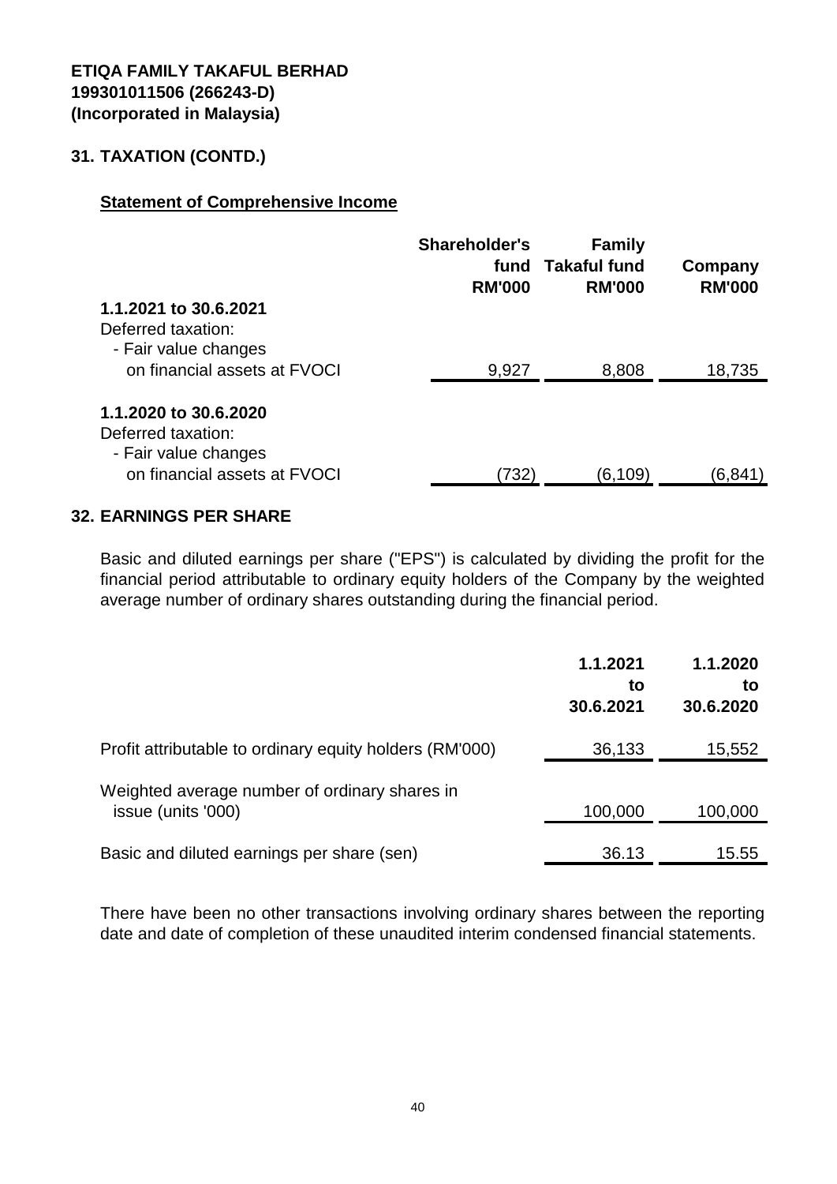**ETIQA FAMILY TAKAFUL BERHAD**
**199301011506 (266243-D)**
**(Incorporated in Malaysia)**

## 31. TAXATION (CONTD.)

**Statement of Comprehensive Income**

| | Shareholder's fund RM'000 | Family Takaful fund RM'000 | Company RM'000 |
|---|---|---|---|
| **1.1.2021 to 30.6.2021** | | | |
| Deferred taxation: | | | |
| - Fair value changes on financial assets at FVOCI | 9,927 | 8,808 | 18,735 |
| **1.1.2020 to 30.6.2020** | | | |
| Deferred taxation: | | | |
| - Fair value changes on financial assets at FVOCI | (732) | (6,109) | (6,841) |

## 32. EARNINGS PER SHARE

Basic and diluted earnings per share ("EPS") is calculated by dividing the profit for the financial period attributable to ordinary equity holders of the Company by the weighted average number of ordinary shares outstanding during the financial period.

| | 1.1.2021 to 30.6.2021 | 1.1.2020 to 30.6.2020 |
|---|---|---|
| Profit attributable to ordinary equity holders (RM'000) | 36,133 | 15,552 |
| Weighted average number of ordinary shares in issue (units '000) | 100,000 | 100,000 |
| Basic and diluted earnings per share (sen) | 36.13 | 15.55 |

There have been no other transactions involving ordinary shares between the reporting date and date of completion of these unaudited interim condensed financial statements.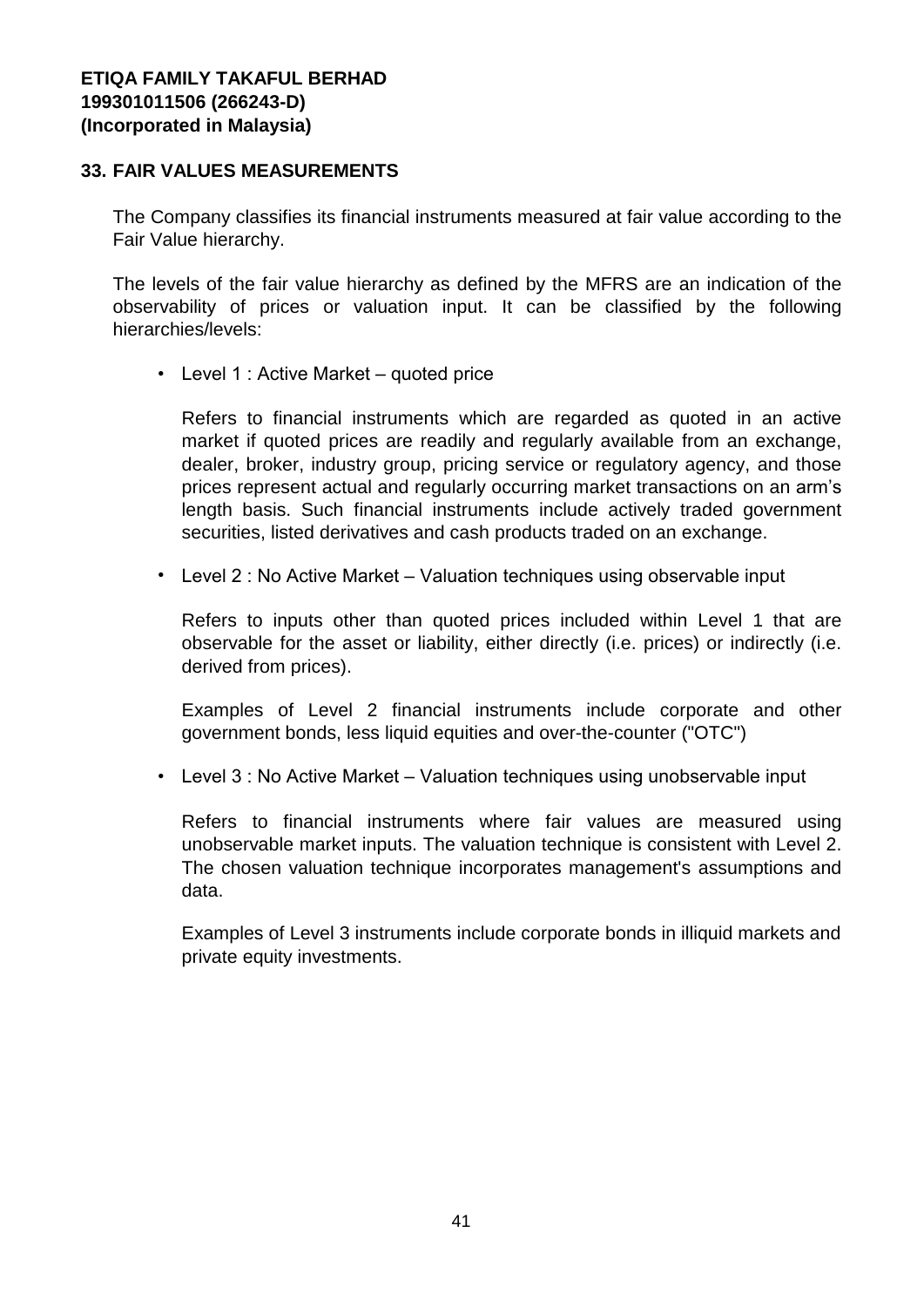**ETIQA FAMILY TAKAFUL BERHAD**
**199301011506 (266243-D)**
**(Incorporated in Malaysia)**

## 33. FAIR VALUES MEASUREMENTS

The Company classifies its financial instruments measured at fair value according to the Fair Value hierarchy.

The levels of the fair value hierarchy as defined by the MFRS are an indication of the observability of prices or valuation input. It can be classified by the following hierarchies/levels:

- Level 1 : Active Market – quoted price

  Refers to financial instruments which are regarded as quoted in an active market if quoted prices are readily and regularly available from an exchange, dealer, broker, industry group, pricing service or regulatory agency, and those prices represent actual and regularly occurring market transactions on an arm's length basis. Such financial instruments include actively traded government securities, listed derivatives and cash products traded on an exchange.

- Level 2 : No Active Market – Valuation techniques using observable input

  Refers to inputs other than quoted prices included within Level 1 that are observable for the asset or liability, either directly (i.e. prices) or indirectly (i.e. derived from prices).

  Examples of Level 2 financial instruments include corporate and other government bonds, less liquid equities and over-the-counter ("OTC")

- Level 3 : No Active Market – Valuation techniques using unobservable input

  Refers to financial instruments where fair values are measured using unobservable market inputs. The valuation technique is consistent with Level 2. The chosen valuation technique incorporates management's assumptions and data.

  Examples of Level 3 instruments include corporate bonds in illiquid markets and private equity investments.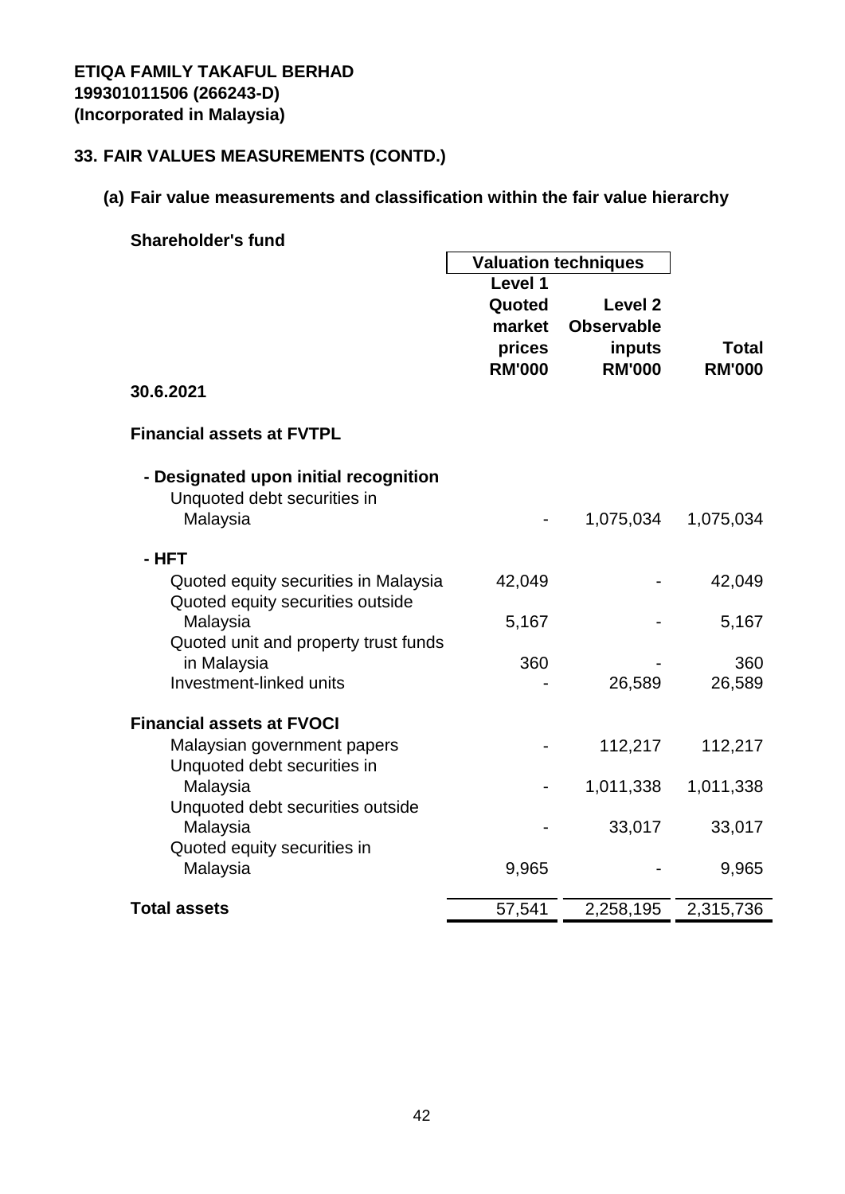**ETIQA FAMILY TAKAFUL BERHAD**
**199301011506 (266243-D)**
**(Incorporated in Malaysia)**

## 33. FAIR VALUES MEASUREMENTS (CONTD.)

### (a) Fair value measurements and classification within the fair value hierarchy

**Shareholder's fund**

| | Valuation techniques | | |
|---|---|---|---|
| | Level 1 Quoted market prices RM'000 | Level 2 Observable inputs RM'000 | Total RM'000 |
| **30.6.2021** | | | |
| **Financial assets at FVTPL** | | | |
| **- Designated upon initial recognition** | | | |
| Unquoted debt securities in Malaysia | - | 1,075,034 | 1,075,034 |
| **- HFT** | | | |
| Quoted equity securities in Malaysia | 42,049 | - | 42,049 |
| Quoted equity securities outside Malaysia | 5,167 | - | 5,167 |
| Quoted unit and property trust funds in Malaysia | 360 | - | 360 |
| Investment-linked units | - | 26,589 | 26,589 |
| **Financial assets at FVOCI** | | | |
| Malaysian government papers | - | 112,217 | 112,217 |
| Unquoted debt securities in Malaysia | - | 1,011,338 | 1,011,338 |
| Unquoted debt securities outside Malaysia | - | 33,017 | 33,017 |
| Quoted equity securities in Malaysia | 9,965 | - | 9,965 |
| **Total assets** | 57,541 | 2,258,195 | 2,315,736 |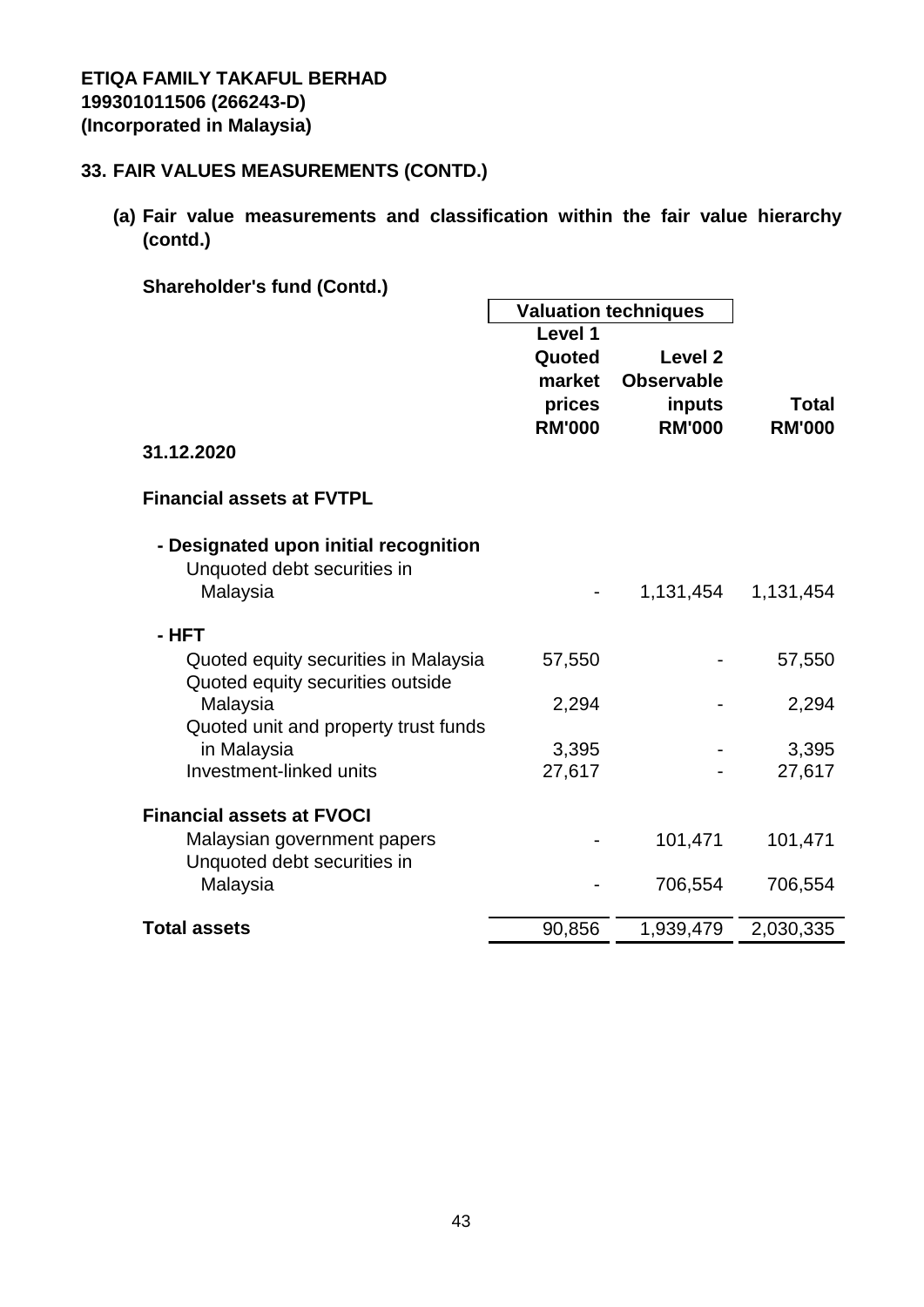**ETIQA FAMILY TAKAFUL BERHAD**
**199301011506 (266243-D)**
**(Incorporated in Malaysia)**

## 33. FAIR VALUES MEASUREMENTS (CONTD.)

### (a) Fair value measurements and classification within the fair value hierarchy (contd.)

**Shareholder's fund (Contd.)**

| | Valuation techniques | | |
|---|---|---|---|
| | **Level 1 Quoted market prices RM'000** | **Level 2 Observable inputs RM'000** | **Total RM'000** |
| **31.12.2020** | | | |
| **Financial assets at FVTPL** | | | |
| **- Designated upon initial recognition** | | | |
| Unquoted debt securities in Malaysia | - | 1,131,454 | 1,131,454 |
| **- HFT** | | | |
| Quoted equity securities in Malaysia | 57,550 | - | 57,550 |
| Quoted equity securities outside Malaysia | 2,294 | - | 2,294 |
| Quoted unit and property trust funds in Malaysia | 3,395 | - | 3,395 |
| Investment-linked units | 27,617 | - | 27,617 |
| **Financial assets at FVOCI** | | | |
| Malaysian government papers | - | 101,471 | 101,471 |
| Unquoted debt securities in Malaysia | - | 706,554 | 706,554 |
| **Total assets** | 90,856 | 1,939,479 | 2,030,335 |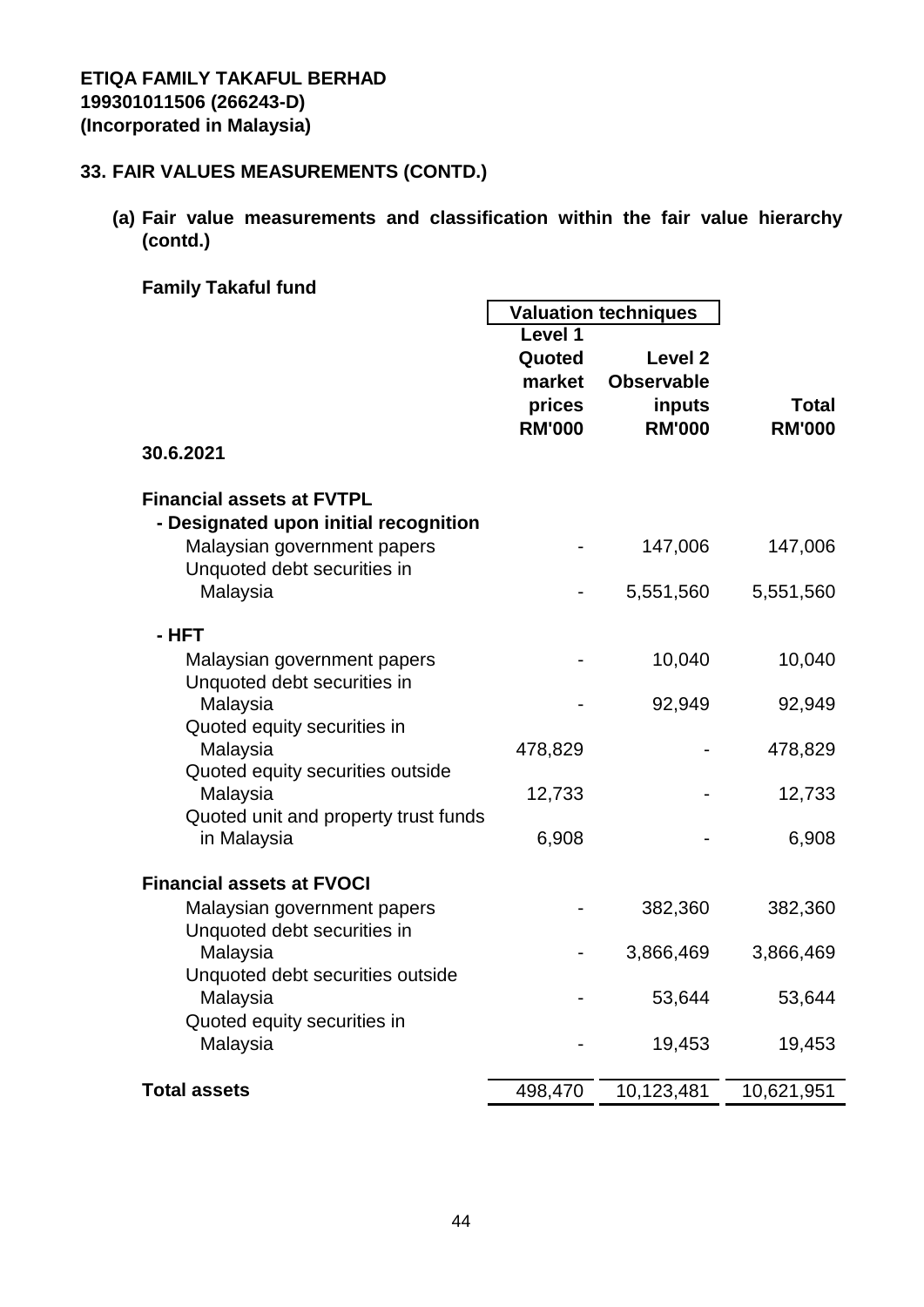**ETIQA FAMILY TAKAFUL BERHAD**
**199301011506 (266243-D)**
**(Incorporated in Malaysia)**

## 33. FAIR VALUES MEASUREMENTS (CONTD.)

### (a) Fair value measurements and classification within the fair value hierarchy (contd.)

**Family Takaful fund**

| | Valuation techniques | | |
|---|---|---|---|
| | Level 1 Quoted market prices RM'000 | Level 2 Observable inputs RM'000 | Total RM'000 |
| **30.6.2021** | | | |
| **Financial assets at FVTPL** | | | |
| **- Designated upon initial recognition** | | | |
| Malaysian government papers | - | 147,006 | 147,006 |
| Unquoted debt securities in Malaysia | - | 5,551,560 | 5,551,560 |
| **- HFT** | | | |
| Malaysian government papers | - | 10,040 | 10,040 |
| Unquoted debt securities in Malaysia | - | 92,949 | 92,949 |
| Quoted equity securities in Malaysia | 478,829 | - | 478,829 |
| Quoted equity securities outside Malaysia | 12,733 | - | 12,733 |
| Quoted unit and property trust funds in Malaysia | 6,908 | - | 6,908 |
| **Financial assets at FVOCI** | | | |
| Malaysian government papers | - | 382,360 | 382,360 |
| Unquoted debt securities in Malaysia | - | 3,866,469 | 3,866,469 |
| Unquoted debt securities outside Malaysia | - | 53,644 | 53,644 |
| Quoted equity securities in Malaysia | - | 19,453 | 19,453 |
| **Total assets** | 498,470 | 10,123,481 | 10,621,951 |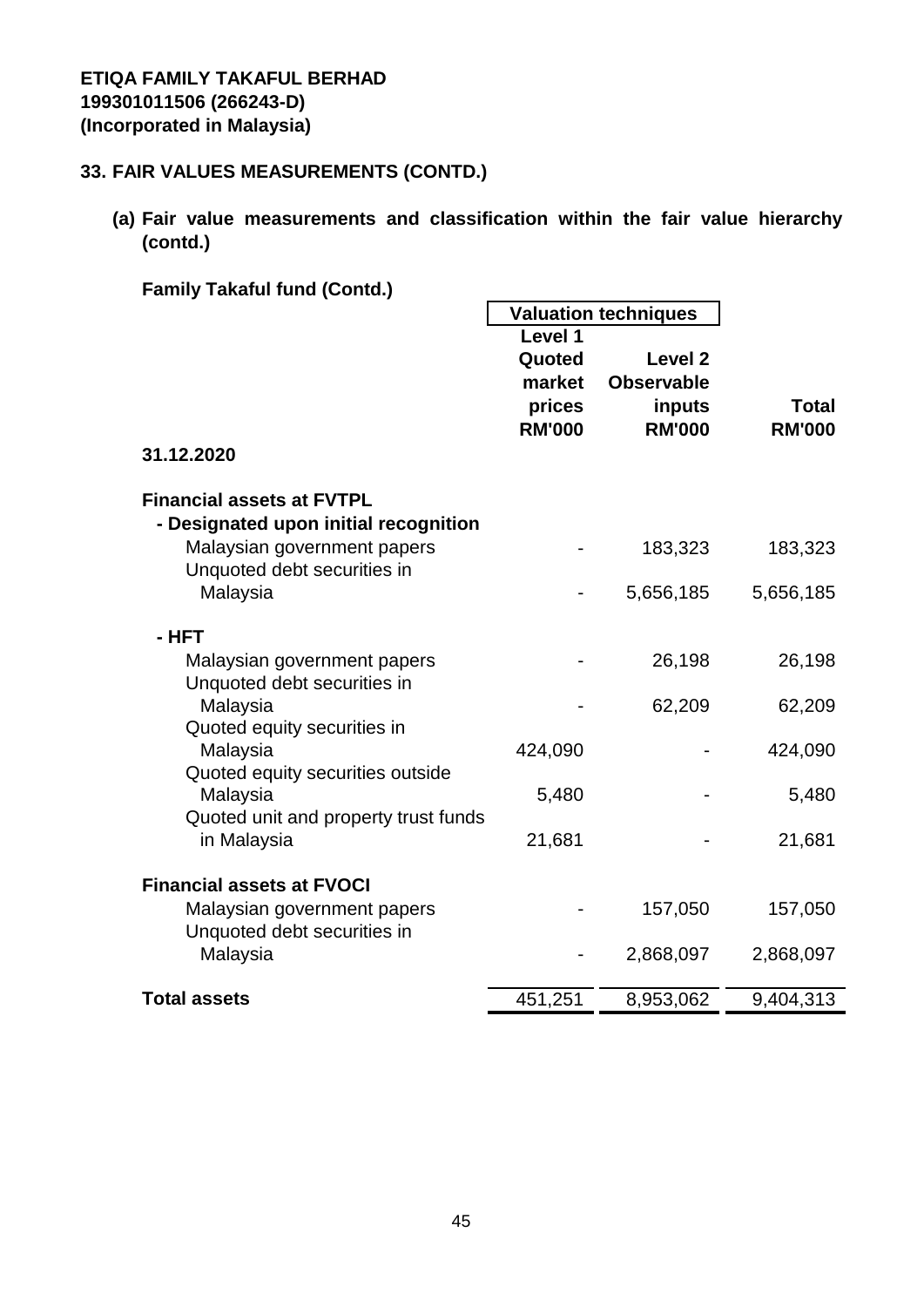**ETIQA FAMILY TAKAFUL BERHAD**
**199301011506 (266243-D)**
**(Incorporated in Malaysia)**

## 33. FAIR VALUES MEASUREMENTS (CONTD.)

### (a) Fair value measurements and classification within the fair value hierarchy (contd.)

**Family Takaful fund (Contd.)**

| | Valuation techniques | | |
|---|---|---|---|
| | Level 1 Quoted market prices RM'000 | Level 2 Observable inputs RM'000 | Total RM'000 |
| **31.12.2020** | | | |
| **Financial assets at FVTPL** | | | |
| **- Designated upon initial recognition** | | | |
| Malaysian government papers | - | 183,323 | 183,323 |
| Unquoted debt securities in Malaysia | - | 5,656,185 | 5,656,185 |
| **- HFT** | | | |
| Malaysian government papers | - | 26,198 | 26,198 |
| Unquoted debt securities in Malaysia | - | 62,209 | 62,209 |
| Quoted equity securities in Malaysia | 424,090 | - | 424,090 |
| Quoted equity securities outside Malaysia | 5,480 | - | 5,480 |
| Quoted unit and property trust funds in Malaysia | 21,681 | - | 21,681 |
| **Financial assets at FVOCI** | | | |
| Malaysian government papers | - | 157,050 | 157,050 |
| Unquoted debt securities in Malaysia | - | 2,868,097 | 2,868,097 |
| **Total assets** | 451,251 | 8,953,062 | 9,404,313 |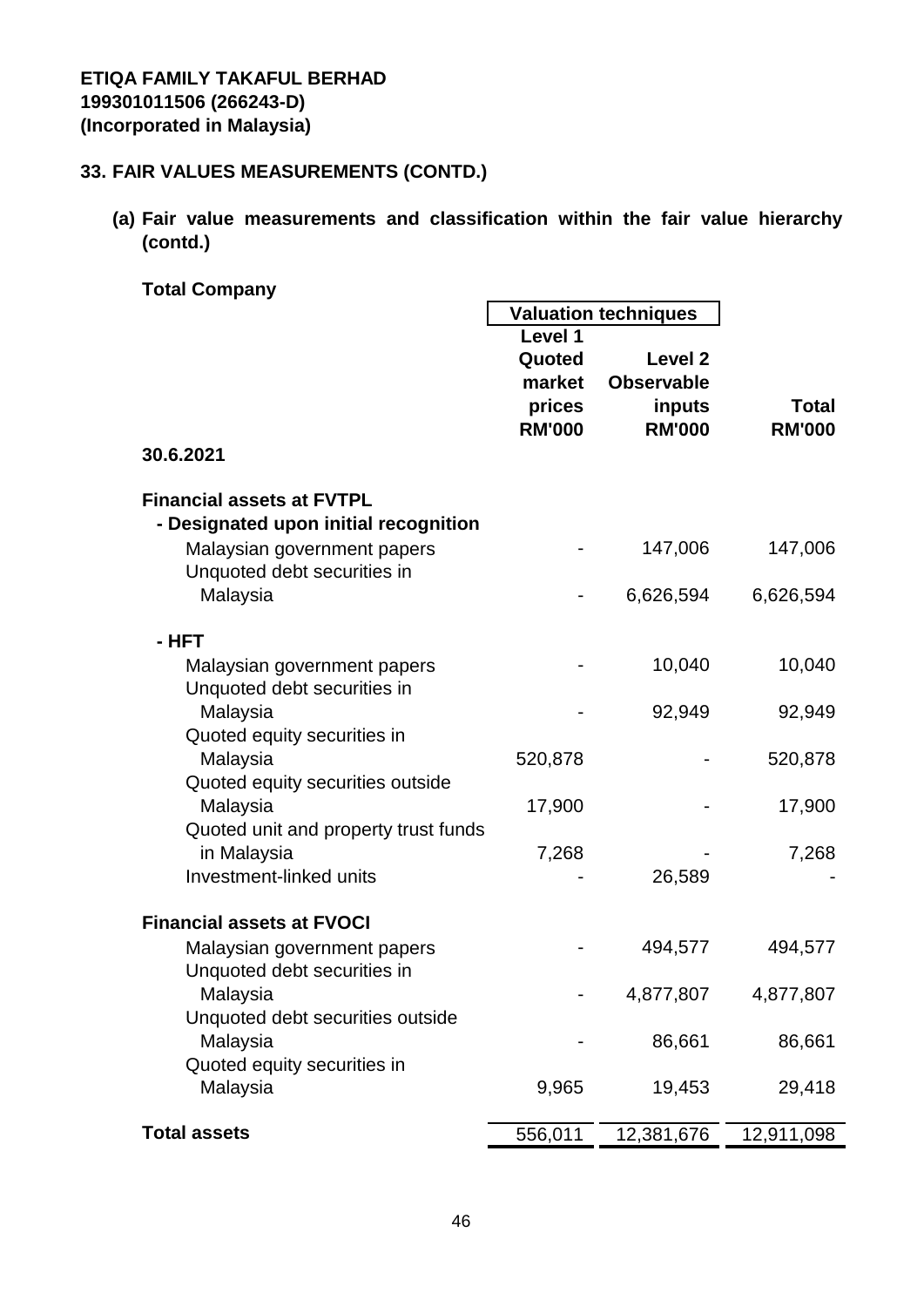**ETIQA FAMILY TAKAFUL BERHAD**
**199301011506 (266243-D)**
**(Incorporated in Malaysia)**

## 33. FAIR VALUES MEASUREMENTS (CONTD.)

### (a) Fair value measurements and classification within the fair value hierarchy (contd.)

**Total Company**

| | Valuation techniques | | |
|---|---|---|---|
| | **Level 1 Quoted market prices RM'000** | **Level 2 Observable inputs RM'000** | **Total RM'000** |
| **30.6.2021** | | | |
| **Financial assets at FVTPL** | | | |
| **- Designated upon initial recognition** | | | |
| Malaysian government papers | - | 147,006 | 147,006 |
| Unquoted debt securities in Malaysia | - | 6,626,594 | 6,626,594 |
| **- HFT** | | | |
| Malaysian government papers | - | 10,040 | 10,040 |
| Unquoted debt securities in Malaysia | - | 92,949 | 92,949 |
| Quoted equity securities in Malaysia | 520,878 | - | 520,878 |
| Quoted equity securities outside Malaysia | 17,900 | - | 17,900 |
| Quoted unit and property trust funds in Malaysia | 7,268 | - | 7,268 |
| Investment-linked units | - | 26,589 | - |
| **Financial assets at FVOCI** | | | |
| Malaysian government papers | - | 494,577 | 494,577 |
| Unquoted debt securities in Malaysia | - | 4,877,807 | 4,877,807 |
| Unquoted debt securities outside Malaysia | - | 86,661 | 86,661 |
| Quoted equity securities in Malaysia | 9,965 | 19,453 | 29,418 |
| **Total assets** | 556,011 | 12,381,676 | 12,911,098 |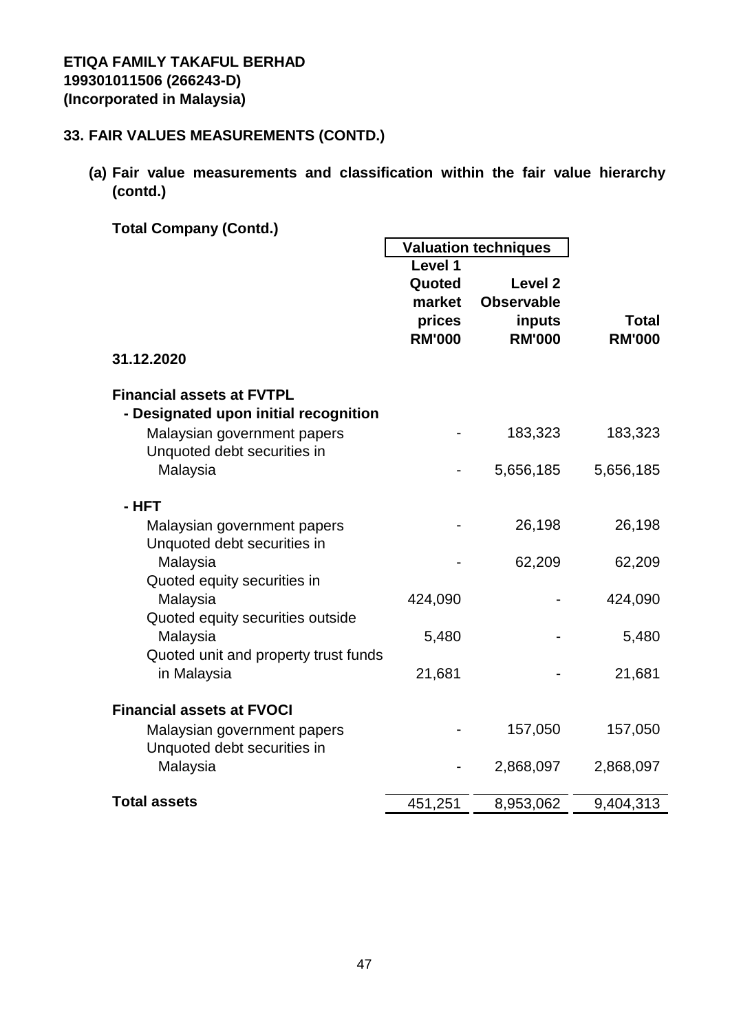**ETIQA FAMILY TAKAFUL BERHAD**
**199301011506 (266243-D)**
**(Incorporated in Malaysia)**

## 33. FAIR VALUES MEASUREMENTS (CONTD.)

### (a) Fair value measurements and classification within the fair value hierarchy (contd.)

**Total Company (Contd.)**

| | Valuation techniques | | |
|---|---|---|---|
| | **Level 1 Quoted market prices RM'000** | **Level 2 Observable inputs RM'000** | **Total RM'000** |
| **31.12.2020** | | | |
| **Financial assets at FVTPL** | | | |
| **- Designated upon initial recognition** | | | |
| Malaysian government papers | - | 183,323 | 183,323 |
| Unquoted debt securities in Malaysia | - | 5,656,185 | 5,656,185 |
| **- HFT** | | | |
| Malaysian government papers | - | 26,198 | 26,198 |
| Unquoted debt securities in Malaysia | - | 62,209 | 62,209 |
| Quoted equity securities in Malaysia | 424,090 | - | 424,090 |
| Quoted equity securities outside Malaysia | 5,480 | - | 5,480 |
| Quoted unit and property trust funds in Malaysia | 21,681 | - | 21,681 |
| **Financial assets at FVOCI** | | | |
| Malaysian government papers | - | 157,050 | 157,050 |
| Unquoted debt securities in Malaysia | - | 2,868,097 | 2,868,097 |
| **Total assets** | 451,251 | 8,953,062 | 9,404,313 |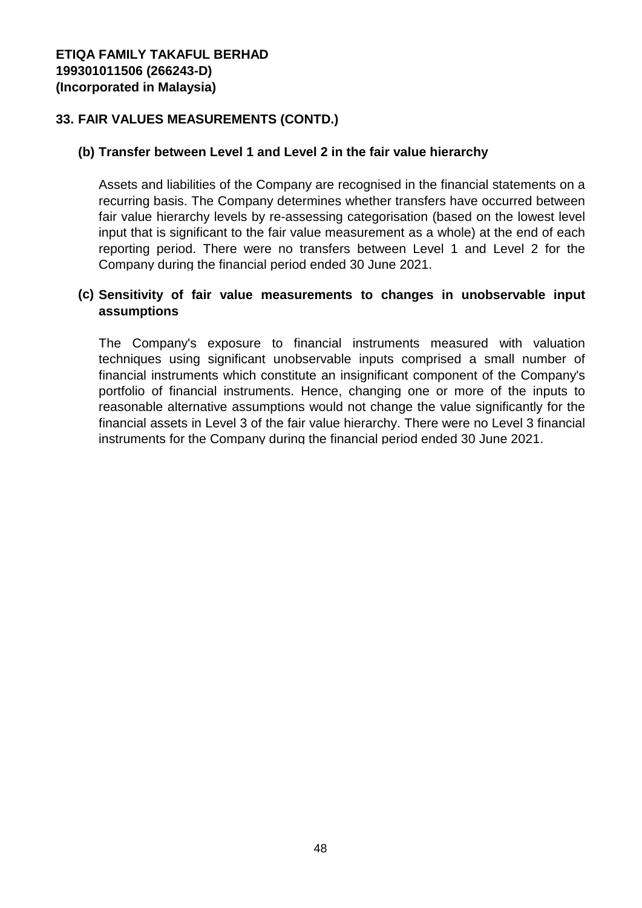**ETIQA FAMILY TAKAFUL BERHAD**
**199301011506 (266243-D)**
**(Incorporated in Malaysia)**

## 33. FAIR VALUES MEASUREMENTS (CONTD.)

### (b) Transfer between Level 1 and Level 2 in the fair value hierarchy

Assets and liabilities of the Company are recognised in the financial statements on a recurring basis. The Company determines whether transfers have occurred between fair value hierarchy levels by re-assessing categorisation (based on the lowest level input that is significant to the fair value measurement as a whole) at the end of each reporting period. There were no transfers between Level 1 and Level 2 for the Company during the financial period ended 30 June 2021.

### (c) Sensitivity of fair value measurements to changes in unobservable input assumptions

The Company's exposure to financial instruments measured with valuation techniques using significant unobservable inputs comprised a small number of financial instruments which constitute an insignificant component of the Company's portfolio of financial instruments. Hence, changing one or more of the inputs to reasonable alternative assumptions would not change the value significantly for the financial assets in Level 3 of the fair value hierarchy. There were no Level 3 financial instruments for the Company during the financial period ended 30 June 2021.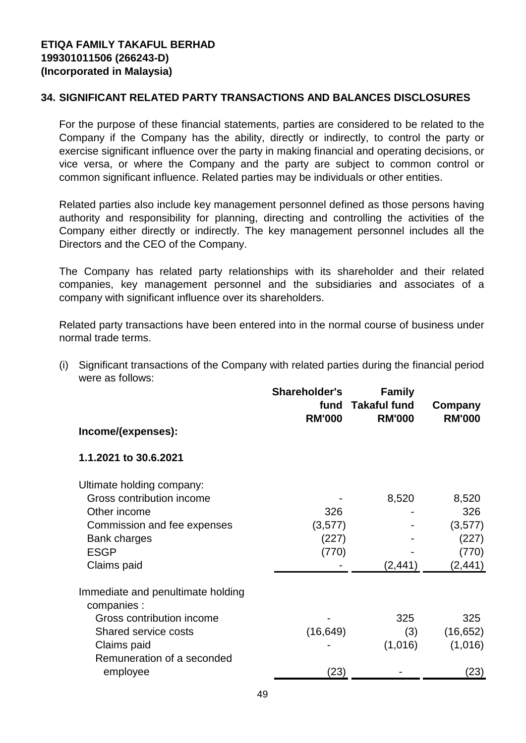**ETIQA FAMILY TAKAFUL BERHAD**
**199301011506 (266243-D)**
**(Incorporated in Malaysia)**

## 34. SIGNIFICANT RELATED PARTY TRANSACTIONS AND BALANCES DISCLOSURES

For the purpose of these financial statements, parties are considered to be related to the Company if the Company has the ability, directly or indirectly, to control the party or exercise significant influence over the party in making financial and operating decisions, or vice versa, or where the Company and the party are subject to common control or common significant influence. Related parties may be individuals or other entities.

Related parties also include key management personnel defined as those persons having authority and responsibility for planning, directing and controlling the activities of the Company either directly or indirectly. The key management personnel includes all the Directors and the CEO of the Company.

The Company has related party relationships with its shareholder and their related companies, key management personnel and the subsidiaries and associates of a company with significant influence over its shareholders.

Related party transactions have been entered into in the normal course of business under normal trade terms.

(i) Significant transactions of the Company with related parties during the financial period were as follows:

| | Shareholder's fund RM'000 | Family Takaful fund RM'000 | Company RM'000 |
|---|---|---|---|
| **Income/(expenses):** | | | |
| **1.1.2021 to 30.6.2021** | | | |
| Ultimate holding company: | | | |
| Gross contribution income | - | 8,520 | 8,520 |
| Other income | 326 | - | 326 |
| Commission and fee expenses | (3,577) | - | (3,577) |
| Bank charges | (227) | - | (227) |
| ESGP | (770) | - | (770) |
| Claims paid | - | (2,441) | (2,441) |
| Immediate and penultimate holding companies : | | | |
| Gross contribution income | - | 325 | 325 |
| Shared service costs | (16,649) | (3) | (16,652) |
| Claims paid | - | (1,016) | (1,016) |
| Remuneration of a seconded employee | (23) | - | (23) |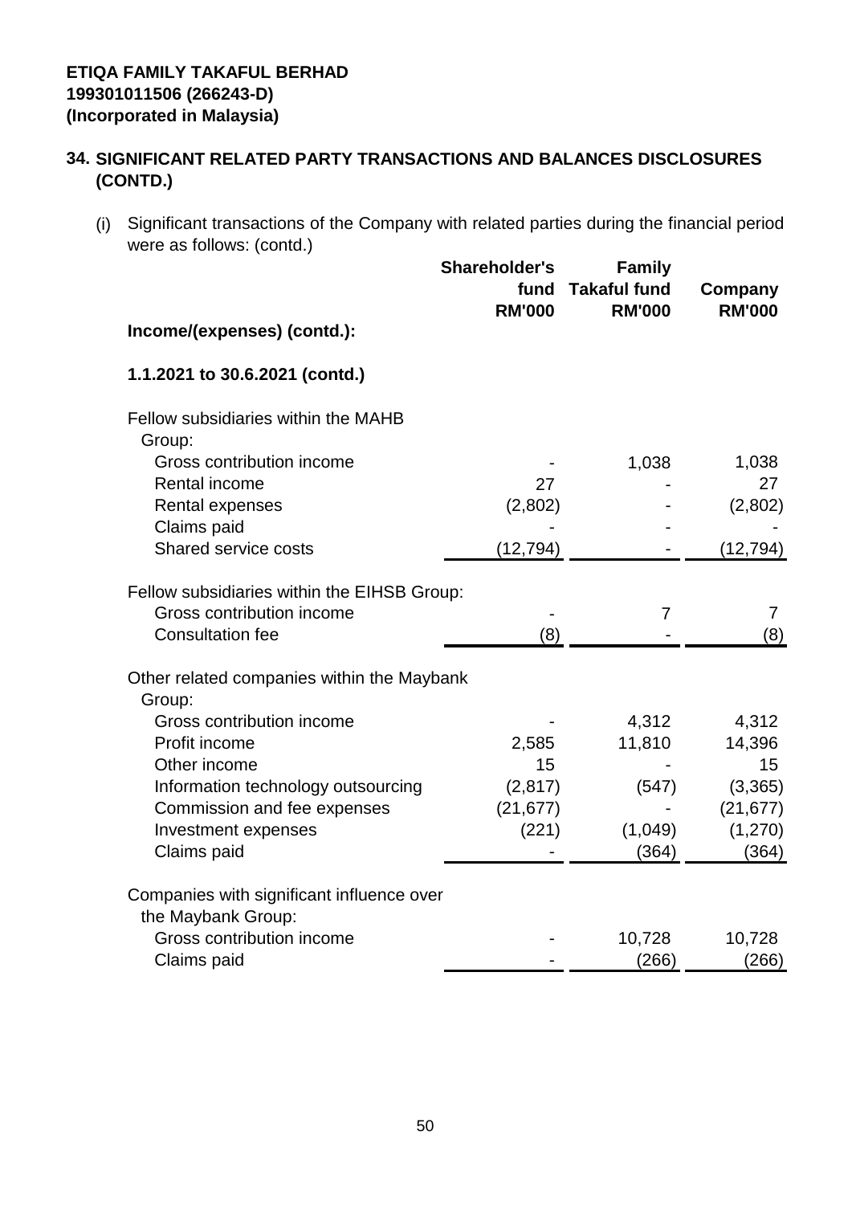**ETIQA FAMILY TAKAFUL BERHAD**
**199301011506 (266243-D)**
**(Incorporated in Malaysia)**

## 34. SIGNIFICANT RELATED PARTY TRANSACTIONS AND BALANCES DISCLOSURES (CONTD.)

(i) Significant transactions of the Company with related parties during the financial period were as follows: (contd.)

| | Shareholder's fund RM'000 | Family Takaful fund RM'000 | Company RM'000 |
|---|---|---|---|
| **Income/(expenses) (contd.):** | | | |
| **1.1.2021 to 30.6.2021 (contd.)** | | | |
| Fellow subsidiaries within the MAHB Group: | | | |
| Gross contribution income | - | 1,038 | 1,038 |
| Rental income | 27 | - | 27 |
| Rental expenses | (2,802) | - | (2,802) |
| Claims paid | - | - | - |
| Shared service costs | (12,794) | - | (12,794) |
| Fellow subsidiaries within the EIHSB Group: | | | |
| Gross contribution income | - | 7 | 7 |
| Consultation fee | (8) | - | (8) |
| Other related companies within the Maybank Group: | | | |
| Gross contribution income | - | 4,312 | 4,312 |
| Profit income | 2,585 | 11,810 | 14,396 |
| Other income | 15 | - | 15 |
| Information technology outsourcing | (2,817) | (547) | (3,365) |
| Commission and fee expenses | (21,677) | - | (21,677) |
| Investment expenses | (221) | (1,049) | (1,270) |
| Claims paid | - | (364) | (364) |
| Companies with significant influence over the Maybank Group: | | | |
| Gross contribution income | - | 10,728 | 10,728 |
| Claims paid | - | (266) | (266) |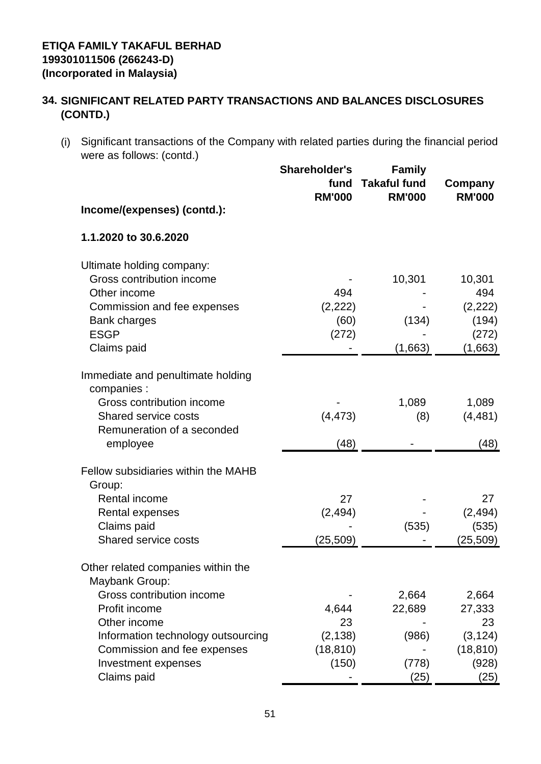**ETIQA FAMILY TAKAFUL BERHAD**
**199301011506 (266243-D)**
**(Incorporated in Malaysia)**

## 34. SIGNIFICANT RELATED PARTY TRANSACTIONS AND BALANCES DISCLOSURES (CONTD.)

(i) Significant transactions of the Company with related parties during the financial period were as follows: (contd.)

| | Shareholder's fund RM'000 | Family Takaful fund RM'000 | Company RM'000 |
|---|---|---|---|
| **Income/(expenses) (contd.):** | | | |
| **1.1.2020 to 30.6.2020** | | | |
| Ultimate holding company: | | | |
| Gross contribution income | - | 10,301 | 10,301 |
| Other income | 494 | - | 494 |
| Commission and fee expenses | (2,222) | - | (2,222) |
| Bank charges | (60) | (134) | (194) |
| ESGP | (272) | - | (272) |
| Claims paid | - | (1,663) | (1,663) |
| Immediate and penultimate holding companies : | | | |
| Gross contribution income | - | 1,089 | 1,089 |
| Shared service costs | (4,473) | (8) | (4,481) |
| Remuneration of a seconded employee | (48) | - | (48) |
| Fellow subsidiaries within the MAHB Group: | | | |
| Rental income | 27 | - | 27 |
| Rental expenses | (2,494) | - | (2,494) |
| Claims paid | - | (535) | (535) |
| Shared service costs | (25,509) | - | (25,509) |
| Other related companies within the Maybank Group: | | | |
| Gross contribution income | - | 2,664 | 2,664 |
| Profit income | 4,644 | 22,689 | 27,333 |
| Other income | 23 | - | 23 |
| Information technology outsourcing | (2,138) | (986) | (3,124) |
| Commission and fee expenses | (18,810) | - | (18,810) |
| Investment expenses | (150) | (778) | (928) |
| Claims paid | - | (25) | (25) |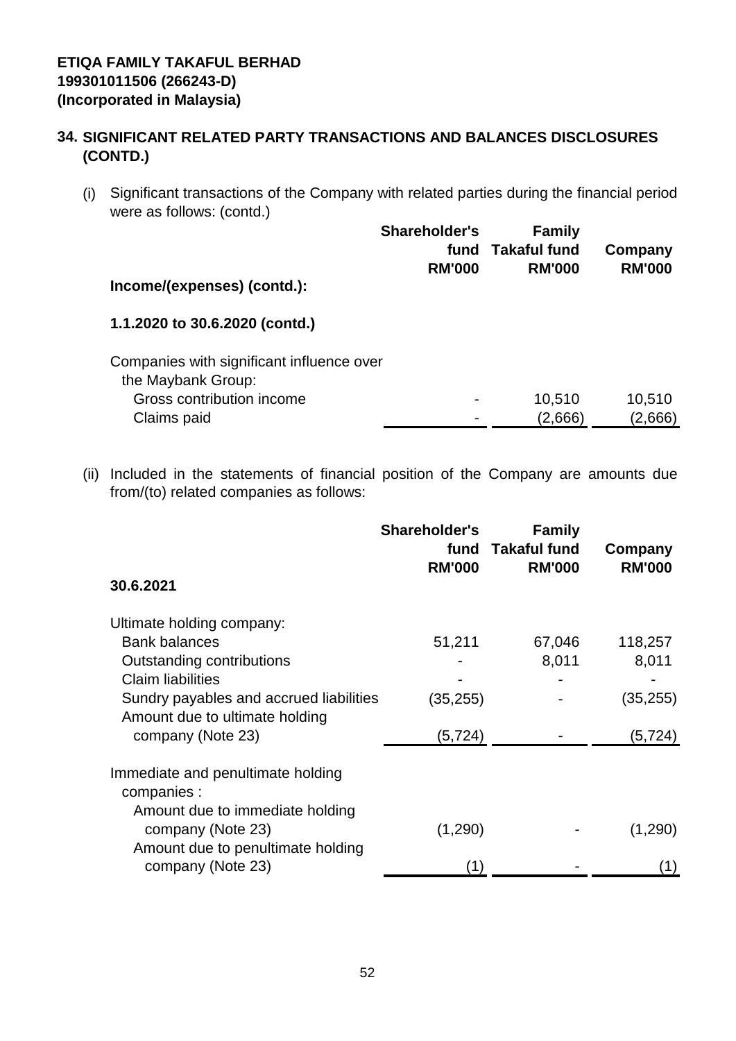**ETIQA FAMILY TAKAFUL BERHAD**
**199301011506 (266243-D)**
**(Incorporated in Malaysia)**

## 34. SIGNIFICANT RELATED PARTY TRANSACTIONS AND BALANCES DISCLOSURES (CONTD.)

(i) Significant transactions of the Company with related parties during the financial period were as follows: (contd.)

| | Shareholder's fund RM'000 | Family Takaful fund RM'000 | Company RM'000 |
|---|---|---|---|
| **Income/(expenses) (contd.):** | | | |
| **1.1.2020 to 30.6.2020 (contd.)** | | | |
| Companies with significant influence over the Maybank Group: | | | |
| Gross contribution income | - | 10,510 | 10,510 |
| Claims paid | - | (2,666) | (2,666) |

(ii) Included in the statements of financial position of the Company are amounts due from/(to) related companies as follows:

| | Shareholder's fund RM'000 | Family Takaful fund RM'000 | Company RM'000 |
|---|---|---|---|
| **30.6.2021** | | | |
| Ultimate holding company: | | | |
| Bank balances | 51,211 | 67,046 | 118,257 |
| Outstanding contributions | - | 8,011 | 8,011 |
| Claim liabilities | - | - | - |
| Sundry payables and accrued liabilities | (35,255) | - | (35,255) |
| Amount due to ultimate holding company (Note 23) | (5,724) | - | (5,724) |
| Immediate and penultimate holding companies : | | | |
| Amount due to immediate holding company (Note 23) | (1,290) | - | (1,290) |
| Amount due to penultimate holding company (Note 23) | (1) | - | (1) |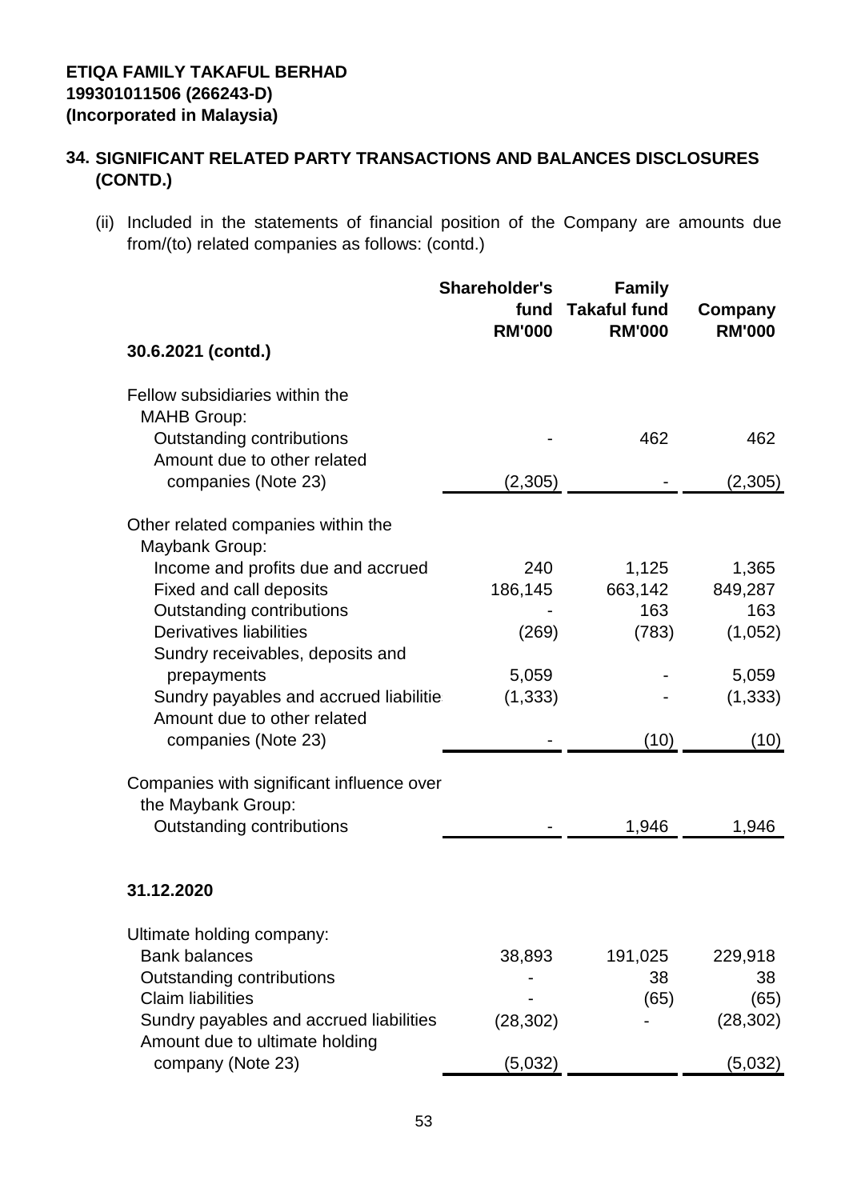**ETIQA FAMILY TAKAFUL BERHAD**
**199301011506 (266243-D)**
**(Incorporated in Malaysia)**

## 34. SIGNIFICANT RELATED PARTY TRANSACTIONS AND BALANCES DISCLOSURES (CONTD.)

(ii) Included in the statements of financial position of the Company are amounts due from/(to) related companies as follows: (contd.)

| | Shareholder's fund RM'000 | Family Takaful fund RM'000 | Company RM'000 |
|---|---|---|---|
| **30.6.2021 (contd.)** | | | |
| Fellow subsidiaries within the MAHB Group: | | | |
| Outstanding contributions | - | 462 | 462 |
| Amount due to other related companies (Note 23) | (2,305) | - | (2,305) |
| Other related companies within the Maybank Group: | | | |
| Income and profits due and accrued | 240 | 1,125 | 1,365 |
| Fixed and call deposits | 186,145 | 663,142 | 849,287 |
| Outstanding contributions | - | 163 | 163 |
| Derivatives liabilities | (269) | (783) | (1,052) |
| Sundry receivables, deposits and prepayments | 5,059 | - | 5,059 |
| Sundry payables and accrued liabilitie | (1,333) | - | (1,333) |
| Amount due to other related companies (Note 23) | - | (10) | (10) |
| Companies with significant influence over the Maybank Group: | | | |
| Outstanding contributions | - | 1,946 | 1,946 |
| **31.12.2020** | | | |
| Ultimate holding company: | | | |
| Bank balances | 38,893 | 191,025 | 229,918 |
| Outstanding contributions | - | 38 | 38 |
| Claim liabilities | - | (65) | (65) |
| Sundry payables and accrued liabilities | (28,302) | - | (28,302) |
| Amount due to ultimate holding company (Note 23) | (5,032) | | (5,032) |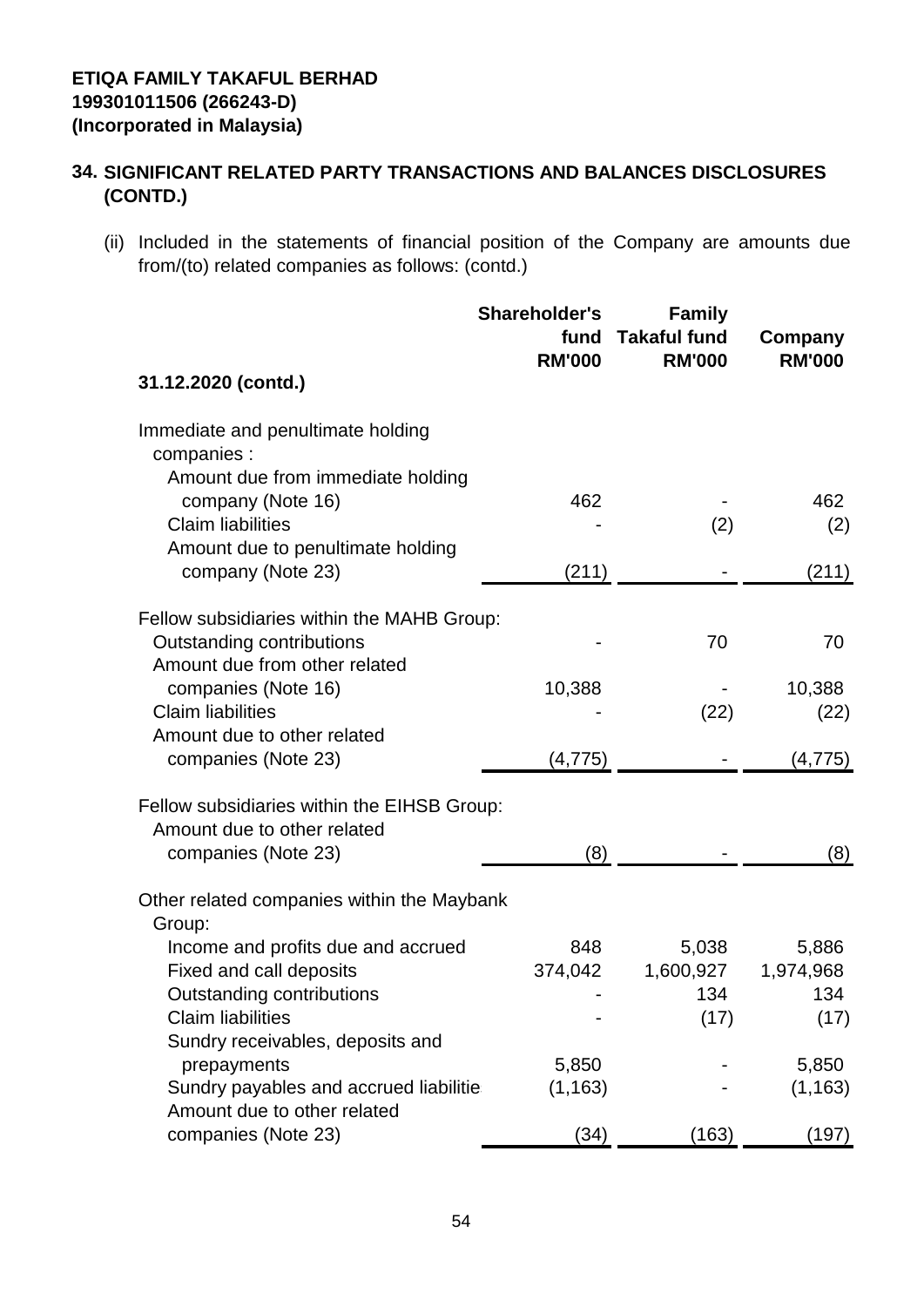**ETIQA FAMILY TAKAFUL BERHAD**
**199301011506 (266243-D)**
**(Incorporated in Malaysia)**

## 34. SIGNIFICANT RELATED PARTY TRANSACTIONS AND BALANCES DISCLOSURES (CONTD.)

(ii) Included in the statements of financial position of the Company are amounts due from/(to) related companies as follows: (contd.)

| | Shareholder's fund RM'000 | Family Takaful fund RM'000 | Company RM'000 |
|---|---|---|---|
| **31.12.2020 (contd.)** | | | |
| Immediate and penultimate holding companies : | | | |
| Amount due from immediate holding company (Note 16) | 462 | - | 462 |
| Claim liabilities | - | (2) | (2) |
| Amount due to penultimate holding company (Note 23) | (211) | - | (211) |
| Fellow subsidiaries within the MAHB Group: | | | |
| Outstanding contributions | - | 70 | 70 |
| Amount due from other related companies (Note 16) | 10,388 | - | 10,388 |
| Claim liabilities | - | (22) | (22) |
| Amount due to other related companies (Note 23) | (4,775) | - | (4,775) |
| Fellow subsidiaries within the EIHSB Group: | | | |
| Amount due to other related companies (Note 23) | (8) | - | (8) |
| Other related companies within the Maybank Group: | | | |
| Income and profits due and accrued | 848 | 5,038 | 5,886 |
| Fixed and call deposits | 374,042 | 1,600,927 | 1,974,968 |
| Outstanding contributions | - | 134 | 134 |
| Claim liabilities | - | (17) | (17) |
| Sundry receivables, deposits and prepayments | 5,850 | - | 5,850 |
| Sundry payables and accrued liabilitie | (1,163) | - | (1,163) |
| Amount due to other related companies (Note 23) | (34) | (163) | (197) |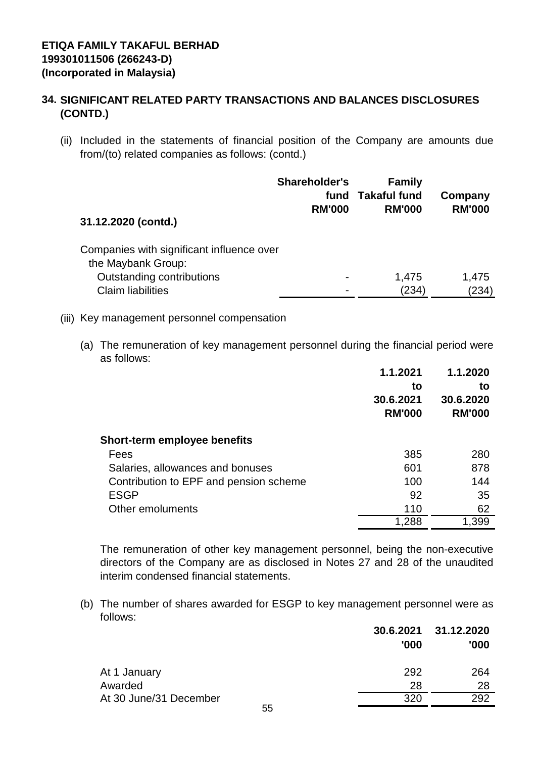**ETIQA FAMILY TAKAFUL BERHAD**
**199301011506 (266243-D)**
**(Incorporated in Malaysia)**

## 34. SIGNIFICANT RELATED PARTY TRANSACTIONS AND BALANCES DISCLOSURES (CONTD.)

(ii) Included in the statements of financial position of the Company are amounts due from/(to) related companies as follows: (contd.)

| | Shareholder's fund RM'000 | Family Takaful fund RM'000 | Company RM'000 |
|---|---|---|---|
| **31.12.2020 (contd.)** | | | |
| Companies with significant influence over the Maybank Group: | | | |
| Outstanding contributions | - | 1,475 | 1,475 |
| Claim liabilities | - | (234) | (234) |

(iii) Key management personnel compensation

(a) The remuneration of key management personnel during the financial period were as follows:

| | 1.1.2021 to 30.6.2021 RM'000 | 1.1.2020 to 30.6.2020 RM'000 |
|---|---|---|
| **Short-term employee benefits** | | |
| Fees | 385 | 280 |
| Salaries, allowances and bonuses | 601 | 878 |
| Contribution to EPF and pension scheme | 100 | 144 |
| ESGP | 92 | 35 |
| Other emoluments | 110 | 62 |
| | 1,288 | 1,399 |

The remuneration of other key management personnel, being the non-executive directors of the Company are as disclosed in Notes 27 and 28 of the unaudited interim condensed financial statements.

(b) The number of shares awarded for ESGP to key management personnel were as follows:

| | 30.6.2021 '000 | 31.12.2020 '000 |
|---|---|---|
| At 1 January | 292 | 264 |
| Awarded | 28 | 28 |
| At 30 June/31 December | 320 | 292 |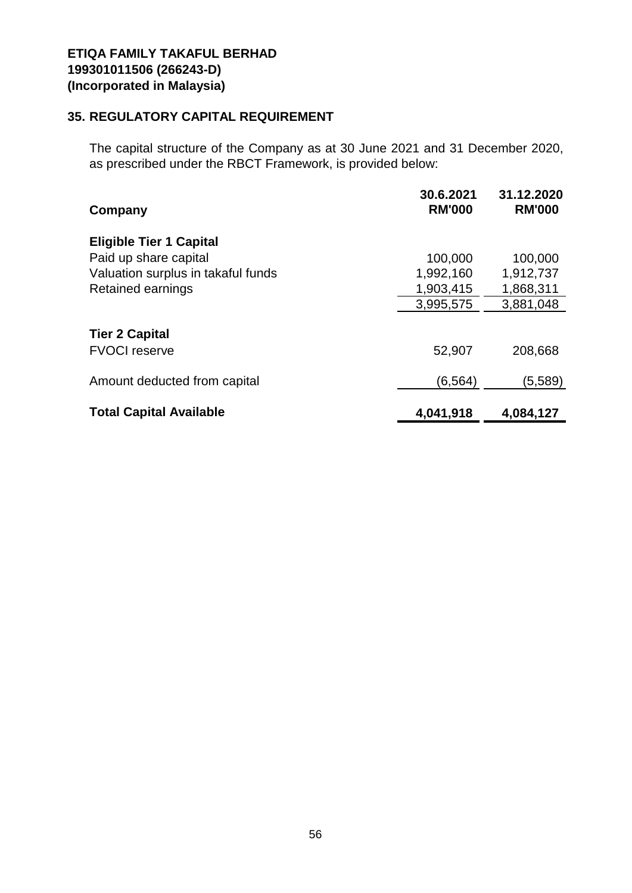**ETIQA FAMILY TAKAFUL BERHAD**
**199301011506 (266243-D)**
**(Incorporated in Malaysia)**

## 35. REGULATORY CAPITAL REQUIREMENT

The capital structure of the Company as at 30 June 2021 and 31 December 2020, as prescribed under the RBCT Framework, is provided below:

| Company | 30.6.2021 RM'000 | 31.12.2020 RM'000 |
|---|---|---|
| **Eligible Tier 1 Capital** | | |
| Paid up share capital | 100,000 | 100,000 |
| Valuation surplus in takaful funds | 1,992,160 | 1,912,737 |
| Retained earnings | 1,903,415 | 1,868,311 |
| | 3,995,575 | 3,881,048 |
| **Tier 2 Capital** | | |
| FVOCI reserve | 52,907 | 208,668 |
| Amount deducted from capital | (6,564) | (5,589) |
| **Total Capital Available** | **4,041,918** | **4,084,127** |